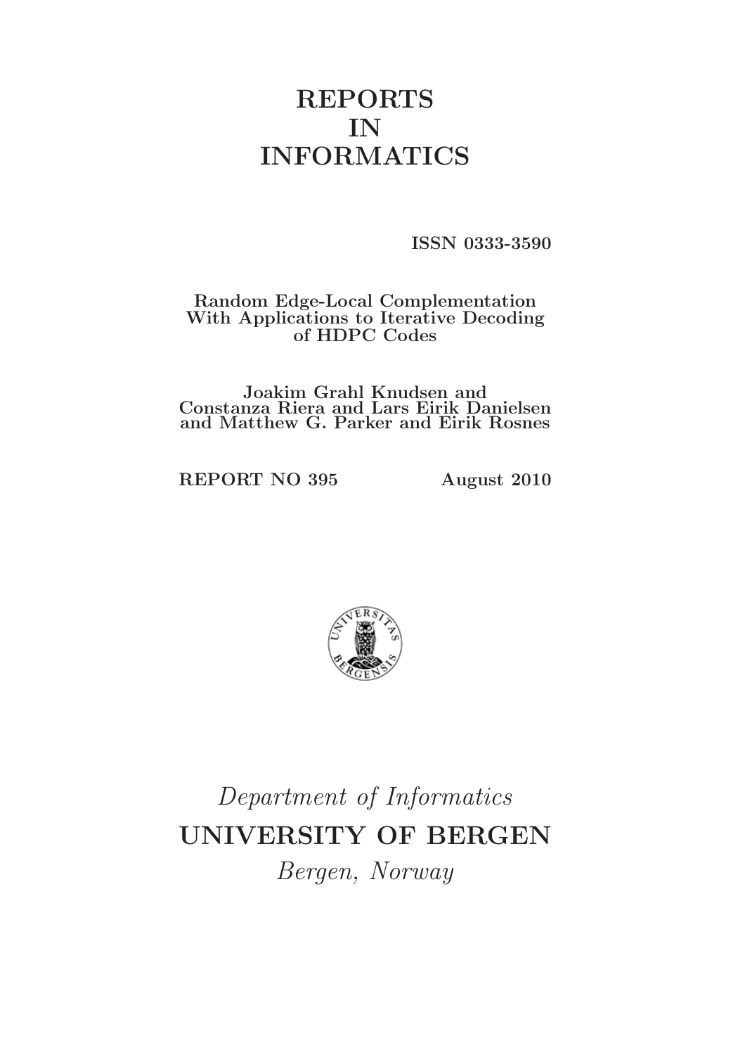# REPORTS IN INFORMATICS

**ISSN 0333-3590**

**Random Edge-Local Complementation With Applications to Iterative Decoding of HDPC Codes**

**Joakim Grahl Knudsen and Constanza Riera and Lars Eirik Danielsen and Matthew G. Parker and Eirik Rosnes**

**REPORT NO 395** **August 2010**

*Department of Informatics*

**UNIVERSITY OF BERGEN**

*Bergen, Norway*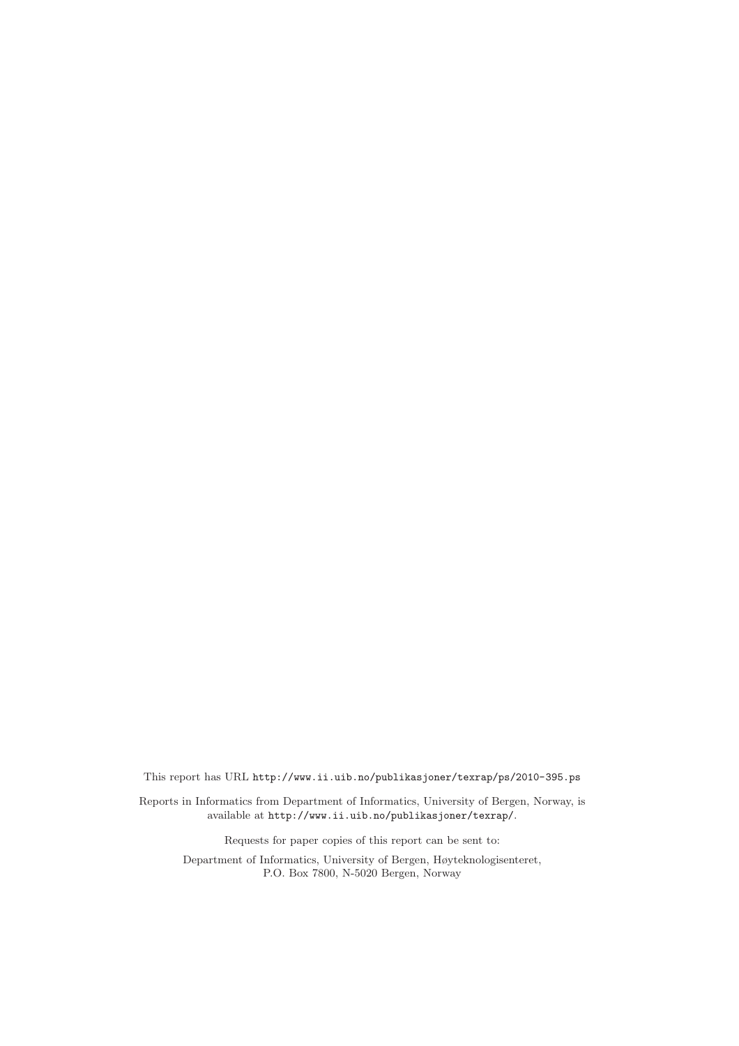This report has URL `http://www.ii.uib.no/publikasjoner/texrap/ps/2010-395.ps`

Reports in Informatics from Department of Informatics, University of Bergen, Norway, is available at `http://www.ii.uib.no/publikasjoner/texrap/`.

Requests for paper copies of this report can be sent to:

Department of Informatics, University of Bergen, Høyteknologisenteret,
P.O. Box 7800, N-5020 Bergen, Norway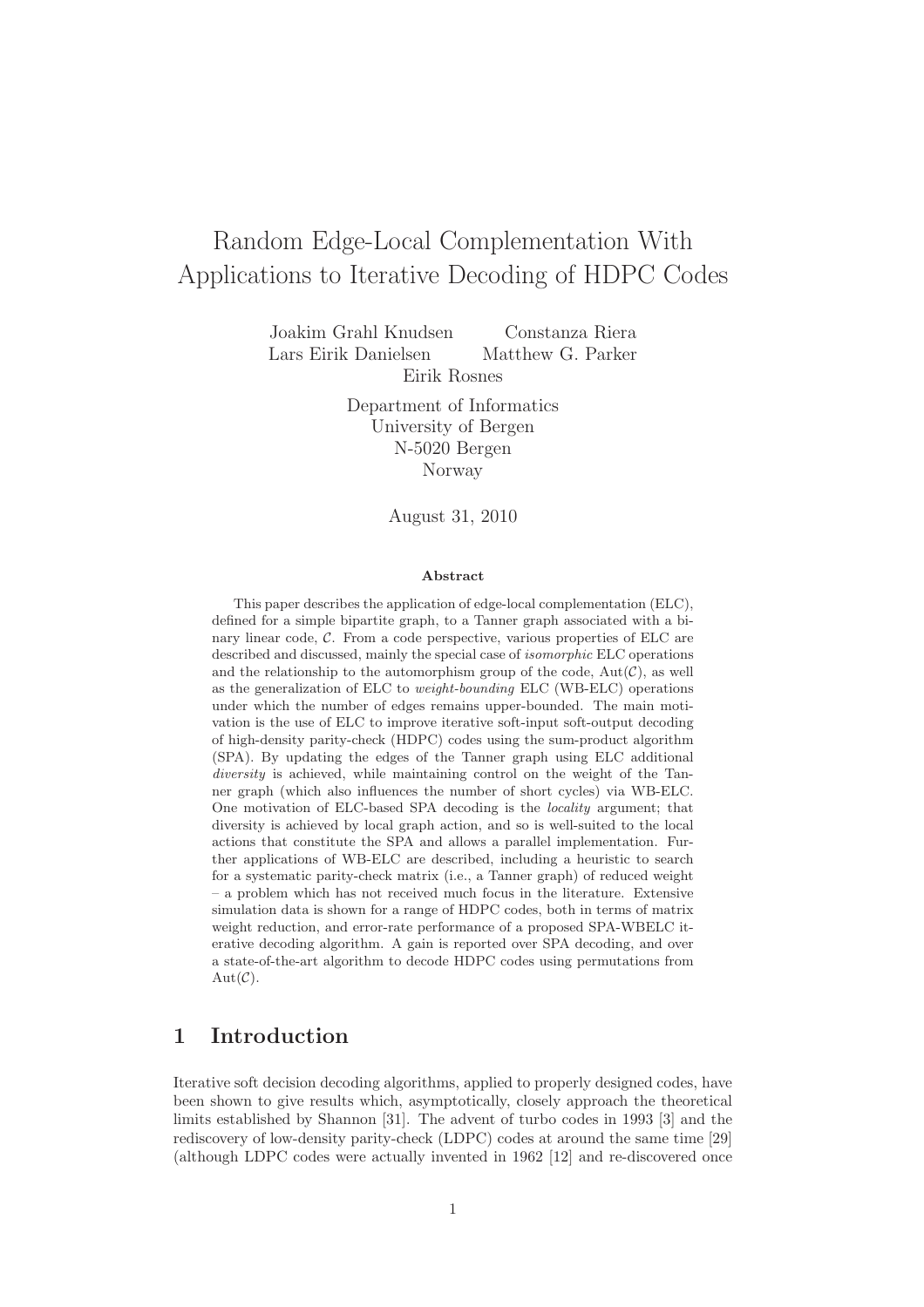# Random Edge-Local Complementation With Applications to Iterative Decoding of HDPC Codes

Joakim Grahl Knudsen   Constanza Riera
Lars Eirik Danielsen   Matthew G. Parker
Eirik Rosnes

Department of Informatics
University of Bergen
N-5020 Bergen
Norway

August 31, 2010

### Abstract

This paper describes the application of edge-local complementation (ELC), defined for a simple bipartite graph, to a Tanner graph associated with a binary linear code, $\mathcal{C}$. From a code perspective, various properties of ELC are described and discussed, mainly the special case of *isomorphic* ELC operations and the relationship to the automorphism group of the code, $\mathrm{Aut}(\mathcal{C})$, as well as the generalization of ELC to *weight-bounding* ELC (WB-ELC) operations under which the number of edges remains upper-bounded. The main motivation is the use of ELC to improve iterative soft-input soft-output decoding of high-density parity-check (HDPC) codes using the sum-product algorithm (SPA). By updating the edges of the Tanner graph using ELC additional *diversity* is achieved, while maintaining control on the weight of the Tanner graph (which also influences the number of short cycles) via WB-ELC. One motivation of ELC-based SPA decoding is the *locality* argument; that diversity is achieved by local graph action, and so is well-suited to the local actions that constitute the SPA and allows a parallel implementation. Further applications of WB-ELC are described, including a heuristic to search for a systematic parity-check matrix (i.e., a Tanner graph) of reduced weight – a problem which has not received much focus in the literature. Extensive simulation data is shown for a range of HDPC codes, both in terms of matrix weight reduction, and error-rate performance of a proposed SPA-WBELC iterative decoding algorithm. A gain is reported over SPA decoding, and over a state-of-the-art algorithm to decode HDPC codes using permutations from $\mathrm{Aut}(\mathcal{C})$.

## 1 Introduction

Iterative soft decision decoding algorithms, applied to properly designed codes, have been shown to give results which, asymptotically, closely approach the theoretical limits established by Shannon [31]. The advent of turbo codes in 1993 [3] and the rediscovery of low-density parity-check (LDPC) codes at around the same time [29] (although LDPC codes were actually invented in 1962 [12] and re-discovered once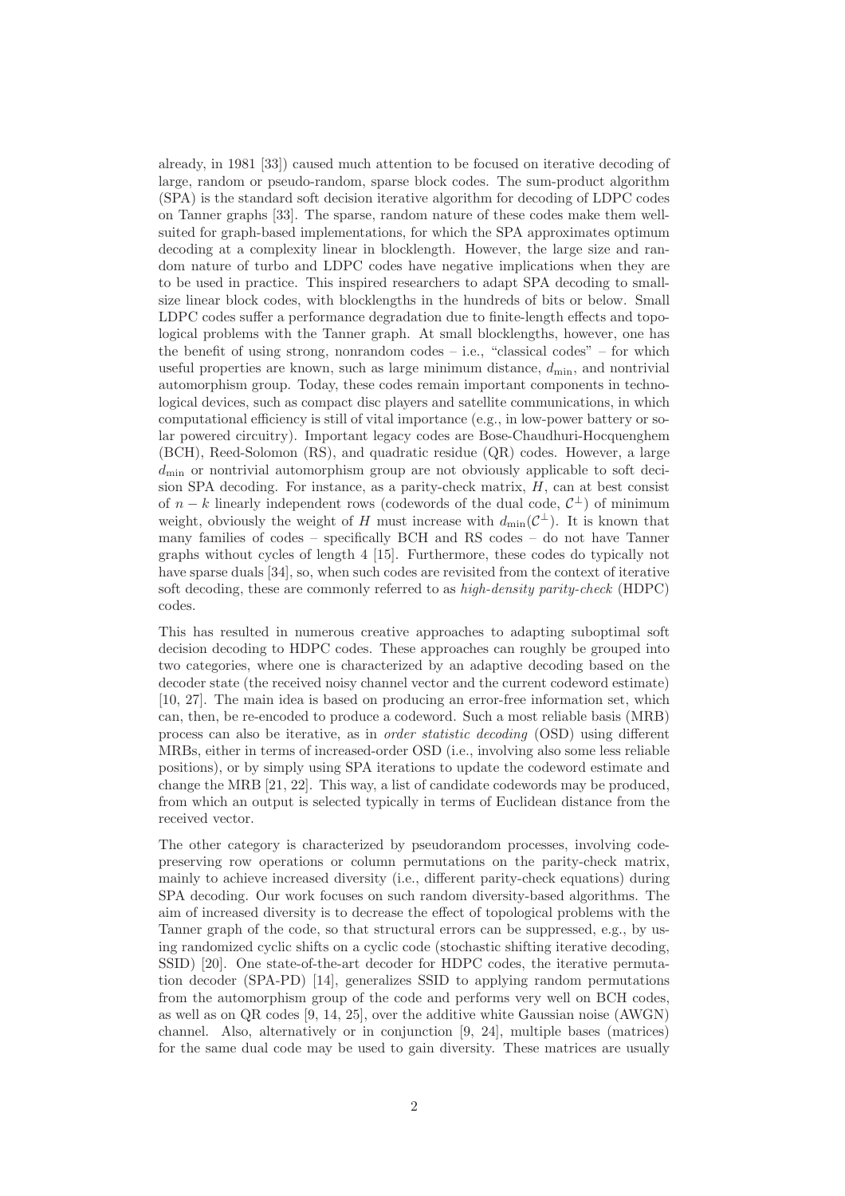already, in 1981 [33]) caused much attention to be focused on iterative decoding of large, random or pseudo-random, sparse block codes. The sum-product algorithm (SPA) is the standard soft decision iterative algorithm for decoding of LDPC codes on Tanner graphs [33]. The sparse, random nature of these codes make them well-suited for graph-based implementations, for which the SPA approximates optimum decoding at a complexity linear in blocklength. However, the large size and random nature of turbo and LDPC codes have negative implications when they are to be used in practice. This inspired researchers to adapt SPA decoding to small-size linear block codes, with blocklengths in the hundreds of bits or below. Small LDPC codes suffer a performance degradation due to finite-length effects and topological problems with the Tanner graph. At small blocklengths, however, one has the benefit of using strong, nonrandom codes – i.e., "classical codes" – for which useful properties are known, such as large minimum distance, $d_{\min}$, and nontrivial automorphism group. Today, these codes remain important components in technological devices, such as compact disc players and satellite communications, in which computational efficiency is still of vital importance (e.g., in low-power battery or solar powered circuitry). Important legacy codes are Bose-Chaudhuri-Hocquenghem (BCH), Reed-Solomon (RS), and quadratic residue (QR) codes. However, a large $d_{\min}$ or nontrivial automorphism group are not obviously applicable to soft decision SPA decoding. For instance, as a parity-check matrix, $H$, can at best consist of $n-k$ linearly independent rows (codewords of the dual code, $\mathcal{C}^{\perp}$) of minimum weight, obviously the weight of $H$ must increase with $d_{\min}(\mathcal{C}^{\perp})$. It is known that many families of codes – specifically BCH and RS codes – do not have Tanner graphs without cycles of length 4 [15]. Furthermore, these codes do typically not have sparse duals [34], so, when such codes are revisited from the context of iterative soft decoding, these are commonly referred to as *high-density parity-check* (HDPC) codes.

This has resulted in numerous creative approaches to adapting suboptimal soft decision decoding to HDPC codes. These approaches can roughly be grouped into two categories, where one is characterized by an adaptive decoding based on the decoder state (the received noisy channel vector and the current codeword estimate) [10, 27]. The main idea is based on producing an error-free information set, which can, then, be re-encoded to produce a codeword. Such a most reliable basis (MRB) process can also be iterative, as in *order statistic decoding* (OSD) using different MRBs, either in terms of increased-order OSD (i.e., involving also some less reliable positions), or by simply using SPA iterations to update the codeword estimate and change the MRB [21, 22]. This way, a list of candidate codewords may be produced, from which an output is selected typically in terms of Euclidean distance from the received vector.

The other category is characterized by pseudorandom processes, involving code-preserving row operations or column permutations on the parity-check matrix, mainly to achieve increased diversity (i.e., different parity-check equations) during SPA decoding. Our work focuses on such random diversity-based algorithms. The aim of increased diversity is to decrease the effect of topological problems with the Tanner graph of the code, so that structural errors can be suppressed, e.g., by using randomized cyclic shifts on a cyclic code (stochastic shifting iterative decoding, SSID) [20]. One state-of-the-art decoder for HDPC codes, the iterative permutation decoder (SPA-PD) [14], generalizes SSID to applying random permutations from the automorphism group of the code and performs very well on BCH codes, as well as on QR codes [9, 14, 25], over the additive white Gaussian noise (AWGN) channel. Also, alternatively or in conjunction [9, 24], multiple bases (matrices) for the same dual code may be used to gain diversity. These matrices are usually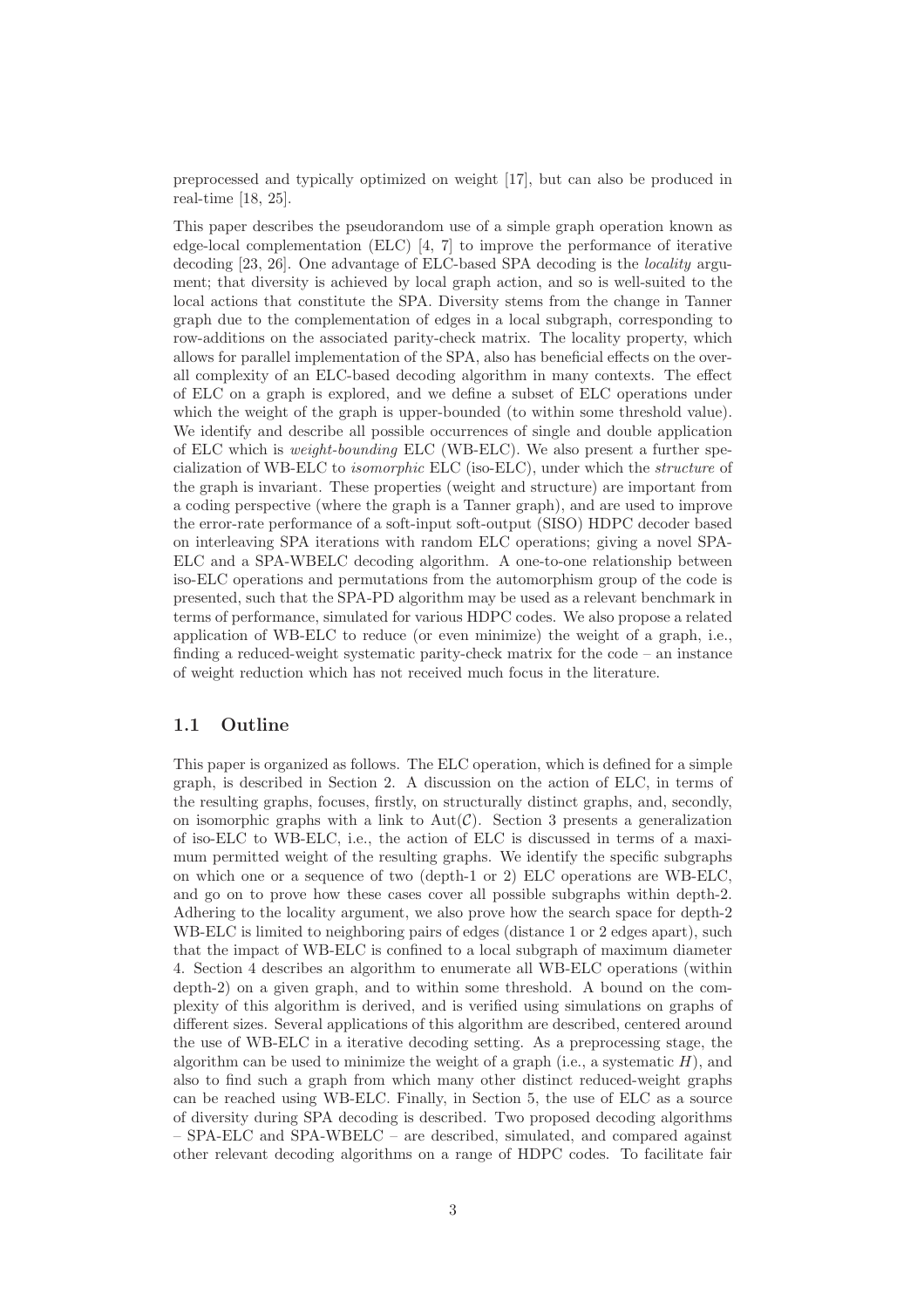preprocessed and typically optimized on weight [17], but can also be produced in real-time [18, 25].

This paper describes the pseudorandom use of a simple graph operation known as edge-local complementation (ELC) [4, 7] to improve the performance of iterative decoding [23, 26]. One advantage of ELC-based SPA decoding is the *locality* argument; that diversity is achieved by local graph action, and so is well-suited to the local actions that constitute the SPA. Diversity stems from the change in Tanner graph due to the complementation of edges in a local subgraph, corresponding to row-additions on the associated parity-check matrix. The locality property, which allows for parallel implementation of the SPA, also has beneficial effects on the overall complexity of an ELC-based decoding algorithm in many contexts. The effect of ELC on a graph is explored, and we define a subset of ELC operations under which the weight of the graph is upper-bounded (to within some threshold value). We identify and describe all possible occurrences of single and double application of ELC which is *weight-bounding* ELC (WB-ELC). We also present a further specialization of WB-ELC to *isomorphic* ELC (iso-ELC), under which the *structure* of the graph is invariant. These properties (weight and structure) are important from a coding perspective (where the graph is a Tanner graph), and are used to improve the error-rate performance of a soft-input soft-output (SISO) HDPC decoder based on interleaving SPA iterations with random ELC operations; giving a novel SPA-ELC and a SPA-WBELC decoding algorithm. A one-to-one relationship between iso-ELC operations and permutations from the automorphism group of the code is presented, such that the SPA-PD algorithm may be used as a relevant benchmark in terms of performance, simulated for various HDPC codes. We also propose a related application of WB-ELC to reduce (or even minimize) the weight of a graph, i.e., finding a reduced-weight systematic parity-check matrix for the code – an instance of weight reduction which has not received much focus in the literature.

## 1.1 Outline

This paper is organized as follows. The ELC operation, which is defined for a simple graph, is described in Section 2. A discussion on the action of ELC, in terms of the resulting graphs, focuses, firstly, on structurally distinct graphs, and, secondly, on isomorphic graphs with a link to $\mathrm{Aut}(\mathcal{C})$. Section 3 presents a generalization of iso-ELC to WB-ELC, i.e., the action of ELC is discussed in terms of a maximum permitted weight of the resulting graphs. We identify the specific subgraphs on which one or a sequence of two (depth-1 or 2) ELC operations are WB-ELC, and go on to prove how these cases cover all possible subgraphs within depth-2. Adhering to the locality argument, we also prove how the search space for depth-2 WB-ELC is limited to neighboring pairs of edges (distance 1 or 2 edges apart), such that the impact of WB-ELC is confined to a local subgraph of maximum diameter 4. Section 4 describes an algorithm to enumerate all WB-ELC operations (within depth-2) on a given graph, and to within some threshold. A bound on the complexity of this algorithm is derived, and is verified using simulations on graphs of different sizes. Several applications of this algorithm are described, centered around the use of WB-ELC in a iterative decoding setting. As a preprocessing stage, the algorithm can be used to minimize the weight of a graph (i.e., a systematic $H$), and also to find such a graph from which many other distinct reduced-weight graphs can be reached using WB-ELC. Finally, in Section 5, the use of ELC as a source of diversity during SPA decoding is described. Two proposed decoding algorithms – SPA-ELC and SPA-WBELC – are described, simulated, and compared against other relevant decoding algorithms on a range of HDPC codes. To facilitate fair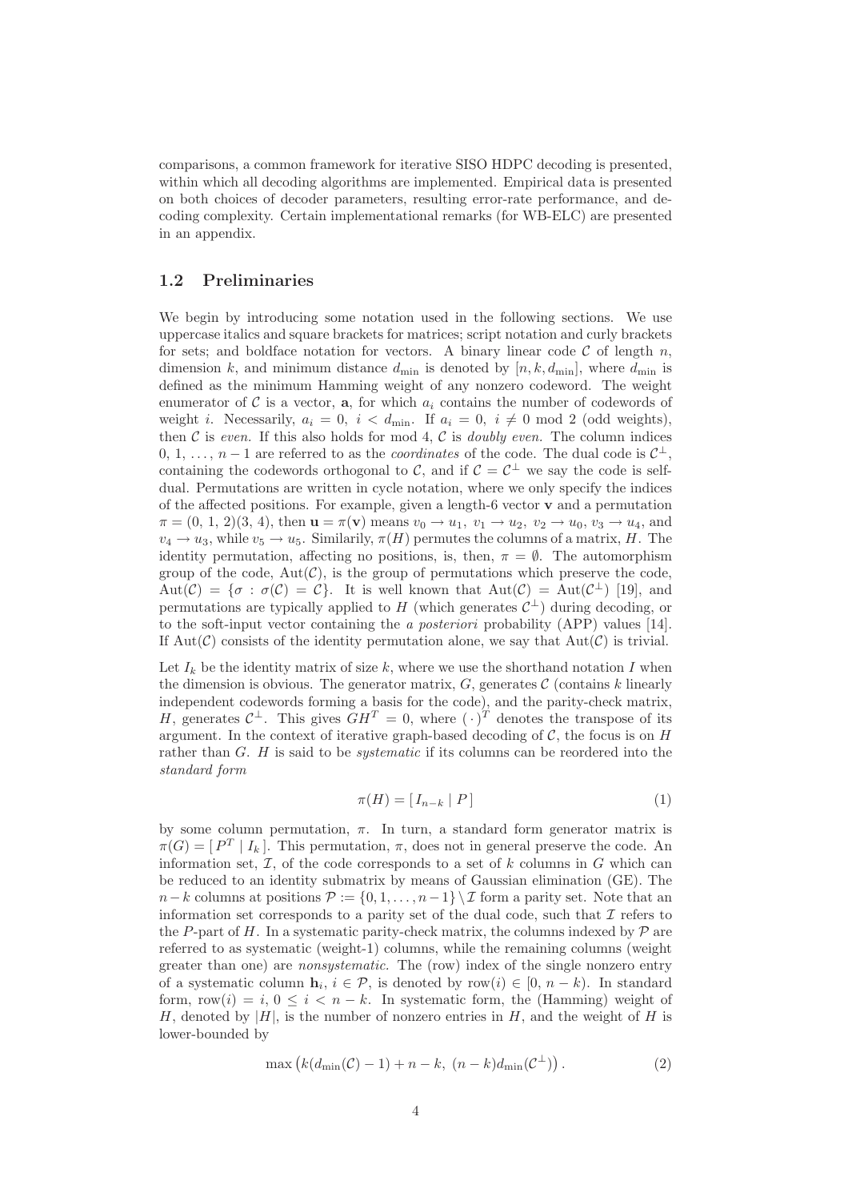comparisons, a common framework for iterative SISO HDPC decoding is presented, within which all decoding algorithms are implemented. Empirical data is presented on both choices of decoder parameters, resulting error-rate performance, and decoding complexity. Certain implementational remarks (for WB-ELC) are presented in an appendix.

## 1.2 Preliminaries

We begin by introducing some notation used in the following sections. We use uppercase italics and square brackets for matrices; script notation and curly brackets for sets; and boldface notation for vectors. A binary linear code $\mathcal{C}$ of length $n$, dimension $k$, and minimum distance $d_{\min}$ is denoted by $[n, k, d_{\min}]$, where $d_{\min}$ is defined as the minimum Hamming weight of any nonzero codeword. The weight enumerator of $\mathcal{C}$ is a vector, $\mathbf{a}$, for which $a_i$ contains the number of codewords of weight $i$. Necessarily, $a_i = 0,\ i < d_{\min}$. If $a_i = 0,\ i \neq 0 \bmod 2$ (odd weights), then $\mathcal{C}$ is *even*. If this also holds for mod 4, $\mathcal{C}$ is *doubly even*. The column indices $0, 1, \ldots, n-1$ are referred to as the *coordinates* of the code. The dual code is $\mathcal{C}^\perp$, containing the codewords orthogonal to $\mathcal{C}$, and if $\mathcal{C} = \mathcal{C}^\perp$ we say the code is self-dual. Permutations are written in cycle notation, where we only specify the indices of the affected positions. For example, given a length-6 vector $\mathbf{v}$ and a permutation $\pi = (0,\ 1,\ 2)(3,\ 4)$, then $\mathbf{u} = \pi(\mathbf{v})$ means $v_0 \to u_1,\ v_1 \to u_2,\ v_2 \to u_0,\ v_3 \to u_4$, and $v_4 \to u_3$, while $v_5 \to u_5$. Similarly, $\pi(H)$ permutes the columns of a matrix, $H$. The identity permutation, affecting no positions, is, then, $\pi = \emptyset$. The automorphism group of the code, $\mathrm{Aut}(\mathcal{C})$, is the group of permutations which preserve the code, $\mathrm{Aut}(\mathcal{C}) = \{\sigma : \sigma(\mathcal{C}) = \mathcal{C}\}$. It is well known that $\mathrm{Aut}(\mathcal{C}) = \mathrm{Aut}(\mathcal{C}^\perp)$ [19], and permutations are typically applied to $H$ (which generates $\mathcal{C}^\perp$) during decoding, or to the soft-input vector containing the *a posteriori* probability (APP) values [14]. If $\mathrm{Aut}(\mathcal{C})$ consists of the identity permutation alone, we say that $\mathrm{Aut}(\mathcal{C})$ is trivial.

Let $I_k$ be the identity matrix of size $k$, where we use the shorthand notation $I$ when the dimension is obvious. The generator matrix, $G$, generates $\mathcal{C}$ (contains $k$ linearly independent codewords forming a basis for the code), and the parity-check matrix, $H$, generates $\mathcal{C}^\perp$. This gives $GH^T = 0$, where $(\,\cdot\,)^T$ denotes the transpose of its argument. In the context of iterative graph-based decoding of $\mathcal{C}$, the focus is on $H$ rather than $G$. $H$ is said to be *systematic* if its columns can be reordered into the *standard form*

$$\pi(H) = [\, I_{n-k} \mid P \,] \tag{1}$$

by some column permutation, $\pi$. In turn, a standard form generator matrix is $\pi(G) = [\, P^T \mid I_k \,]$. This permutation, $\pi$, does not in general preserve the code. An information set, $\mathcal{I}$, of the code corresponds to a set of $k$ columns in $G$ which can be reduced to an identity submatrix by means of Gaussian elimination (GE). The $n-k$ columns at positions $\mathcal{P} := \{0, 1, \ldots, n-1\} \setminus \mathcal{I}$ form a parity set. Note that an information set corresponds to a parity set of the dual code, such that $\mathcal{I}$ refers to the $P$-part of $H$. In a systematic parity-check matrix, the columns indexed by $\mathcal{P}$ are referred to as systematic (weight-1) columns, while the remaining columns (weight greater than one) are *nonsystematic*. The (row) index of the single nonzero entry of a systematic column $\mathbf{h}_i,\ i \in \mathcal{P}$, is denoted by $\mathrm{row}(i) \in [0,\ n-k)$. In standard form, $\mathrm{row}(i) = i,\ 0 \le i < n-k$. In systematic form, the (Hamming) weight of $H$, denoted by $|H|$, is the number of nonzero entries in $H$, and the weight of $H$ is lower-bounded by

$$\max\left(k(d_{\min}(\mathcal{C}) - 1) + n - k,\ (n-k)d_{\min}(\mathcal{C}^\perp)\right). \tag{2}$$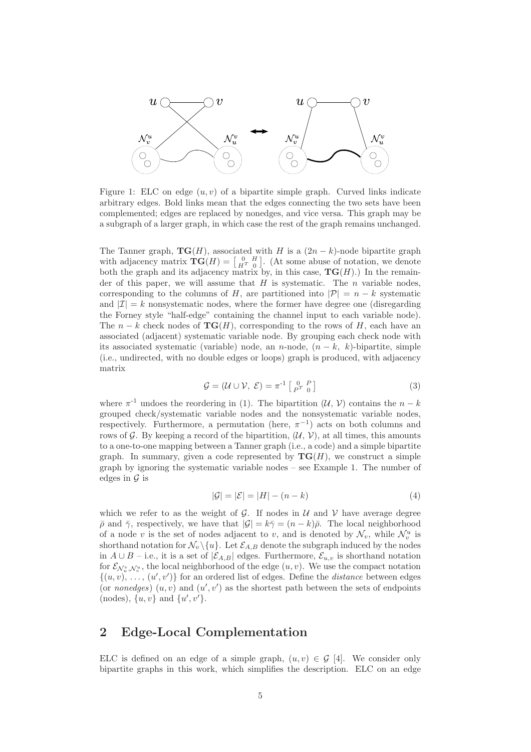Figure 1: ELC on edge $(u, v)$ of a bipartite simple graph. Curved links indicate arbitrary edges. Bold links mean that the edges connecting the two sets have been complemented; edges are replaced by nonedges, and vice versa. This graph may be a subgraph of a larger graph, in which case the rest of the graph remains unchanged.

The Tanner graph, $\mathbf{TG}(H)$, associated with $H$ is a $(2n - k)$-node bipartite graph with adjacency matrix $\mathbf{TG}(H) = \left[\begin{smallmatrix} 0 & H \\ H^T & 0 \end{smallmatrix}\right]$. (At some abuse of notation, we denote both the graph and its adjacency matrix by, in this case, $\mathbf{TG}(H)$.) In the remainder of this paper, we will assume that $H$ is systematic. The $n$ variable nodes, corresponding to the columns of $H$, are partitioned into $|\mathcal{P}| = n - k$ systematic and $|\mathcal{I}| = k$ nonsystematic nodes, where the former have degree one (disregarding the Forney style "half-edge" containing the channel input to each variable node). The $n - k$ check nodes of $\mathbf{TG}(H)$, corresponding to the rows of $H$, each have an associated (adjacent) systematic variable node. By grouping each check node with its associated systematic (variable) node, an $n$-node, $(n - k,\ k)$-bipartite, simple (i.e., undirected, with no double edges or loops) graph is produced, with adjacency matrix

$$\mathcal{G} = (\mathcal{U} \cup \mathcal{V},\ \mathcal{E}) = \pi^{-1} \left[\begin{smallmatrix} 0 & P \\ P^T & 0 \end{smallmatrix}\right] \tag{3}$$

where $\pi^{-1}$ undoes the reordering in (1). The bipartition $(\mathcal{U},\ \mathcal{V})$ contains the $n - k$ grouped check/systematic variable nodes and the nonsystematic variable nodes, respectively. Furthermore, a permutation (here, $\pi^{-1}$) acts on both columns and rows of $\mathcal{G}$. By keeping a record of the bipartition, $(\mathcal{U},\ \mathcal{V})$, at all times, this amounts to a one-to-one mapping between a Tanner graph (i.e., a code) and a simple bipartite graph. In summary, given a code represented by $\mathbf{TG}(H)$, we construct a simple graph by ignoring the systematic variable nodes – see Example 1. The number of edges in $\mathcal{G}$ is

$$|\mathcal{G}| = |\mathcal{E}| = |H| - (n - k) \tag{4}$$

which we refer to as the weight of $\mathcal{G}$. If nodes in $\mathcal{U}$ and $\mathcal{V}$ have average degree $\bar{\rho}$ and $\bar{\gamma}$, respectively, we have that $|\mathcal{G}| = k\bar{\gamma} = (n - k)\bar{\rho}$. The local neighborhood of a node $v$ is the set of nodes adjacent to $v$, and is denoted by $\mathcal{N}_v$, while $\mathcal{N}_v^u$ is shorthand notation for $\mathcal{N}_v \backslash \{u\}$. Let $\mathcal{E}_{A,B}$ denote the subgraph induced by the nodes in $A \cup B$ – i.e., it is a set of $|\mathcal{E}_{A,B}|$ edges. Furthermore, $\mathcal{E}_{u,v}$ is shorthand notation for $\mathcal{E}_{\mathcal{N}_u^v, \mathcal{N}_v^u}$, the local neighborhood of the edge $(u, v)$. We use the compact notation $\{(u, v),\ \ldots,\ (u', v')\}$ for an ordered list of edges. Define the *distance* between edges (or *nonedges*) $(u, v)$ and $(u', v')$ as the shortest path between the sets of endpoints (nodes), $\{u, v\}$ and $\{u', v'\}$.

## 2 Edge-Local Complementation

ELC is defined on an edge of a simple graph, $(u, v) \in \mathcal{G}$ [4]. We consider only bipartite graphs in this work, which simplifies the description. ELC on an edge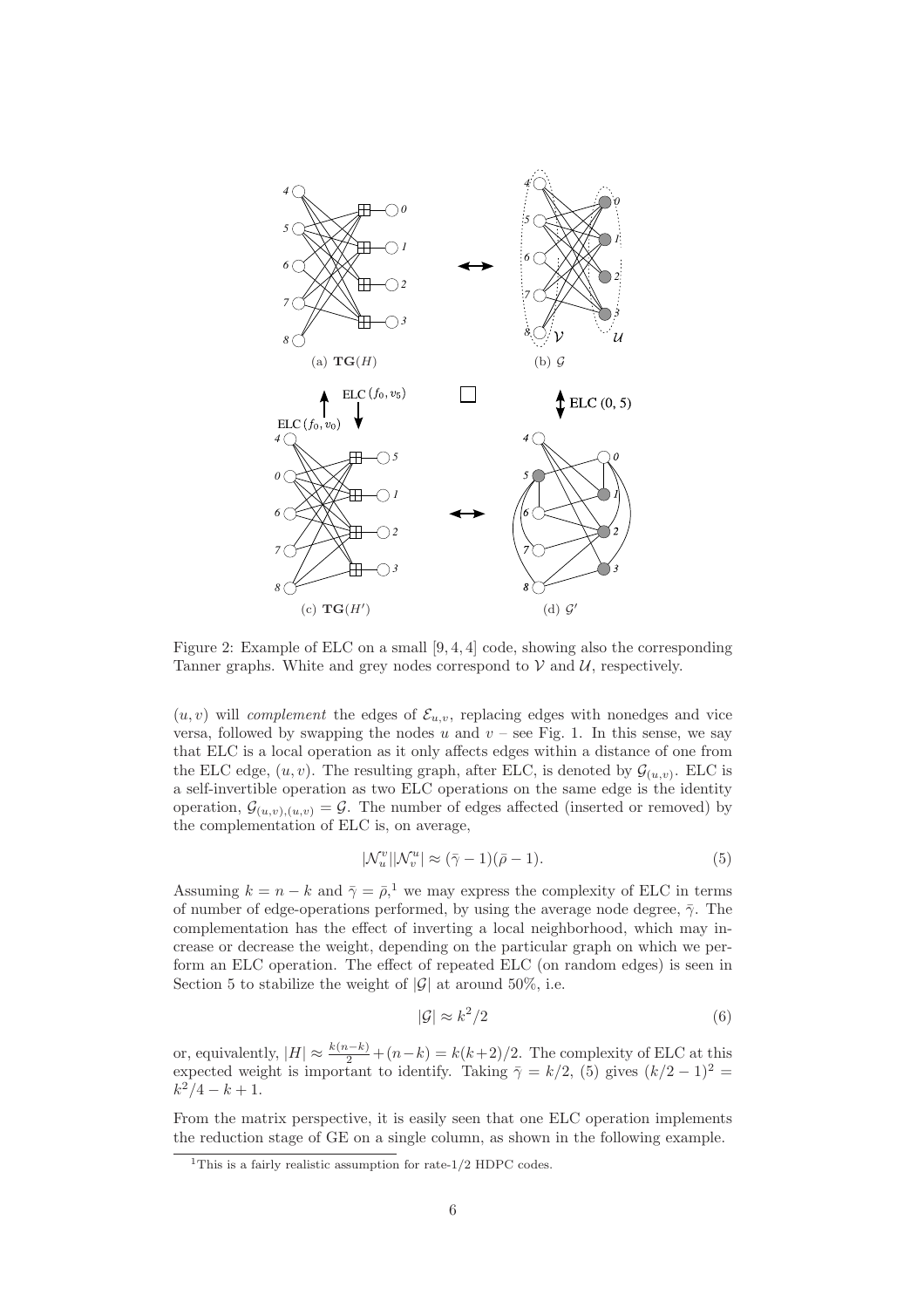Figure 2: Example of ELC on a small $[9, 4, 4]$ code, showing also the corresponding Tanner graphs. White and grey nodes correspond to $\mathcal{V}$ and $\mathcal{U}$, respectively.

$(u, v)$ will *complement* the edges of $\mathcal{E}_{u,v}$, replacing edges with nonedges and vice versa, followed by swapping the nodes $u$ and $v$ – see Fig. 1. In this sense, we say that ELC is a local operation as it only affects edges within a distance of one from the ELC edge, $(u, v)$. The resulting graph, after ELC, is denoted by $\mathcal{G}_{(u,v)}$. ELC is a self-invertible operation as two ELC operations on the same edge is the identity operation, $\mathcal{G}_{(u,v),(u,v)} = \mathcal{G}$. The number of edges affected (inserted or removed) by the complementation of ELC is, on average,

$$|\mathcal{N}_u^v||\mathcal{N}_v^u| \approx (\bar{\gamma} - 1)(\bar{\rho} - 1). \tag{5}$$

Assuming $k = n - k$ and $\bar{\gamma} = \bar{\rho}$,[1] we may express the complexity of ELC in terms of number of edge-operations performed, by using the average node degree, $\bar{\gamma}$. The complementation has the effect of inverting a local neighborhood, which may increase or decrease the weight, depending on the particular graph on which we perform an ELC operation. The effect of repeated ELC (on random edges) is seen in Section 5 to stabilize the weight of $|\mathcal{G}|$ at around 50%, i.e.

$$|\mathcal{G}| \approx k^2/2 \tag{6}$$

or, equivalently, $|H| \approx \frac{k(n-k)}{2} + (n-k) = k(k+2)/2$. The complexity of ELC at this expected weight is important to identify. Taking $\bar{\gamma} = k/2$, (5) gives $(k/2 - 1)^2 = k^2/4 - k + 1$.

From the matrix perspective, it is easily seen that one ELC operation implements the reduction stage of GE on a single column, as shown in the following example.

[1] This is a fairly realistic assumption for rate-1/2 HDPC codes.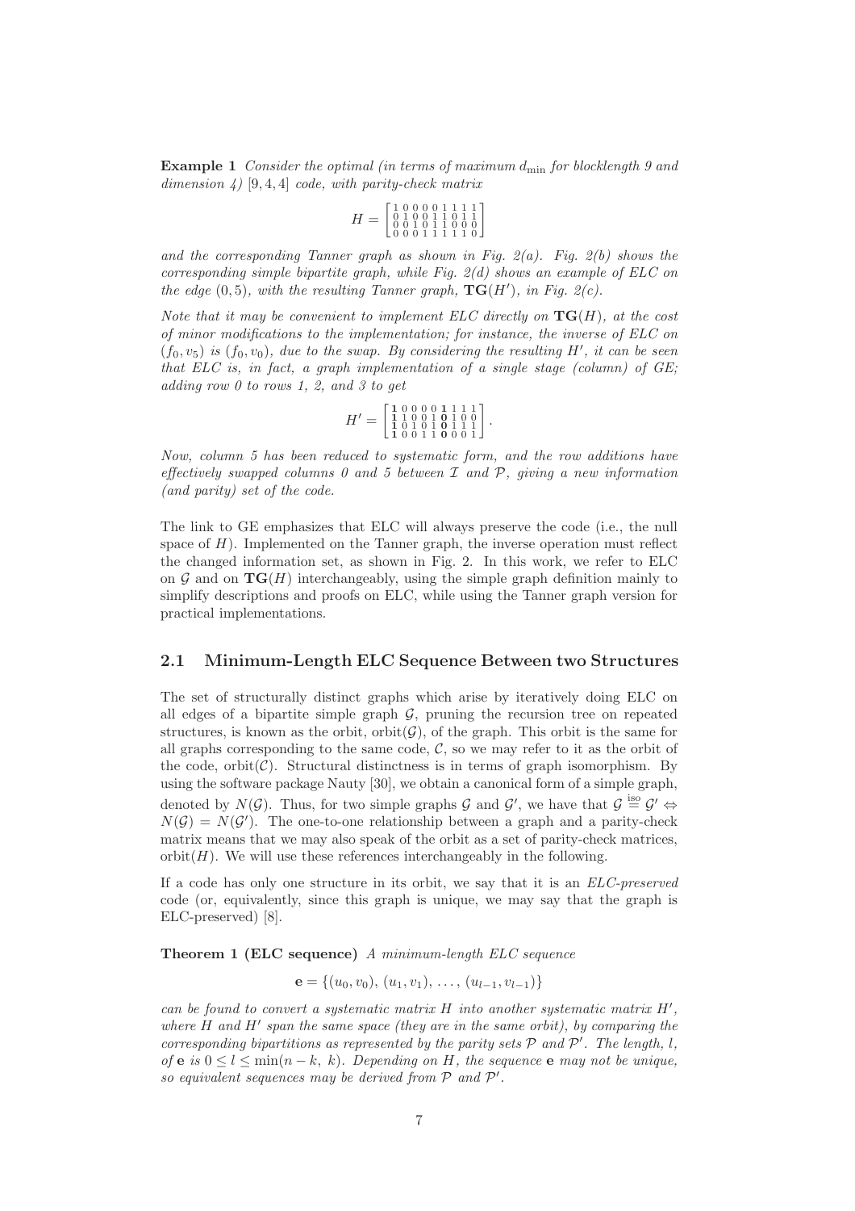**Example 1** *Consider the optimal (in terms of maximum* $d_{\min}$ *for blocklength 9 and dimension 4)* $[9, 4, 4]$ *code, with parity-check matrix*

$$H = \begin{bmatrix} 1&0&0&0&0&1&1&1&1 \\ 0&1&0&0&1&1&0&1&1 \\ 0&0&1&0&1&1&0&0&0 \\ 0&0&0&1&1&1&1&1&0 \end{bmatrix}$$

*and the corresponding Tanner graph as shown in Fig. 2(a). Fig. 2(b) shows the corresponding simple bipartite graph, while Fig. 2(d) shows an example of ELC on the edge* $(0, 5)$*, with the resulting Tanner graph,* $\mathbf{TG}(H')$*, in Fig. 2(c).*

*Note that it may be convenient to implement ELC directly on* $\mathbf{TG}(H)$*, at the cost of minor modifications to the implementation; for instance, the inverse of ELC on* $(f_0, v_5)$ *is* $(f_0, v_0)$*, due to the swap. By considering the resulting* $H'$*, it can be seen that ELC is, in fact, a graph implementation of a single stage (column) of GE; adding row 0 to rows 1, 2, and 3 to get*

$$H' = \begin{bmatrix} \mathbf{1}&0&0&0&0&\mathbf{1}&1&1&1 \\ \mathbf{1}&1&0&0&1&\mathbf{0}&1&0&0 \\ \mathbf{1}&0&1&0&1&\mathbf{0}&1&1&1 \\ \mathbf{1}&0&0&1&1&\mathbf{0}&0&0&1 \end{bmatrix}.$$

*Now, column 5 has been reduced to systematic form, and the row additions have effectively swapped columns 0 and 5 between* $\mathcal{I}$ *and* $\mathcal{P}$*, giving a new information (and parity) set of the code.*

The link to GE emphasizes that ELC will always preserve the code (i.e., the null space of $H$). Implemented on the Tanner graph, the inverse operation must reflect the changed information set, as shown in Fig. 2. In this work, we refer to ELC on $\mathcal{G}$ and on $\mathbf{TG}(H)$ interchangeably, using the simple graph definition mainly to simplify descriptions and proofs on ELC, while using the Tanner graph version for practical implementations.

## 2.1 Minimum-Length ELC Sequence Between two Structures

The set of structurally distinct graphs which arise by iteratively doing ELC on all edges of a bipartite simple graph $\mathcal{G}$, pruning the recursion tree on repeated structures, is known as the orbit, $\text{orbit}(\mathcal{G})$, of the graph. This orbit is the same for all graphs corresponding to the same code, $\mathcal{C}$, so we may refer to it as the orbit of the code, $\text{orbit}(\mathcal{C})$. Structural distinctness is in terms of graph isomorphism. By using the software package Nauty [30], we obtain a canonical form of a simple graph, denoted by $N(\mathcal{G})$. Thus, for two simple graphs $\mathcal{G}$ and $\mathcal{G}'$, we have that $\mathcal{G} \overset{\text{iso}}{=} \mathcal{G}' \Leftrightarrow N(\mathcal{G}) = N(\mathcal{G}')$. The one-to-one relationship between a graph and a parity-check matrix means that we may also speak of the orbit as a set of parity-check matrices, $\text{orbit}(H)$. We will use these references interchangeably in the following.

If a code has only one structure in its orbit, we say that it is an *ELC-preserved* code (or, equivalently, since this graph is unique, we may say that the graph is ELC-preserved) [8].

**Theorem 1 (ELC sequence)** *A minimum-length ELC sequence*

$$\mathbf{e} = \{(u_0, v_0), (u_1, v_1), \ldots, (u_{l-1}, v_{l-1})\}$$

*can be found to convert a systematic matrix* $H$ *into another systematic matrix* $H'$*, where* $H$ *and* $H'$ *span the same space (they are in the same orbit), by comparing the corresponding bipartitions as represented by the parity sets* $\mathcal{P}$ *and* $\mathcal{P}'$*. The length,* $l$*, of* $\mathbf{e}$ *is* $0 \leq l \leq \min(n-k, k)$*. Depending on* $H$*, the sequence* $\mathbf{e}$ *may not be unique, so equivalent sequences may be derived from* $\mathcal{P}$ *and* $\mathcal{P}'$*.*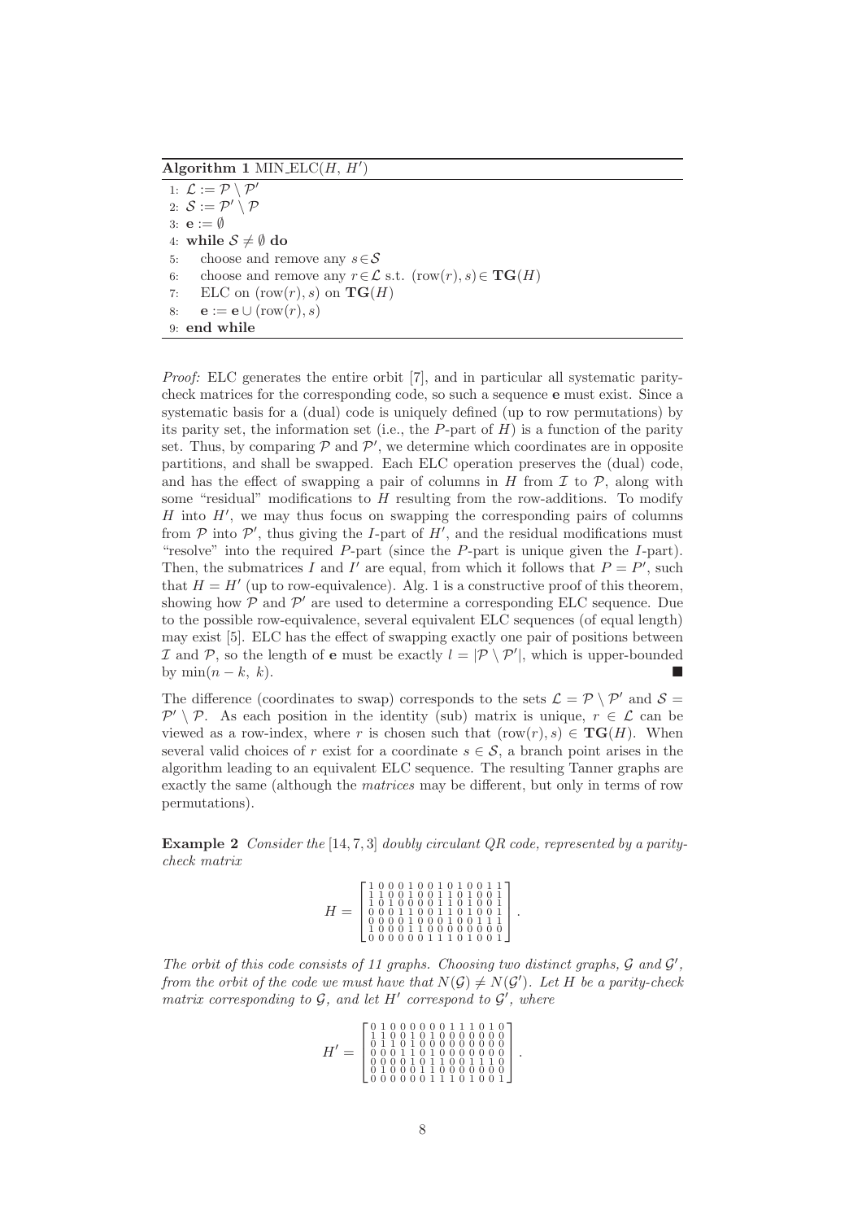**Algorithm 1** MIN_ELC($H$, $H'$)

```
1: L := P \ P'
2: S := P' \ P
3: e := ∅
4: while S ≠ ∅ do
5:    choose and remove any s∈S
6:    choose and remove any r∈L s.t. (row(r), s) ∈ TG(H)
7:    ELC on (row(r), s) on TG(H)
8:    e := e ∪ (row(r), s)
9: end while
```

*Proof:* ELC generates the entire orbit [7], and in particular all systematic parity-check matrices for the corresponding code, so such a sequence $\mathbf{e}$ must exist. Since a systematic basis for a (dual) code is uniquely defined (up to row permutations) by its parity set, the information set (i.e., the $P$-part of $H$) is a function of the parity set. Thus, by comparing $\mathcal{P}$ and $\mathcal{P}'$, we determine which coordinates are in opposite partitions, and shall be swapped. Each ELC operation preserves the (dual) code, and has the effect of swapping a pair of columns in $H$ from $\mathcal{I}$ to $\mathcal{P}$, along with some "residual" modifications to $H$ resulting from the row-additions. To modify $H$ into $H'$, we may thus focus on swapping the corresponding pairs of columns from $\mathcal{P}$ into $\mathcal{P}'$, thus giving the $I$-part of $H'$, and the residual modifications must "resolve" into the required $P$-part (since the $P$-part is unique given the $I$-part). Then, the submatrices $I$ and $I'$ are equal, from which it follows that $P = P'$, such that $H = H'$ (up to row-equivalence). Alg. 1 is a constructive proof of this theorem, showing how $\mathcal{P}$ and $\mathcal{P}'$ are used to determine a corresponding ELC sequence. Due to the possible row-equivalence, several equivalent ELC sequences (of equal length) may exist [5]. ELC has the effect of swapping exactly one pair of positions between $\mathcal{I}$ and $\mathcal{P}$, so the length of $\mathbf{e}$ must be exactly $l = |\mathcal{P} \setminus \mathcal{P}'|$, which is upper-bounded by $\min(n-k,\ k)$. ∎

The difference (coordinates to swap) corresponds to the sets $\mathcal{L} = \mathcal{P} \setminus \mathcal{P}'$ and $\mathcal{S} = \mathcal{P}' \setminus \mathcal{P}$. As each position in the identity (sub) matrix is unique, $r \in \mathcal{L}$ can be viewed as a row-index, where $r$ is chosen such that $(\text{row}(r), s) \in \mathbf{TG}(H)$. When several valid choices of $r$ exist for a coordinate $s \in \mathcal{S}$, a branch point arises in the algorithm leading to an equivalent ELC sequence. The resulting Tanner graphs are exactly the same (although the *matrices* may be different, but only in terms of row permutations).

**Example 2** *Consider the* $[14, 7, 3]$ *doubly circulant QR code, represented by a parity-check matrix*

$$H = \begin{bmatrix} 1&0&0&0&1&0&0&1&0&1&0&0&1&1 \\ 1&1&0&0&1&0&0&1&1&0&1&0&0&1 \\ 1&0&1&0&0&0&0&1&1&0&1&0&0&1 \\ 0&0&0&1&1&0&0&1&1&0&1&0&0&1 \\ 0&0&0&0&1&0&0&0&1&0&0&1&1&1 \\ 1&0&0&0&1&1&0&0&0&0&0&0&0&0 \\ 0&0&0&0&0&0&1&1&1&0&1&0&0&1 \end{bmatrix}.$$

*The orbit of this code consists of 11 graphs. Choosing two distinct graphs,* $\mathcal{G}$ *and* $\mathcal{G}'$*, from the orbit of the code we must have that* $N(\mathcal{G}) \neq N(\mathcal{G}')$*. Let* $H$ *be a parity-check matrix corresponding to* $\mathcal{G}$*, and let* $H'$ *correspond to* $\mathcal{G}'$*, where*

$$H' = \begin{bmatrix} 0&1&0&0&0&0&0&0&1&1&1&0&1&0 \\ 1&1&0&0&1&0&1&0&0&0&0&0&0&0 \\ 0&1&1&0&1&0&0&0&0&0&0&0&0&0 \\ 0&0&0&1&1&0&1&0&0&0&0&0&0&0 \\ 0&0&0&0&1&0&1&1&0&0&1&1&1&0 \\ 0&1&0&0&0&1&1&0&0&0&0&0&0&0 \\ 0&0&0&0&0&0&1&1&1&0&1&0&0&1 \end{bmatrix}.$$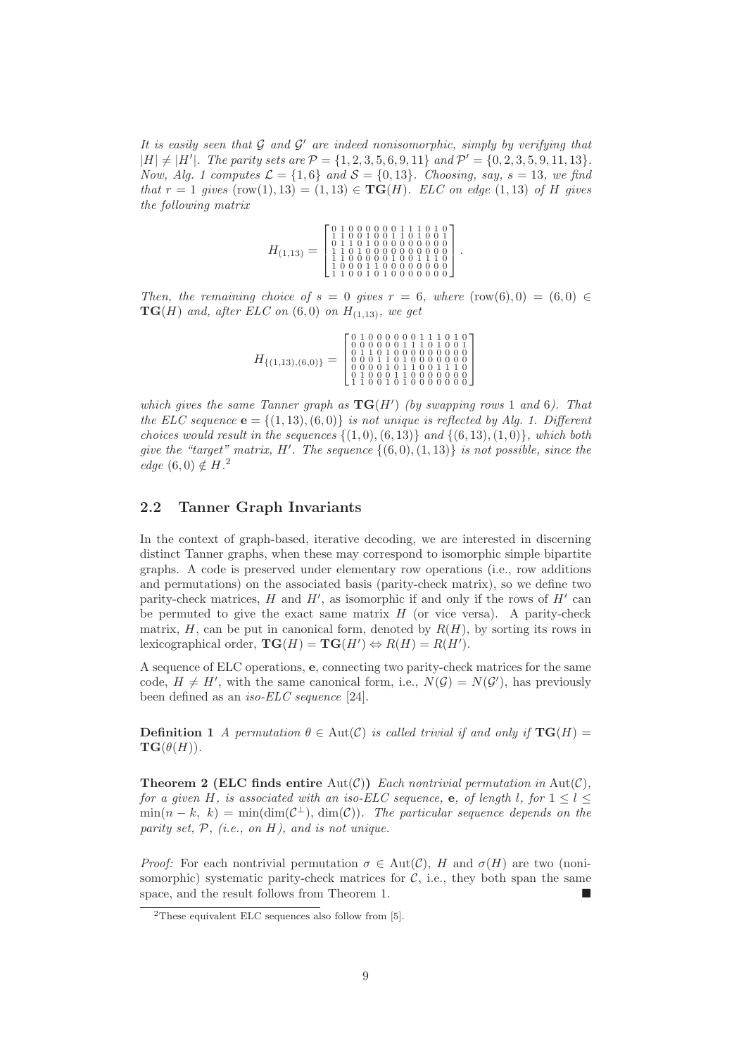*It is easily seen that $\mathcal{G}$ and $\mathcal{G}'$ are indeed nonisomorphic, simply by verifying that $|H| \neq |H'|$. The parity sets are $\mathcal{P} = \{1,2,3,5,6,9,11\}$ and $\mathcal{P}' = \{0,2,3,5,9,11,13\}$. Now, Alg. 1 computes $\mathcal{L} = \{1,6\}$ and $\mathcal{S} = \{0,13\}$. Choosing, say, $s = 13$, we find that $r = 1$ gives $(\text{row}(1), 13) = (1,13) \in \mathbf{TG}(H)$. ELC on edge $(1,13)$ of $H$ gives the following matrix*

$$H_{(1,13)} = \begin{bmatrix} 0&1&0&0&0&0&0&0&1&1&1&0&1&0 \\ 1&1&0&0&1&0&0&1&1&0&1&0&0&1 \\ 0&1&1&0&1&0&0&0&0&0&0&0&0&0 \\ 1&1&0&1&0&0&0&0&0&0&0&0&0&0 \\ 1&1&0&0&0&0&0&1&0&0&1&1&1&0 \\ 1&0&0&0&1&1&0&0&0&0&0&0&0&0 \\ 1&1&0&0&1&0&1&0&0&0&0&0&0&0 \end{bmatrix}.$$

*Then, the remaining choice of $s = 0$ gives $r = 6$, where $(\text{row}(6), 0) = (6,0) \in \mathbf{TG}(H)$ and, after ELC on $(6,0)$ on $H_{(1,13)}$, we get*

$$H_{\{(1,13),(6,0)\}} = \begin{bmatrix} 0&1&0&0&0&0&0&0&1&1&1&0&1&0 \\ 0&0&0&0&0&0&1&1&1&0&1&0&0&1 \\ 0&1&1&0&1&0&0&0&0&0&0&0&0&0 \\ 0&0&0&1&1&0&1&0&0&0&0&0&0&0 \\ 0&0&0&0&1&0&1&1&0&0&1&1&1&0 \\ 0&1&0&0&0&1&1&0&0&0&0&0&0&0 \\ 1&1&0&0&1&0&1&0&0&0&0&0&0&0 \end{bmatrix}$$

*which gives the same Tanner graph as $\mathbf{TG}(H')$ (by swapping rows 1 and 6). That the ELC sequence $\mathbf{e} = \{(1,13),(6,0)\}$ is not unique is reflected by Alg. 1. Different choices would result in the sequences $\{(1,0),(6,13)\}$ and $\{(6,13),(1,0)\}$, which both give the "target" matrix, $H'$. The sequence $\{(6,0),(1,13)\}$ is not possible, since the edge $(6,0) \notin H$.*[2]

## 2.2 Tanner Graph Invariants

In the context of graph-based, iterative decoding, we are interested in discerning distinct Tanner graphs, when these may correspond to isomorphic simple bipartite graphs. A code is preserved under elementary row operations (i.e., row additions and permutations) on the associated basis (parity-check matrix), so we define two parity-check matrices, $H$ and $H'$, as isomorphic if and only if the rows of $H'$ can be permuted to give the exact same matrix $H$ (or vice versa). A parity-check matrix, $H$, can be put in canonical form, denoted by $R(H)$, by sorting its rows in lexicographical order, $\mathbf{TG}(H) = \mathbf{TG}(H') \Leftrightarrow R(H) = R(H')$.

A sequence of ELC operations, $\mathbf{e}$, connecting two parity-check matrices for the same code, $H \neq H'$, with the same canonical form, i.e., $N(\mathcal{G}) = N(\mathcal{G}')$, has previously been defined as an *iso-ELC sequence* [24].

**Definition 1** *A permutation $\theta \in \text{Aut}(\mathcal{C})$ is called trivial if and only if $\mathbf{TG}(H) = \mathbf{TG}(\theta(H))$.*

**Theorem 2 (ELC finds entire $\text{Aut}(\mathcal{C})$)** *Each nontrivial permutation in $\text{Aut}(\mathcal{C})$, for a given $H$, is associated with an iso-ELC sequence, $\mathbf{e}$, of length $l$, for $1 \leq l \leq \min(n-k,\ k) = \min(\dim(\mathcal{C}^\perp), \dim(\mathcal{C}))$. The particular sequence depends on the parity set, $\mathcal{P}$, (i.e., on $H$), and is not unique.*

*Proof:* For each nontrivial permutation $\sigma \in \text{Aut}(\mathcal{C})$, $H$ and $\sigma(H)$ are two (nonisomorphic) systematic parity-check matrices for $\mathcal{C}$, i.e., they both span the same space, and the result follows from Theorem 1. ■

[2] These equivalent ELC sequences also follow from [5].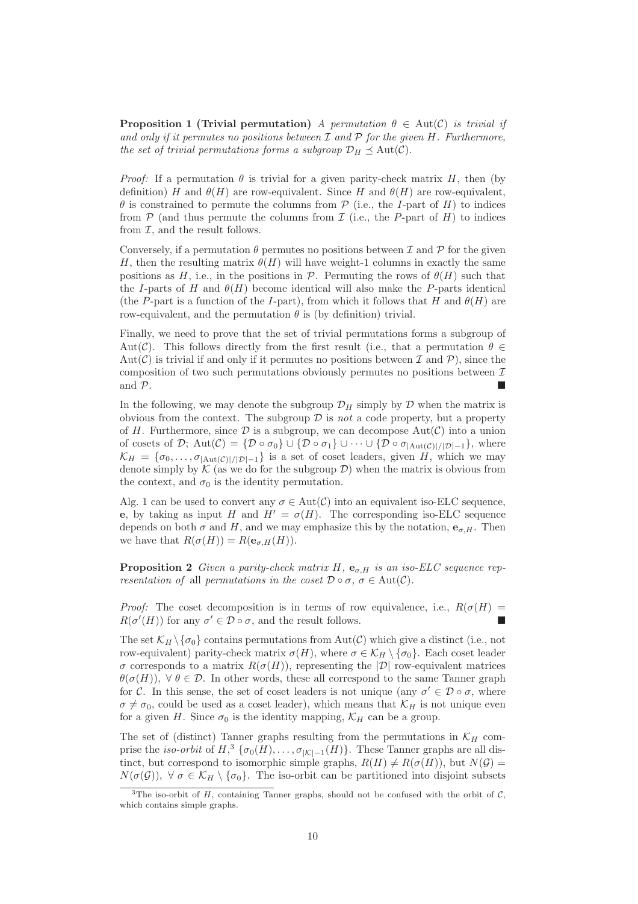**Proposition 1 (Trivial permutation)** *A permutation $\theta \in \mathrm{Aut}(\mathcal{C})$ is trivial if and only if it permutes no positions between $\mathcal{I}$ and $\mathcal{P}$ for the given $H$. Furthermore, the set of trivial permutations forms a subgroup $\mathcal{D}_H \preceq \mathrm{Aut}(\mathcal{C})$.*

*Proof:* If a permutation $\theta$ is trivial for a given parity-check matrix $H$, then (by definition) $H$ and $\theta(H)$ are row-equivalent. Since $H$ and $\theta(H)$ are row-equivalent, $\theta$ is constrained to permute the columns from $\mathcal{P}$ (i.e., the $I$-part of $H$) to indices from $\mathcal{P}$ (and thus permute the columns from $\mathcal{I}$ (i.e., the $P$-part of $H$) to indices from $\mathcal{I}$, and the result follows.

Conversely, if a permutation $\theta$ permutes no positions between $\mathcal{I}$ and $\mathcal{P}$ for the given $H$, then the resulting matrix $\theta(H)$ will have weight-1 columns in exactly the same positions as $H$, i.e., in the positions in $\mathcal{P}$. Permuting the rows of $\theta(H)$ such that the $I$-parts of $H$ and $\theta(H)$ become identical will also make the $P$-parts identical (the $P$-part is a function of the $I$-part), from which it follows that $H$ and $\theta(H)$ are row-equivalent, and the permutation $\theta$ is (by definition) trivial.

Finally, we need to prove that the set of trivial permutations forms a subgroup of $\mathrm{Aut}(\mathcal{C})$. This follows directly from the first result (i.e., that a permutation $\theta \in \mathrm{Aut}(\mathcal{C})$ is trivial if and only if it permutes no positions between $\mathcal{I}$ and $\mathcal{P}$), since the composition of two such permutations obviously permutes no positions between $\mathcal{I}$ and $\mathcal{P}$. ■

In the following, we may denote the subgroup $\mathcal{D}_H$ simply by $\mathcal{D}$ when the matrix is obvious from the context. The subgroup $\mathcal{D}$ is *not* a code property, but a property of $H$. Furthermore, since $\mathcal{D}$ is a subgroup, we can decompose $\mathrm{Aut}(\mathcal{C})$ into a union of cosets of $\mathcal{D}$; $\mathrm{Aut}(\mathcal{C}) = \{\mathcal{D} \circ \sigma_0\} \cup \{\mathcal{D} \circ \sigma_1\} \cup \cdots \cup \{\mathcal{D} \circ \sigma_{|\mathrm{Aut}(\mathcal{C})|/|\mathcal{D}|-1}\}$, where $\mathcal{K}_H = \{\sigma_0, \ldots, \sigma_{|\mathrm{Aut}(\mathcal{C})|/|\mathcal{D}|-1}\}$ is a set of coset leaders, given $H$, which we may denote simply by $\mathcal{K}$ (as we do for the subgroup $\mathcal{D}$) when the matrix is obvious from the context, and $\sigma_0$ is the identity permutation.

Alg. 1 can be used to convert any $\sigma \in \mathrm{Aut}(\mathcal{C})$ into an equivalent iso-ELC sequence, $\mathbf{e}$, by taking as input $H$ and $H' = \sigma(H)$. The corresponding iso-ELC sequence depends on both $\sigma$ and $H$, and we may emphasize this by the notation, $\mathbf{e}_{\sigma,H}$. Then we have that $R(\sigma(H)) = R(\mathbf{e}_{\sigma,H}(H))$.

**Proposition 2** *Given a parity-check matrix $H$, $\mathbf{e}_{\sigma,H}$ is an iso-ELC sequence representation of* all *permutations in the coset $\mathcal{D} \circ \sigma$, $\sigma \in \mathrm{Aut}(\mathcal{C})$.*

*Proof:* The coset decomposition is in terms of row equivalence, i.e., $R(\sigma(H) = R(\sigma'(H))$ for any $\sigma' \in \mathcal{D} \circ \sigma$, and the result follows. ■

The set $\mathcal{K}_H \setminus \{\sigma_0\}$ contains permutations from $\mathrm{Aut}(\mathcal{C})$ which give a distinct (i.e., not row-equivalent) parity-check matrix $\sigma(H)$, where $\sigma \in \mathcal{K}_H \setminus \{\sigma_0\}$. Each coset leader $\sigma$ corresponds to a matrix $R(\sigma(H))$, representing the $|\mathcal{D}|$ row-equivalent matrices $\theta(\sigma(H))$, $\forall\, \theta \in \mathcal{D}$. In other words, these all correspond to the same Tanner graph for $\mathcal{C}$. In this sense, the set of coset leaders is not unique (any $\sigma' \in \mathcal{D} \circ \sigma$, where $\sigma \neq \sigma_0$, could be used as a coset leader), which means that $\mathcal{K}_H$ is not unique even for a given $H$. Since $\sigma_0$ is the identity mapping, $\mathcal{K}_H$ can be a group.

The set of (distinct) Tanner graphs resulting from the permutations in $\mathcal{K}_H$ comprise the *iso-orbit* of $H$,[3] $\{\sigma_0(H), \ldots, \sigma_{|\mathcal{K}|-1}(H)\}$. These Tanner graphs are all distinct, but correspond to isomorphic simple graphs, $R(H) \neq R(\sigma(H))$, but $N(\mathcal{G}) = N(\sigma(\mathcal{G}))$, $\forall\, \sigma \in \mathcal{K}_H \setminus \{\sigma_0\}$. The iso-orbit can be partitioned into disjoint subsets

[3]The iso-orbit of $H$, containing Tanner graphs, should not be confused with the orbit of $\mathcal{C}$, which contains simple graphs.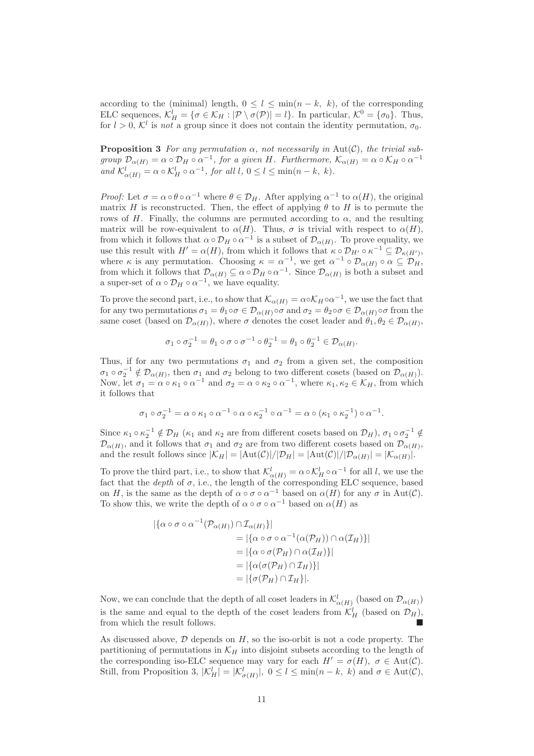according to the (minimal) length, $0 \leq l \leq \min(n-k,\ k)$, of the corresponding ELC sequences, $\mathcal{K}_H^l = \{\sigma \in \mathcal{K}_H : |\mathcal{P} \setminus \sigma(\mathcal{P})| = l\}$. In particular, $\mathcal{K}^0 = \{\sigma_0\}$. Thus, for $l > 0$, $\mathcal{K}^l$ is *not* a group since it does not contain the identity permutation, $\sigma_0$.

**Proposition 3** *For any permutation $\alpha$, not necessarily in $\mathrm{Aut}(\mathcal{C})$, the trivial subgroup $\mathcal{D}_{\alpha(H)} = \alpha \circ \mathcal{D}_H \circ \alpha^{-1}$, for a given $H$. Furthermore, $\mathcal{K}_{\alpha(H)} = \alpha \circ \mathcal{K}_H \circ \alpha^{-1}$ and $\mathcal{K}_{\alpha(H)}^l = \alpha \circ \mathcal{K}_H^l \circ \alpha^{-1}$, for all $l$, $0 \leq l \leq \min(n-k,\ k)$.*

*Proof:* Let $\sigma = \alpha \circ \theta \circ \alpha^{-1}$ where $\theta \in \mathcal{D}_H$. After applying $\alpha^{-1}$ to $\alpha(H)$, the original matrix $H$ is reconstructed. Then, the effect of applying $\theta$ to $H$ is to permute the rows of $H$. Finally, the columns are permuted according to $\alpha$, and the resulting matrix will be row-equivalent to $\alpha(H)$. Thus, $\sigma$ is trivial with respect to $\alpha(H)$, from which it follows that $\alpha \circ \mathcal{D}_H \circ \alpha^{-1}$ is a subset of $\mathcal{D}_{\alpha(H)}$. To prove equality, we use this result with $H' = \alpha(H)$, from which it follows that $\kappa \circ \mathcal{D}_{H'} \circ \kappa^{-1} \subseteq \mathcal{D}_{\kappa(H')}$, where $\kappa$ is any permutation. Choosing $\kappa = \alpha^{-1}$, we get $\alpha^{-1} \circ \mathcal{D}_{\alpha(H)} \circ \alpha \subseteq \mathcal{D}_H$, from which it follows that $\mathcal{D}_{\alpha(H)} \subseteq \alpha \circ \mathcal{D}_H \circ \alpha^{-1}$. Since $\mathcal{D}_{\alpha(H)}$ is both a subset and a super-set of $\alpha \circ \mathcal{D}_H \circ \alpha^{-1}$, we have equality.

To prove the second part, i.e., to show that $\mathcal{K}_{\alpha(H)} = \alpha \circ \mathcal{K}_H \circ \alpha^{-1}$, we use the fact that for any two permutations $\sigma_1 = \theta_1 \circ \sigma \in \mathcal{D}_{\alpha(H)} \circ \sigma$ and $\sigma_2 = \theta_2 \circ \sigma \in \mathcal{D}_{\alpha(H)} \circ \sigma$ from the same coset (based on $\mathcal{D}_{\alpha(H)}$), where $\sigma$ denotes the coset leader and $\theta_1, \theta_2 \in \mathcal{D}_{\alpha(H)}$,

$$\sigma_1 \circ \sigma_2^{-1} = \theta_1 \circ \sigma \circ \sigma^{-1} \circ \theta_2^{-1} = \theta_1 \circ \theta_2^{-1} \in \mathcal{D}_{\alpha(H)}.$$

Thus, if for any two permutations $\sigma_1$ and $\sigma_2$ from a given set, the composition $\sigma_1 \circ \sigma_2^{-1} \notin \mathcal{D}_{\alpha(H)}$, then $\sigma_1$ and $\sigma_2$ belong to two different cosets (based on $\mathcal{D}_{\alpha(H)}$). Now, let $\sigma_1 = \alpha \circ \kappa_1 \circ \alpha^{-1}$ and $\sigma_2 = \alpha \circ \kappa_2 \circ \alpha^{-1}$, where $\kappa_1, \kappa_2 \in \mathcal{K}_H$, from which it follows that

$$\sigma_1 \circ \sigma_2^{-1} = \alpha \circ \kappa_1 \circ \alpha^{-1} \circ \alpha \circ \kappa_2^{-1} \circ \alpha^{-1} = \alpha \circ (\kappa_1 \circ \kappa_2^{-1}) \circ \alpha^{-1}.$$

Since $\kappa_1 \circ \kappa_2^{-1} \notin \mathcal{D}_H$ ($\kappa_1$ and $\kappa_2$ are from different cosets based on $\mathcal{D}_H$), $\sigma_1 \circ \sigma_2^{-1} \notin \mathcal{D}_{\alpha(H)}$, and it follows that $\sigma_1$ and $\sigma_2$ are from two different cosets based on $\mathcal{D}_{\alpha(H)}$, and the result follows since $|\mathcal{K}_H| = |\mathrm{Aut}(\mathcal{C})|/|\mathcal{D}_H| = |\mathrm{Aut}(\mathcal{C})|/|\mathcal{D}_{\alpha(H)}| = |\mathcal{K}_{\alpha(H)}|$.

To prove the third part, i.e., to show that $\mathcal{K}_{\alpha(H)}^l = \alpha \circ \mathcal{K}_H^l \circ \alpha^{-1}$ for all $l$, we use the fact that the *depth* of $\sigma$, i.e., the length of the corresponding ELC sequence, based on $H$, is the same as the depth of $\alpha \circ \sigma \circ \alpha^{-1}$ based on $\alpha(H)$ for any $\sigma$ in $\mathrm{Aut}(\mathcal{C})$. To show this, we write the depth of $\alpha \circ \sigma \circ \alpha^{-1}$ based on $\alpha(H)$ as

$$\begin{aligned}
|\{\alpha \circ \sigma \circ \alpha^{-1}(\mathcal{P}_{\alpha(H)}) \cap \mathcal{I}_{\alpha(H)}\}| \\
&= |\{\alpha \circ \sigma \circ \alpha^{-1}(\alpha(\mathcal{P}_H)) \cap \alpha(\mathcal{I}_H)\}| \\
&= |\{\alpha \circ \sigma(\mathcal{P}_H) \cap \alpha(\mathcal{I}_H)\}| \\
&= |\{\alpha(\sigma(\mathcal{P}_H) \cap \mathcal{I}_H)\}| \\
&= |\{\sigma(\mathcal{P}_H) \cap \mathcal{I}_H\}|.
\end{aligned}$$

Now, we can conclude that the depth of all coset leaders in $\mathcal{K}_{\alpha(H)}^l$ (based on $\mathcal{D}_{\alpha(H)}$) is the same and equal to the depth of the coset leaders from $\mathcal{K}_H^l$ (based on $\mathcal{D}_H$), from which the result follows. ∎

As discussed above, $\mathcal{D}$ depends on $H$, so the iso-orbit is not a code property. The partitioning of permutations in $\mathcal{K}_H$ into disjoint subsets according to the length of the corresponding iso-ELC sequence may vary for each $H' = \sigma(H)$, $\sigma \in \mathrm{Aut}(\mathcal{C})$. Still, from Proposition 3, $|\mathcal{K}_H^l| = |\mathcal{K}_{\sigma(H)}^l|$, $0 \leq l \leq \min(n-k,\ k)$ and $\sigma \in \mathrm{Aut}(\mathcal{C})$,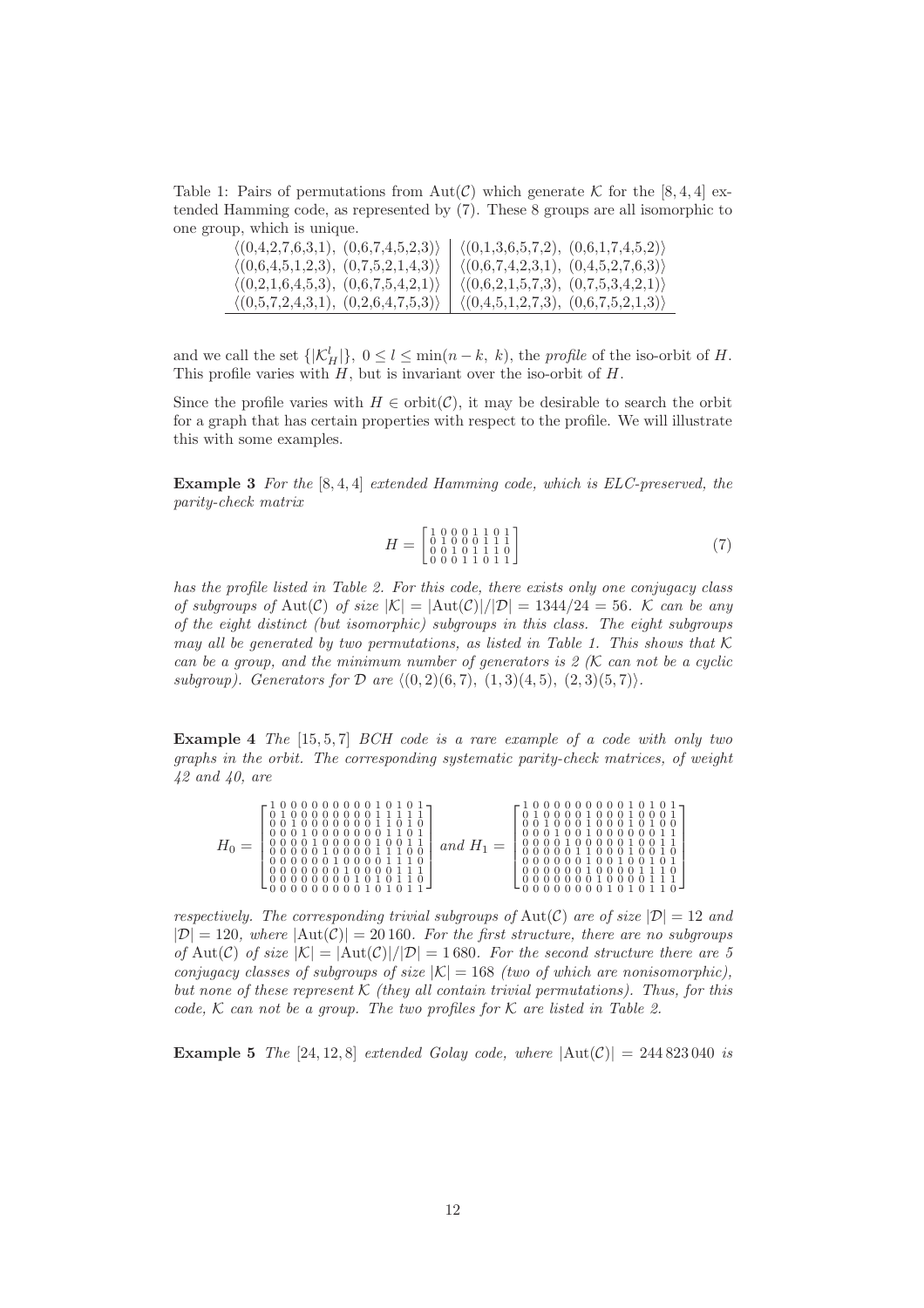Table 1: Pairs of permutations from $\mathrm{Aut}(\mathcal{C})$ which generate $\mathcal{K}$ for the $[8,4,4]$ extended Hamming code, as represented by (7). These 8 groups are all isomorphic to one group, which is unique.

| | |
|---|---|
| $\langle(0,4,2,7,6,3,1),\ (0,6,7,4,5,2,3)\rangle$ | $\langle(0,1,3,6,5,7,2),\ (0,6,1,7,4,5,2)\rangle$ |
| $\langle(0,6,4,5,1,2,3),\ (0,7,5,2,1,4,3)\rangle$ | $\langle(0,6,7,4,2,3,1),\ (0,4,5,2,7,6,3)\rangle$ |
| $\langle(0,2,1,6,4,5,3),\ (0,6,7,5,4,2,1)\rangle$ | $\langle(0,6,2,1,5,7,3),\ (0,7,5,3,4,2,1)\rangle$ |
| $\langle(0,5,7,2,4,3,1),\ (0,2,6,4,7,5,3)\rangle$ | $\langle(0,4,5,1,2,7,3),\ (0,6,7,5,2,1,3)\rangle$ |

and we call the set $\{|\mathcal{K}_H^l|\}$, $0 \le l \le \min(n-k,\ k)$, the *profile* of the iso-orbit of $H$. This profile varies with $H$, but is invariant over the iso-orbit of $H$.

Since the profile varies with $H \in \mathrm{orbit}(\mathcal{C})$, it may be desirable to search the orbit for a graph that has certain properties with respect to the profile. We will illustrate this with some examples.

**Example 3** *For the* $[8,4,4]$ *extended Hamming code, which is ELC-preserved, the parity-check matrix*

$$H = \begin{bmatrix} 1&0&0&0&1&1&0&1 \\ 0&1&0&0&0&1&1&1 \\ 0&0&1&0&1&1&1&0 \\ 0&0&0&1&1&0&1&1 \end{bmatrix} \tag{7}$$

*has the profile listed in Table 2. For this code, there exists only one conjugacy class of subgroups of* $\mathrm{Aut}(\mathcal{C})$ *of size* $|\mathcal{K}| = |\mathrm{Aut}(\mathcal{C})|/|\mathcal{D}| = 1344/24 = 56$*.* $\mathcal{K}$ *can be any of the eight distinct (but isomorphic) subgroups in this class. The eight subgroups may all be generated by two permutations, as listed in Table 1. This shows that* $\mathcal{K}$ *can be a group, and the minimum number of generators is 2 (*$\mathcal{K}$ *can not be a cyclic subgroup). Generators for* $\mathcal{D}$ *are* $\langle(0,2)(6,7),\ (1,3)(4,5),\ (2,3)(5,7)\rangle$*.*

**Example 4** *The* $[15,5,7]$ *BCH code is a rare example of a code with only two graphs in the orbit. The corresponding systematic parity-check matrices, of weight 42 and 40, are*

$$H_0 = \begin{bmatrix}
1&0&0&0&0&0&0&0&0&0&1&0&1&0&1 \\
0&1&0&0&0&0&0&0&0&0&1&1&1&1&1 \\
0&0&1&0&0&0&0&0&0&0&1&1&0&1&0 \\
0&0&0&1&0&0&0&0&0&0&0&1&1&0&1 \\
0&0&0&0&1&0&0&0&0&0&1&0&0&1&1 \\
0&0&0&0&0&1&0&0&0&0&1&1&1&0&0 \\
0&0&0&0&0&0&1&0&0&0&0&1&1&1&0 \\
0&0&0&0&0&0&0&1&0&0&0&0&1&1&1 \\
0&0&0&0&0&0&0&0&1&0&1&0&1&1&0 \\
0&0&0&0&0&0&0&0&0&1&0&1&0&1&1
\end{bmatrix} \text{ and } H_1 = \begin{bmatrix}
1&0&0&0&0&0&0&0&0&0&1&0&1&0&1 \\
0&1&0&0&0&0&1&0&0&0&1&0&0&0&1 \\
0&0&1&0&0&0&1&0&0&0&1&0&1&0&0 \\
0&0&0&1&0&0&1&0&0&0&0&0&0&1&1 \\
0&0&0&0&1&0&0&0&0&0&1&0&0&1&1 \\
0&0&0&0&0&1&1&0&0&0&1&0&0&1&0 \\
0&0&0&0&0&0&1&0&0&1&0&0&1&0&1 \\
0&0&0&0&0&0&0&1&0&0&0&0&1&1&0 \\
0&0&0&0&0&0&0&1&0&0&0&0&1&1&1 \\
0&0&0&0&0&0&0&0&1&0&1&0&1&1&0
\end{bmatrix}$$

*respectively. The corresponding trivial subgroups of* $\mathrm{Aut}(\mathcal{C})$ *are of size* $|\mathcal{D}| = 12$ *and* $|\mathcal{D}| = 120$*, where* $|\mathrm{Aut}(\mathcal{C})| = 20\,160$*. For the first structure, there are no subgroups of* $\mathrm{Aut}(\mathcal{C})$ *of size* $|\mathcal{K}| = |\mathrm{Aut}(\mathcal{C})|/|\mathcal{D}| = 1\,680$*. For the second structure there are 5 conjugacy classes of subgroups of size* $|\mathcal{K}| = 168$ *(two of which are nonisomorphic), but none of these represent* $\mathcal{K}$ *(they all contain trivial permutations). Thus, for this code,* $\mathcal{K}$ *can not be a group. The two profiles for* $\mathcal{K}$ *are listed in Table 2.*

**Example 5** *The* $[24,12,8]$ *extended Golay code, where* $|\mathrm{Aut}(\mathcal{C})| = 244\,823\,040$ *is*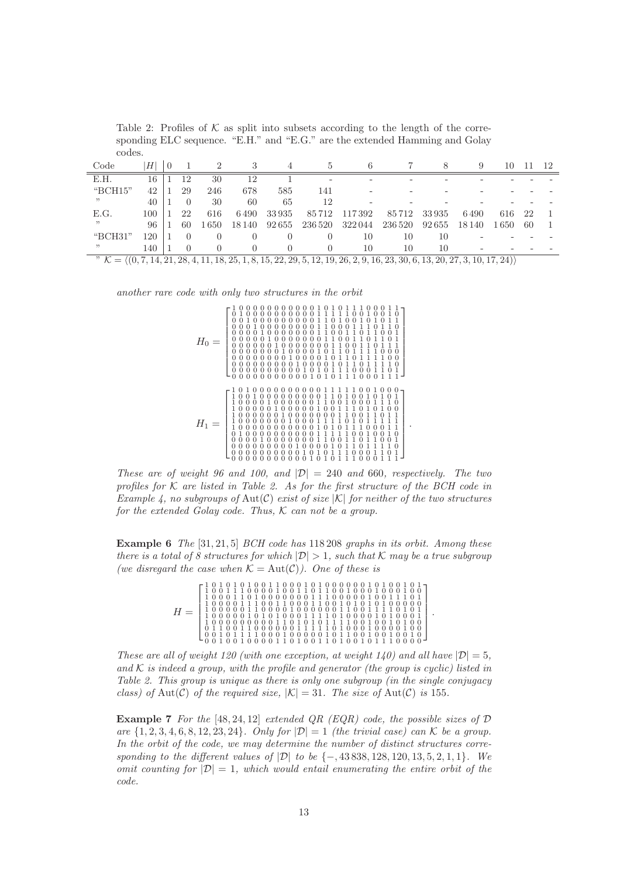Table 2: Profiles of $\mathcal{K}$ as split into subsets according to the length of the corresponding ELC sequence. "E.H." and "E.G." are the extended Hamming and Golay codes.

| Code | $\lvert H\rvert$ | 0 | 1 | 2 | 3 | 4 | 5 | 6 | 7 | 8 | 9 | 10 | 11 | 12 |
|---|---|---|---|---|---|---|---|---|---|---|---|---|---|---|
| E.H. | 16 | 1 | 12 | 30 | 12 | 1 | - | - | - | - | - | - | - | - |
| "BCH15" | 42 | 1 | 29 | 246 | 678 | 585 | 141 | - | - | - | - | - | - | - |
| " | 40 | 1 | 0 | 30 | 60 | 65 | 12 | - | - | - | - | - | - | - |
| E.G. | 100 | 1 | 22 | 616 | 6 490 | 33 935 | 85 712 | 117 392 | 85 712 | 33 935 | 6 490 | 616 | 22 | 1 |
| " | 96 | 1 | 60 | 1 650 | 18 140 | 92 655 | 236 520 | 322 044 | 236 520 | 92 655 | 18 140 | 1 650 | 60 | 1 |
| "BCH31" | 120 | 1 | 0 | 0 | 0 | 0 | 0 | 10 | 10 | 10 | - | - | - | - |
| " | 140 | 1 | 0 | 0 | 0 | 0 | 0 | 10 | 10 | 10 | - | - | - | - |

" $\mathcal{K} = \langle(0, 7, 14, 21, 28, 4, 11, 18, 25, 1, 8, 15, 22, 29, 5, 12, 19, 26, 2, 9, 16, 23, 30, 6, 13, 20, 27, 3, 10, 17, 24)\rangle$

*another rare code with only two structures in the orbit*

$$H_0 = \begin{bmatrix}
1&0&0&0&0&0&0&0&0&0&0&0&1&0&1&0&1&1&1&0&0&0&1&1\\
0&1&0&0&0&0&0&0&0&0&0&0&1&1&1&1&1&0&0&1&0&0&1&0\\
0&0&1&0&0&0&0&0&0&0&0&0&1&1&0&1&0&0&1&0&1&0&1&1\\
0&0&0&1&0&0&0&0&0&0&0&0&1&1&0&0&0&1&1&1&0&1&1&0\\
0&0&0&0&1&0&0&0&0&0&0&0&1&1&0&0&1&1&0&1&1&0&0&1\\
0&0&0&0&0&1&0&0&0&0&0&0&0&1&1&0&0&1&1&0&1&1&0&1\\
0&0&0&0&0&0&1&0&0&0&0&0&0&0&1&1&0&0&1&1&0&1&1&1\\
0&0&0&0&0&0&0&1&0&0&0&0&1&0&1&1&0&1&1&1&1&0&0&0\\
0&0&0&0&0&0&0&0&1&0&0&0&0&1&0&1&1&0&1&1&1&1&0&0\\
0&0&0&0&0&0&0&0&0&1&0&0&0&0&1&0&1&1&0&1&1&1&1&0\\
0&0&0&0&0&0&0&0&0&0&1&0&1&0&1&1&1&0&0&0&1&1&0&1\\
0&0&0&0&0&0&0&0&0&0&0&1&0&1&0&1&1&1&0&0&0&1&1&1
\end{bmatrix}$$

$$H_1 = \begin{bmatrix}
1&0&1&0&0&0&0&0&0&0&0&0&0&1&1&1&1&1&0&0&1&0&0&0\\
1&0&0&1&0&0&0&0&0&0&0&0&0&1&1&0&1&0&0&1&0&1&0&1\\
1&0&0&0&0&1&0&0&0&0&0&0&1&1&0&0&1&0&0&0&1&1&1&0\\
1&0&0&0&0&0&1&0&0&0&0&0&1&0&0&1&1&1&0&1&0&1&0&0\\
1&0&0&0&0&0&0&1&0&0&0&0&0&0&0&1&1&0&0&1&1&0&1&1\\
1&0&0&0&0&0&0&0&1&0&0&0&1&1&1&1&0&1&0&1&1&1&1&1\\
1&0&0&0&0&0&0&0&0&0&0&0&1&0&1&0&1&1&1&0&0&0&1&1\\
0&1&0&0&0&0&0&0&0&0&0&0&1&1&1&1&1&0&0&1&0&0&1&0\\
0&0&0&0&1&0&0&0&0&0&0&0&1&1&0&0&1&1&0&1&1&0&0&1\\
0&0&0&0&0&0&0&0&0&1&0&0&0&0&1&0&1&1&0&1&1&1&1&0\\
0&0&0&0&0&0&0&0&0&0&1&0&1&0&1&1&1&0&0&0&1&1&0&1\\
0&0&0&0&0&0&0&0&0&0&0&1&0&1&0&1&1&1&0&0&0&1&1&1
\end{bmatrix}.$$

*These are of weight 96 and 100, and $|\mathcal{D}| = 240$ and 660, respectively. The two profiles for $\mathcal{K}$ are listed in Table 2. As for the first structure of the BCH code in Example 4, no subgroups of $\mathrm{Aut}(\mathcal{C})$ exist of size $|\mathcal{K}|$ for neither of the two structures for the extended Golay code. Thus, $\mathcal{K}$ can not be a group.*

**Example 6** *The $[31, 21, 5]$ BCH code has 118 208 graphs in its orbit. Among these there is a total of 8 structures for which $|\mathcal{D}| > 1$, such that $\mathcal{K}$ may be a true subgroup (we disregard the case when $\mathcal{K} = \mathrm{Aut}(\mathcal{C})$). One of these is*

$$H = \begin{bmatrix}
1&0&1&0&1&0&1&0&0&1&1&0&0&0&1&0&1&0&0&0&0&0&0&0&1&0&1&0&0&1&0&1\\
1&0&0&1&1&1&0&0&0&0&1&0&0&1&1&0&1&1&0&0&1&1&0&0&0&1&0&0&0&1&0&0\\
1&0&0&0&1&1&0&1&0&0&0&0&0&0&0&0&1&1&1&0&0&0&0&0&1&0&0&1&1&1&0&1\\
1&0&0&0&0&1&1&1&0&0&1&1&0&0&0&1&1&0&0&1&0&1&0&1&0&1&0&0&0&0&0&0\\
1&0&0&0&0&0&1&1&0&0&0&0&1&0&0&0&0&0&0&1&1&0&0&1&1&1&1&1&0&1&0&1\\
1&0&0&0&0&0&1&0&1&0&1&0&0&0&1&1&1&1&0&1&0&0&0&0&1&0&1&0&0&0&0&1\\
1&0&0&0&0&0&0&0&0&0&1&1&0&1&0&1&0&1&1&1&1&0&0&1&0&0&1&0&1&0&0&0\\
0&1&1&0&0&1&1&0&0&0&0&0&1&1&1&1&1&0&1&0&0&0&1&0&0&0&0&0&1&0&0&0\\
0&0&1&0&1&1&1&1&0&0&0&1&0&0&0&0&0&1&0&1&1&0&0&1&0&0&1&0&0&1&0&0\\
0&0&1&0&0&1&0&0&0&0&1&1&0&1&0&0&1&1&0&1&0&0&1&0&1&1&1&0&0&0&0&0
\end{bmatrix}.$$

*These are all of weight 120 (with one exception, at weight 140) and all have $|\mathcal{D}| = 5$, and $\mathcal{K}$ is indeed a group, with the profile and generator (the group is cyclic) listed in Table 2. This group is unique as there is only one subgroup (in the single conjugacy class) of $\mathrm{Aut}(\mathcal{C})$ of the required size, $|\mathcal{K}| = 31$. The size of $\mathrm{Aut}(\mathcal{C})$ is 155.*

**Example 7** *For the $[48, 24, 12]$ extended QR (EQR) code, the possible sizes of $\mathcal{D}$ are $\{1, 2, 3, 4, 6, 8, 12, 23, 24\}$. Only for $|\mathcal{D}| = 1$ (the trivial case) can $\mathcal{K}$ be a group. In the orbit of the code, we may determine the number of distinct structures corresponding to the different values of $|\mathcal{D}|$ to be $\{-, 43\,838, 128, 120, 13, 5, 2, 1, 1\}$. We omit counting for $|\mathcal{D}| = 1$, which would entail enumerating the entire orbit of the code.*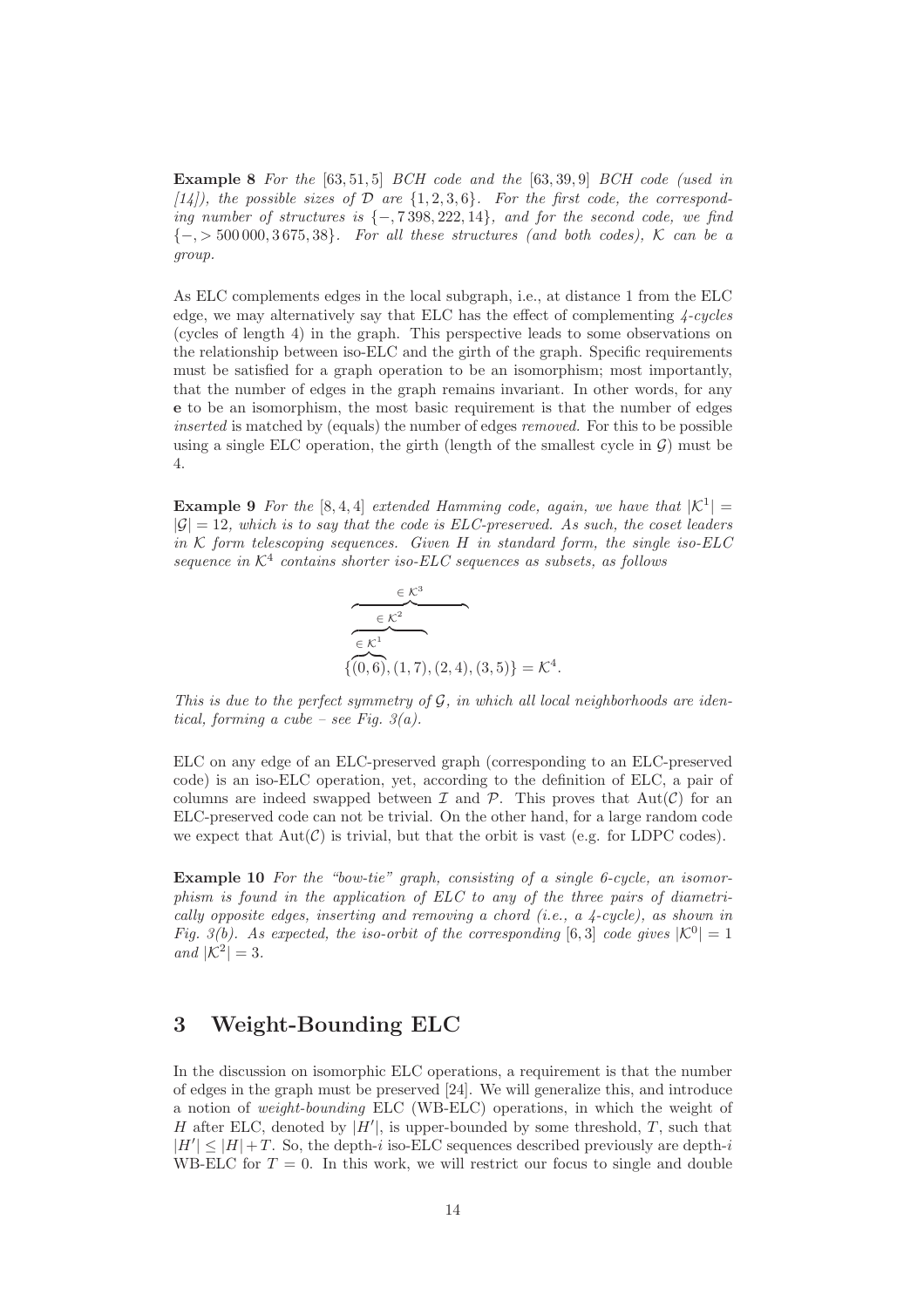**Example 8** *For the* $[63, 51, 5]$ *BCH code and the* $[63, 39, 9]$ *BCH code (used in [14]), the possible sizes of* $\mathcal{D}$ *are* $\{1, 2, 3, 6\}$. *For the first code, the corresponding number of structures is* $\{-, 7\,398, 222, 14\}$, *and for the second code, we find* $\{-, > 500\,000, 3\,675, 38\}$. *For all these structures (and both codes),* $\mathcal{K}$ *can be a group.*

As ELC complements edges in the local subgraph, i.e., at distance 1 from the ELC edge, we may alternatively say that ELC has the effect of complementing *4-cycles* (cycles of length 4) in the graph. This perspective leads to some observations on the relationship between iso-ELC and the girth of the graph. Specific requirements must be satisfied for a graph operation to be an isomorphism; most importantly, that the number of edges in the graph remains invariant. In other words, for any $\mathbf{e}$ to be an isomorphism, the most basic requirement is that the number of edges *inserted* is matched by (equals) the number of edges *removed*. For this to be possible using a single ELC operation, the girth (length of the smallest cycle in $\mathcal{G}$) must be 4.

**Example 9** *For the* $[8, 4, 4]$ *extended Hamming code, again, we have that* $|\mathcal{K}^1| = |\mathcal{G}| = 12$, *which is to say that the code is ELC-preserved. As such, the coset leaders in* $\mathcal{K}$ *form telescoping sequences. Given* $H$ *in standard form, the single iso-ELC sequence in* $\mathcal{K}^4$ *contains shorter iso-ELC sequences as subsets, as follows*

$$\{\overbrace{\overbrace{\overbrace{(0,6)}^{\in \mathcal{K}^1}, (1,7)}^{\in \mathcal{K}^2}, (2,4)}^{\in \mathcal{K}^3}, (3,5)\} = \mathcal{K}^4.$$

*This is due to the perfect symmetry of* $\mathcal{G}$, *in which all local neighborhoods are identical, forming a cube – see Fig. 3(a).*

ELC on any edge of an ELC-preserved graph (corresponding to an ELC-preserved code) is an iso-ELC operation, yet, according to the definition of ELC, a pair of columns are indeed swapped between $\mathcal{I}$ and $\mathcal{P}$. This proves that $\mathrm{Aut}(\mathcal{C})$ for an ELC-preserved code can not be trivial. On the other hand, for a large random code we expect that $\mathrm{Aut}(\mathcal{C})$ is trivial, but that the orbit is vast (e.g. for LDPC codes).

**Example 10** *For the "bow-tie" graph, consisting of a single 6-cycle, an isomorphism is found in the application of ELC to any of the three pairs of diametrically opposite edges, inserting and removing a chord (i.e., a 4-cycle), as shown in Fig. 3(b). As expected, the iso-orbit of the corresponding* $[6, 3]$ *code gives* $|\mathcal{K}^0| = 1$ *and* $|\mathcal{K}^2| = 3$.

## 3 Weight-Bounding ELC

In the discussion on isomorphic ELC operations, a requirement is that the number of edges in the graph must be preserved [24]. We will generalize this, and introduce a notion of *weight-bounding* ELC (WB-ELC) operations, in which the weight of $H$ after ELC, denoted by $|H'|$, is upper-bounded by some threshold, $T$, such that $|H'| \leq |H| + T$. So, the depth-$i$ iso-ELC sequences described previously are depth-$i$ WB-ELC for $T = 0$. In this work, we will restrict our focus to single and double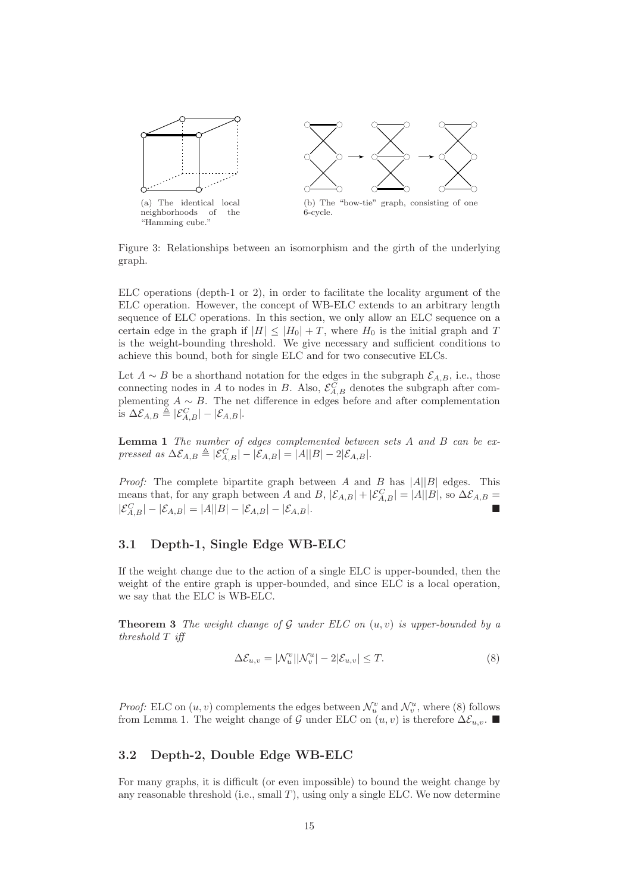(a) The identical local neighborhoods of the "Hamming cube."

(b) The "bow-tie" graph, consisting of one 6-cycle.

Figure 3: Relationships between an isomorphism and the girth of the underlying graph.

ELC operations (depth-1 or 2), in order to facilitate the locality argument of the ELC operation. However, the concept of WB-ELC extends to an arbitrary length sequence of ELC operations. In this section, we only allow an ELC sequence on a certain edge in the graph if $|H| \leq |H_0| + T$, where $H_0$ is the initial graph and $T$ is the weight-bounding threshold. We give necessary and sufficient conditions to achieve this bound, both for single ELC and for two consecutive ELCs.

Let $A \sim B$ be a shorthand notation for the edges in the subgraph $\mathcal{E}_{A,B}$, i.e., those connecting nodes in $A$ to nodes in $B$. Also, $\mathcal{E}^C_{A,B}$ denotes the subgraph after complementing $A \sim B$. The net difference in edges before and after complementation is $\Delta\mathcal{E}_{A,B} \triangleq |\mathcal{E}^C_{A,B}| - |\mathcal{E}_{A,B}|$.

**Lemma 1** *The number of edges complemented between sets $A$ and $B$ can be expressed as $\Delta\mathcal{E}_{A,B} \triangleq |\mathcal{E}^C_{A,B}| - |\mathcal{E}_{A,B}| = |A||B| - 2|\mathcal{E}_{A,B}|$.*

*Proof:* The complete bipartite graph between $A$ and $B$ has $|A||B|$ edges. This means that, for any graph between $A$ and $B$, $|\mathcal{E}_{A,B}| + |\mathcal{E}^C_{A,B}| = |A||B|$, so $\Delta\mathcal{E}_{A,B} = |\mathcal{E}^C_{A,B}| - |\mathcal{E}_{A,B}| = |A||B| - |\mathcal{E}_{A,B}| - |\mathcal{E}_{A,B}|$. ∎

### 3.1 Depth-1, Single Edge WB-ELC

If the weight change due to the action of a single ELC is upper-bounded, then the weight of the entire graph is upper-bounded, and since ELC is a local operation, we say that the ELC is WB-ELC.

**Theorem 3** *The weight change of $\mathcal{G}$ under ELC on $(u, v)$ is upper-bounded by a threshold $T$ iff*

$$\Delta\mathcal{E}_{u,v} = |\mathcal{N}^v_u||\mathcal{N}^u_v| - 2|\mathcal{E}_{u,v}| \leq T. \tag{8}$$

*Proof:* ELC on $(u, v)$ complements the edges between $\mathcal{N}^v_u$ and $\mathcal{N}^u_v$, where (8) follows from Lemma 1. The weight change of $\mathcal{G}$ under ELC on $(u, v)$ is therefore $\Delta\mathcal{E}_{u,v}$. ∎

### 3.2 Depth-2, Double Edge WB-ELC

For many graphs, it is difficult (or even impossible) to bound the weight change by any reasonable threshold (i.e., small $T$), using only a single ELC. We now determine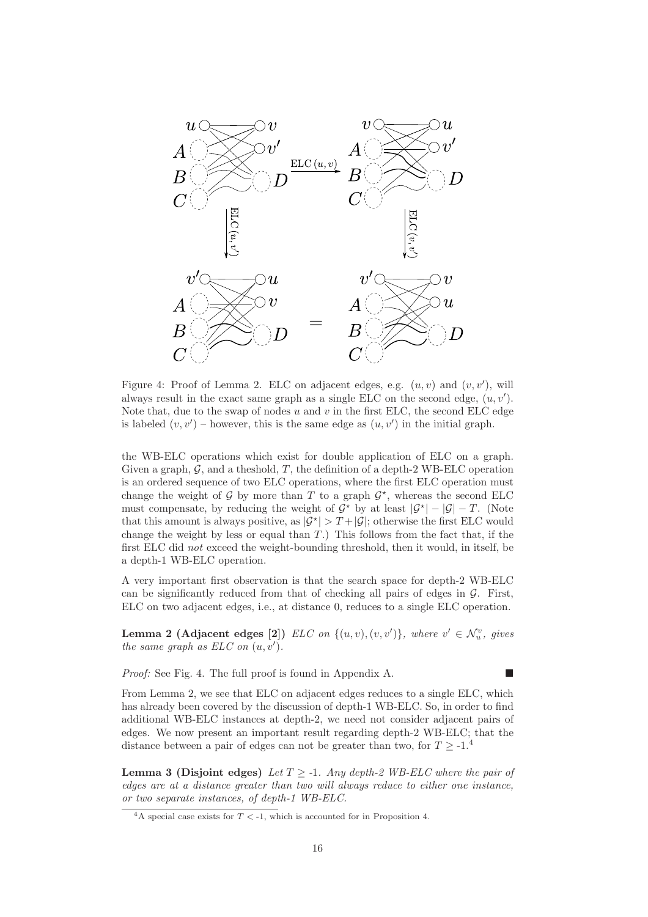Figure 4: Proof of Lemma 2. ELC on adjacent edges, e.g. $(u, v)$ and $(v, v')$, will always result in the exact same graph as a single ELC on the second edge, $(u, v')$. Note that, due to the swap of nodes $u$ and $v$ in the first ELC, the second ELC edge is labeled $(v, v')$ – however, this is the same edge as $(u, v')$ in the initial graph.

the WB-ELC operations which exist for double application of ELC on a graph. Given a graph, $\mathcal{G}$, and a theshold, $T$, the definition of a depth-2 WB-ELC operation is an ordered sequence of two ELC operations, where the first ELC operation must change the weight of $\mathcal{G}$ by more than $T$ to a graph $\mathcal{G}^\star$, whereas the second ELC must compensate, by reducing the weight of $\mathcal{G}^\star$ by at least $|\mathcal{G}^\star| - |\mathcal{G}| - T$. (Note that this amount is always positive, as $|\mathcal{G}^\star| > T + |\mathcal{G}|$; otherwise the first ELC would change the weight by less or equal than $T$.) This follows from the fact that, if the first ELC did *not* exceed the weight-bounding threshold, then it would, in itself, be a depth-1 WB-ELC operation.

A very important first observation is that the search space for depth-2 WB-ELC can be significantly reduced from that of checking all pairs of edges in $\mathcal{G}$. First, ELC on two adjacent edges, i.e., at distance 0, reduces to a single ELC operation.

**Lemma 2 (Adjacent edges [2])** *ELC on* $\{(u, v), (v, v')\}$*, where* $v' \in \mathcal{N}_u^v$*, gives the same graph as ELC on* $(u, v')$*.*

*Proof:* See Fig. 4. The full proof is found in Appendix A. ■

From Lemma 2, we see that ELC on adjacent edges reduces to a single ELC, which has already been covered by the discussion of depth-1 WB-ELC. So, in order to find additional WB-ELC instances at depth-2, we need not consider adjacent pairs of edges. We now present an important result regarding depth-2 WB-ELC; that the distance between a pair of edges can not be greater than two, for $T \geq$ -1.[4]

**Lemma 3 (Disjoint edges)** *Let* $T \geq$ *-1. Any depth-2 WB-ELC where the pair of edges are at a distance greater than two will always reduce to either one instance, or two separate instances, of depth-1 WB-ELC.*

[4] A special case exists for $T <$ -1, which is accounted for in Proposition 4.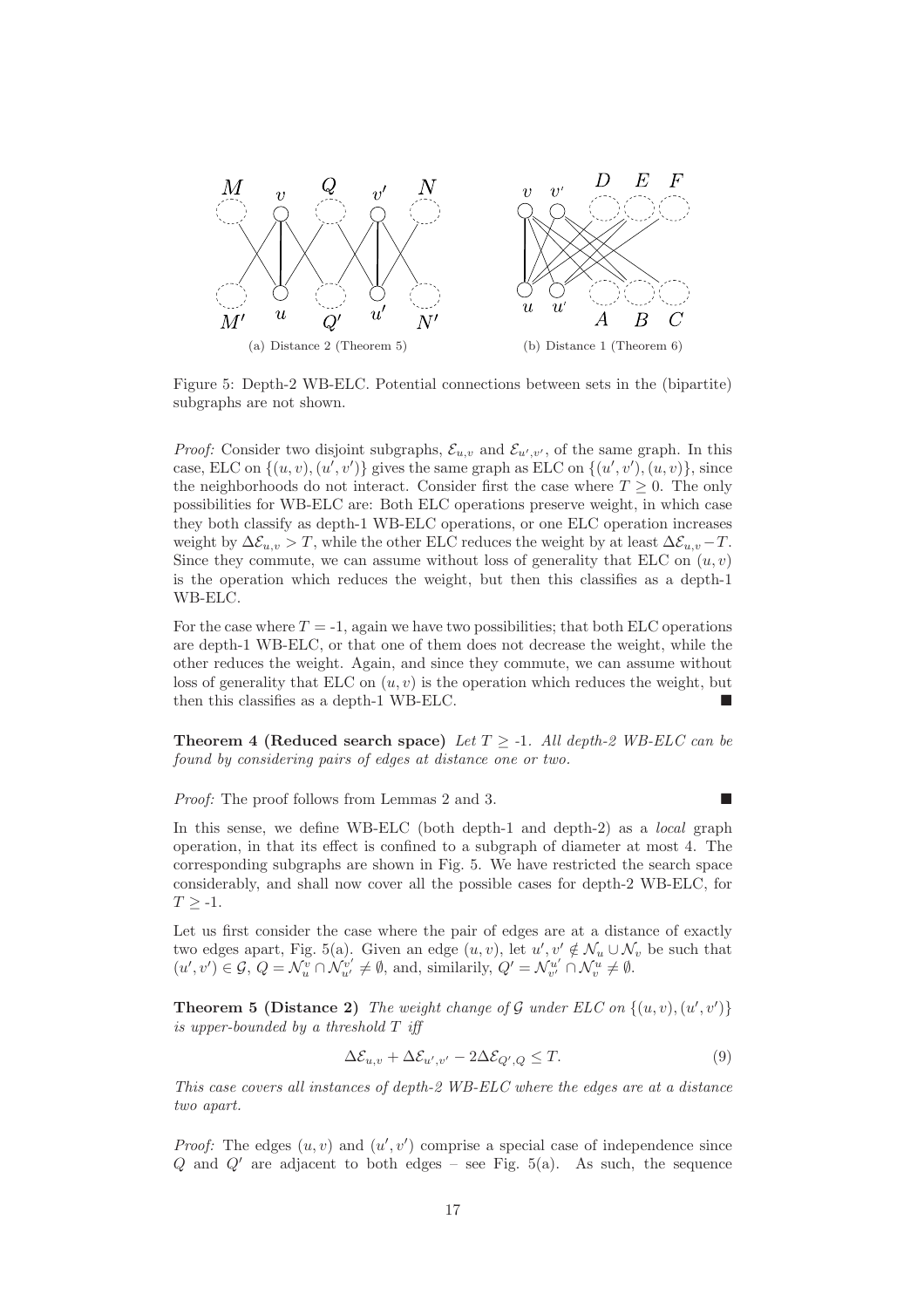(a) Distance 2 (Theorem 5)

(b) Distance 1 (Theorem 6)

Figure 5: Depth-2 WB-ELC. Potential connections between sets in the (bipartite) subgraphs are not shown.

*Proof:* Consider two disjoint subgraphs, $\mathcal{E}_{u,v}$ and $\mathcal{E}_{u',v'}$, of the same graph. In this case, ELC on $\{(u,v),(u',v')\}$ gives the same graph as ELC on $\{(u',v'),(u,v)\}$, since the neighborhoods do not interact. Consider first the case where $T \geq 0$. The only possibilities for WB-ELC are: Both ELC operations preserve weight, in which case they both classify as depth-1 WB-ELC operations, or one ELC operation increases weight by $\Delta\mathcal{E}_{u,v} > T$, while the other ELC reduces the weight by at least $\Delta\mathcal{E}_{u,v} - T$. Since they commute, we can assume without loss of generality that ELC on $(u,v)$ is the operation which reduces the weight, but then this classifies as a depth-1 WB-ELC.

For the case where $T =$ -1, again we have two possibilities; that both ELC operations are depth-1 WB-ELC, or that one of them does not decrease the weight, while the other reduces the weight. Again, and since they commute, we can assume without loss of generality that ELC on $(u,v)$ is the operation which reduces the weight, but then this classifies as a depth-1 WB-ELC. ■

**Theorem 4 (Reduced search space)** *Let $T \geq$ -1. All depth-2 WB-ELC can be found by considering pairs of edges at distance one or two.*

*Proof:* The proof follows from Lemmas 2 and 3. ■

In this sense, we define WB-ELC (both depth-1 and depth-2) as a *local* graph operation, in that its effect is confined to a subgraph of diameter at most 4. The corresponding subgraphs are shown in Fig. 5. We have restricted the search space considerably, and shall now cover all the possible cases for depth-2 WB-ELC, for $T \geq$ -1.

Let us first consider the case where the pair of edges are at a distance of exactly two edges apart, Fig. 5(a). Given an edge $(u,v)$, let $u', v' \notin \mathcal{N}_u \cup \mathcal{N}_v$ be such that $(u',v') \in \mathcal{G}$, $Q = \mathcal{N}_u^v \cap \mathcal{N}_{u'}^{v'} \neq \emptyset$, and, similarly, $Q' = \mathcal{N}_{v'}^{u'} \cap \mathcal{N}_v^u \neq \emptyset$.

**Theorem 5 (Distance 2)** *The weight change of $\mathcal{G}$ under ELC on $\{(u,v),(u',v')\}$ is upper-bounded by a threshold $T$ iff*

$$\Delta\mathcal{E}_{u,v} + \Delta\mathcal{E}_{u',v'} - 2\Delta\mathcal{E}_{Q',Q} \leq T. \tag{9}$$

*This case covers all instances of depth-2 WB-ELC where the edges are at a distance two apart.*

*Proof:* The edges $(u,v)$ and $(u',v')$ comprise a special case of independence since $Q$ and $Q'$ are adjacent to both edges – see Fig. 5(a). As such, the sequence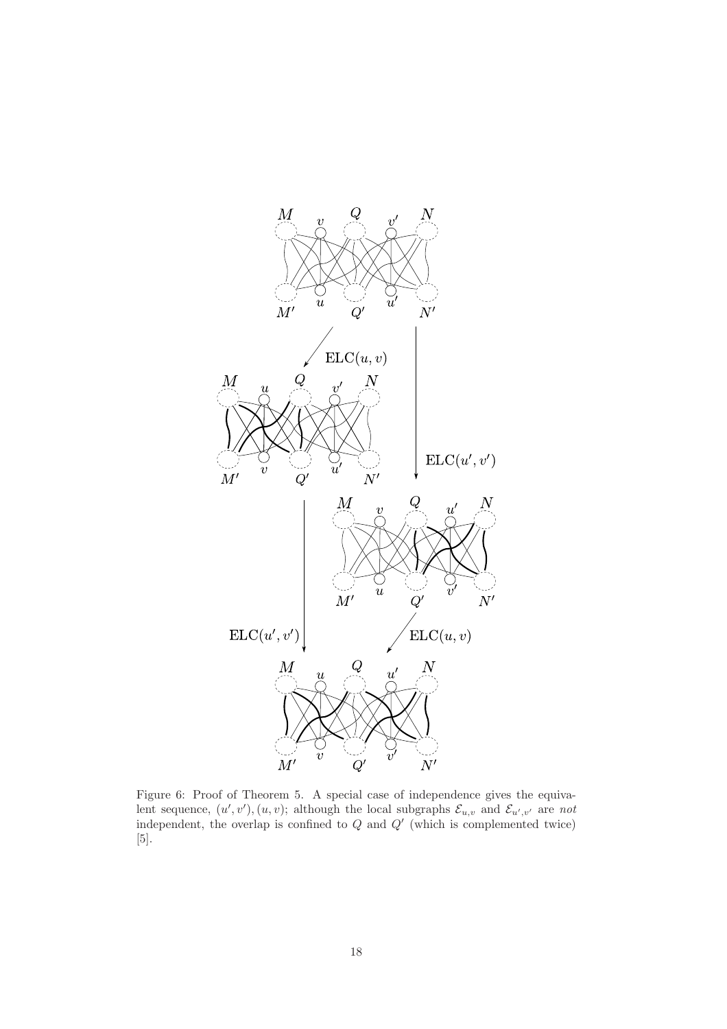Figure 6: Proof of Theorem 5. A special case of independence gives the equivalent sequence, $(u', v'), (u, v)$; although the local subgraphs $\mathcal{E}_{u,v}$ and $\mathcal{E}_{u',v'}$ are *not* independent, the overlap is confined to $Q$ and $Q'$ (which is complemented twice) [5].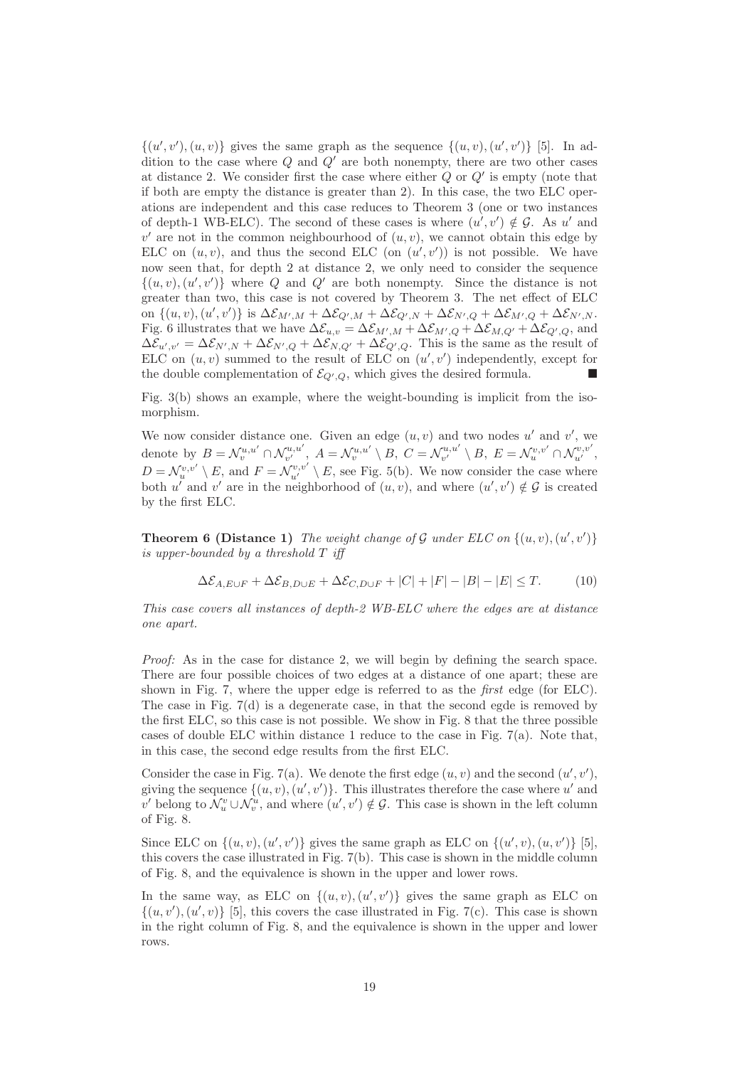$\{(u',v'),(u,v)\}$ gives the same graph as the sequence $\{(u,v),(u',v')\}$ [5]. In addition to the case where $Q$ and $Q'$ are both nonempty, there are two other cases at distance 2. We consider first the case where either $Q$ or $Q'$ is empty (note that if both are empty the distance is greater than 2). In this case, the two ELC operations are independent and this case reduces to Theorem 3 (one or two instances of depth-1 WB-ELC). The second of these cases is where $(u',v') \notin \mathcal{G}$. As $u'$ and $v'$ are not in the common neighbourhood of $(u,v)$, we cannot obtain this edge by ELC on $(u,v)$, and thus the second ELC (on $(u',v')$) is not possible. We have now seen that, for depth 2 at distance 2, we only need to consider the sequence $\{(u,v),(u',v')\}$ where $Q$ and $Q'$ are both nonempty. Since the distance is not greater than two, this case is not covered by Theorem 3. The net effect of ELC on $\{(u,v),(u',v')\}$ is $\Delta\mathcal{E}_{M',M} + \Delta\mathcal{E}_{Q',M} + \Delta\mathcal{E}_{Q',N} + \Delta\mathcal{E}_{N',Q} + \Delta\mathcal{E}_{M',Q} + \Delta\mathcal{E}_{N',N}$. Fig. 6 illustrates that we have $\Delta\mathcal{E}_{u,v} = \Delta\mathcal{E}_{M',M} + \Delta\mathcal{E}_{M',Q} + \Delta\mathcal{E}_{M,Q'} + \Delta\mathcal{E}_{Q',Q}$, and $\Delta\mathcal{E}_{u',v'} = \Delta\mathcal{E}_{N',N} + \Delta\mathcal{E}_{N',Q} + \Delta\mathcal{E}_{N,Q'} + \Delta\mathcal{E}_{Q',Q}$. This is the same as the result of ELC on $(u,v)$ summed to the result of ELC on $(u',v')$ independently, except for the double complementation of $\mathcal{E}_{Q',Q}$, which gives the desired formula. ∎

Fig. 3(b) shows an example, where the weight-bounding is implicit from the isomorphism.

We now consider distance one. Given an edge $(u,v)$ and two nodes $u'$ and $v'$, we denote by $B = \mathcal{N}_v^{u,u'} \cap \mathcal{N}_{v'}^{u,u'}$, $A = \mathcal{N}_v^{u,u'} \setminus B$, $C = \mathcal{N}_{v'}^{u,u'} \setminus B$, $E = \mathcal{N}_u^{v,v'} \cap \mathcal{N}_{u'}^{v,v'}$, $D = \mathcal{N}_u^{v,v'} \setminus E$, and $F = \mathcal{N}_{u'}^{v,v'} \setminus E$, see Fig. 5(b). We now consider the case where both $u'$ and $v'$ are in the neighborhood of $(u,v)$, and where $(u',v') \notin \mathcal{G}$ is created by the first ELC.

**Theorem 6 (Distance 1)** *The weight change of $\mathcal{G}$ under ELC on $\{(u,v),(u',v')\}$ is upper-bounded by a threshold $T$ iff*

$$\Delta\mathcal{E}_{A,E\cup F} + \Delta\mathcal{E}_{B,D\cup E} + \Delta\mathcal{E}_{C,D\cup F} + |C| + |F| - |B| - |E| \leq T. \qquad (10)$$

*This case covers all instances of depth-2 WB-ELC where the edges are at distance one apart.*

*Proof:* As in the case for distance 2, we will begin by defining the search space. There are four possible choices of two edges at a distance of one apart; these are shown in Fig. 7, where the upper edge is referred to as the *first* edge (for ELC). The case in Fig. 7(d) is a degenerate case, in that the second egde is removed by the first ELC, so this case is not possible. We show in Fig. 8 that the three possible cases of double ELC within distance 1 reduce to the case in Fig. 7(a). Note that, in this case, the second edge results from the first ELC.

Consider the case in Fig. 7(a). We denote the first edge $(u,v)$ and the second $(u',v')$, giving the sequence $\{(u,v),(u',v')\}$. This illustrates therefore the case where $u'$ and $v'$ belong to $\mathcal{N}_u^v \cup \mathcal{N}_v^u$, and where $(u',v') \notin \mathcal{G}$. This case is shown in the left column of Fig. 8.

Since ELC on $\{(u,v),(u',v')\}$ gives the same graph as ELC on $\{(u',v),(u,v')\}$ [5], this covers the case illustrated in Fig. 7(b). This case is shown in the middle column of Fig. 8, and the equivalence is shown in the upper and lower rows.

In the same way, as ELC on $\{(u,v),(u',v')\}$ gives the same graph as ELC on $\{(u,v'),(u',v)\}$ [5], this covers the case illustrated in Fig. 7(c). This case is shown in the right column of Fig. 8, and the equivalence is shown in the upper and lower rows.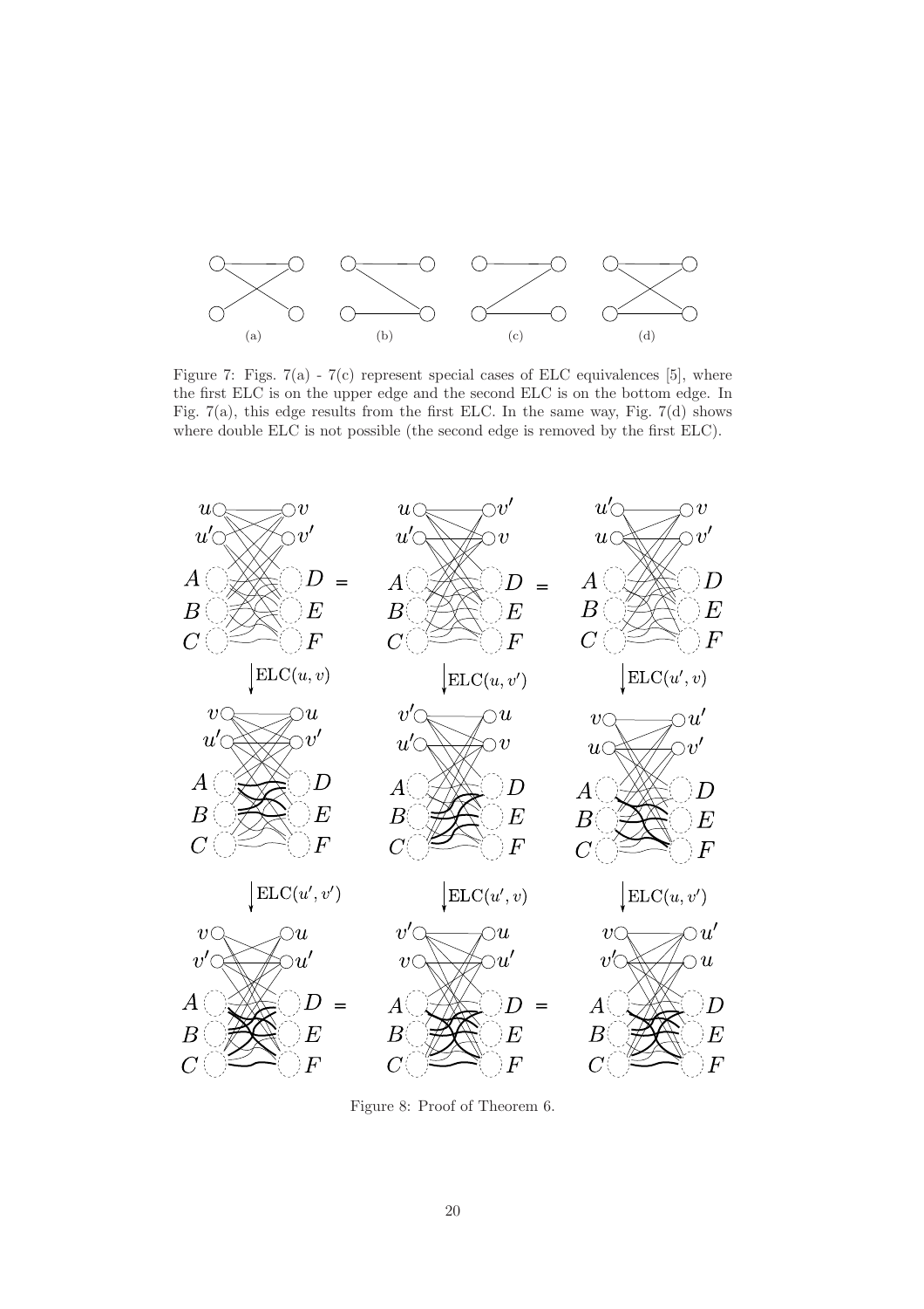(a) (b) (c) (d)

Figure 7: Figs. 7(a) - 7(c) represent special cases of ELC equivalences [5], where the first ELC is on the upper edge and the second ELC is on the bottom edge. In Fig. 7(a), this edge results from the first ELC. In the same way, Fig. 7(d) shows where double ELC is not possible (the second edge is removed by the first ELC).

Figure 8: Proof of Theorem 6.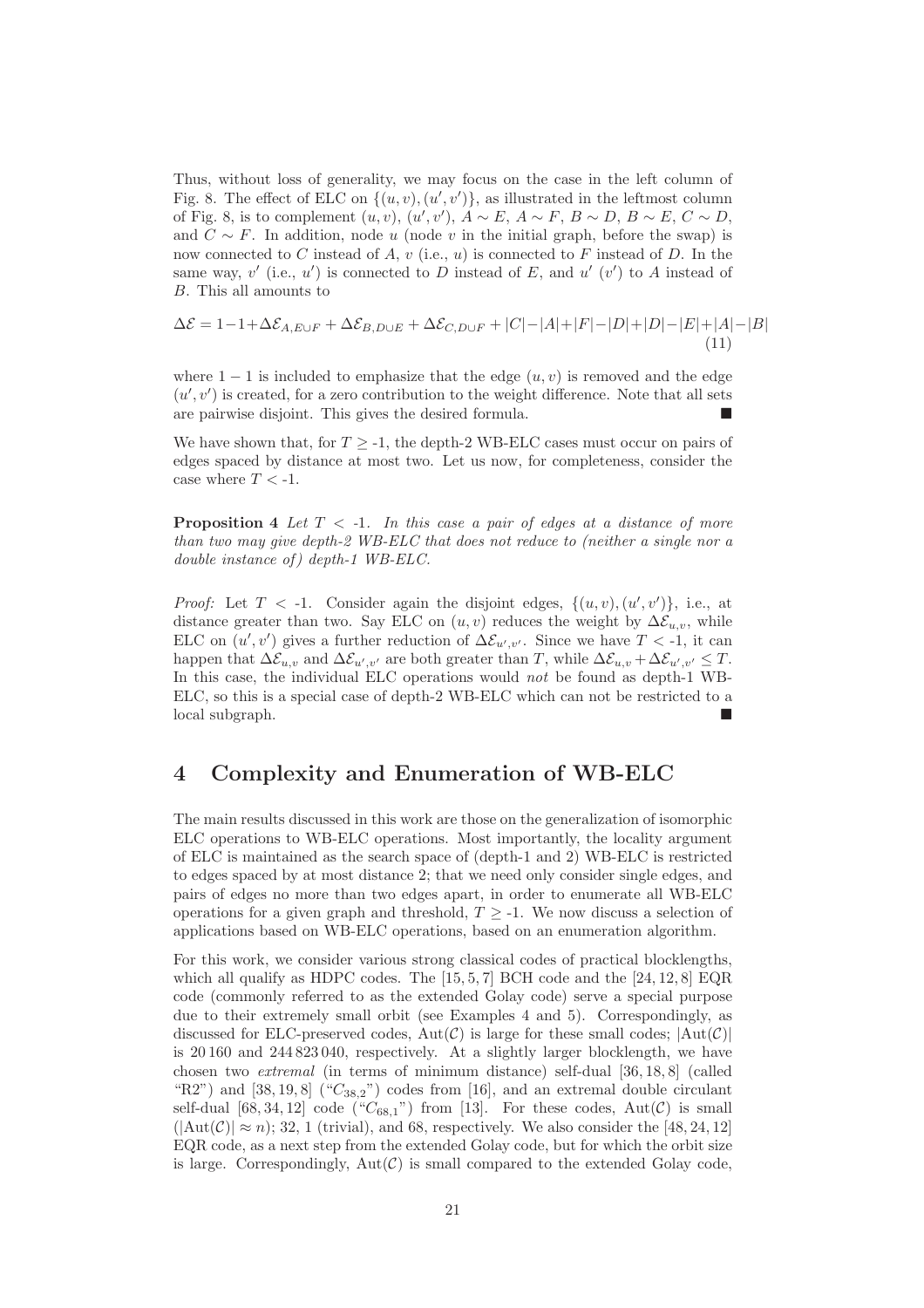Thus, without loss of generality, we may focus on the case in the left column of Fig. 8. The effect of ELC on $\{(u,v),(u',v')\}$, as illustrated in the leftmost column of Fig. 8, is to complement $(u,v)$, $(u',v')$, $A\sim E$, $A\sim F$, $B\sim D$, $B\sim E$, $C\sim D$, and $C\sim F$. In addition, node $u$ (node $v$ in the initial graph, before the swap) is now connected to $C$ instead of $A$, $v$ (i.e., $u$) is connected to $F$ instead of $D$. In the same way, $v'$ (i.e., $u'$) is connected to $D$ instead of $E$, and $u'$ ($v'$) to $A$ instead of $B$. This all amounts to

$$\Delta\mathcal{E} = 1-1+\Delta\mathcal{E}_{A,E\cup F}+\Delta\mathcal{E}_{B,D\cup E}+\Delta\mathcal{E}_{C,D\cup F}+|C|-|A|+|F|-|D|+|D|-|E|+|A|-|B| \tag{11}$$

where $1-1$ is included to emphasize that the edge $(u,v)$ is removed and the edge $(u',v')$ is created, for a zero contribution to the weight difference. Note that all sets are pairwise disjoint. This gives the desired formula. ∎

We have shown that, for $T\geq$ -1, the depth-2 WB-ELC cases must occur on pairs of edges spaced by distance at most two. Let us now, for completeness, consider the case where $T<$ -1.

**Proposition 4** *Let $T<$ -1. In this case a pair of edges at a distance of more than two may give depth-2 WB-ELC that does not reduce to (neither a single nor a double instance of) depth-1 WB-ELC.*

*Proof:* Let $T<$ -1. Consider again the disjoint edges, $\{(u,v),(u',v')\}$, i.e., at distance greater than two. Say ELC on $(u,v)$ reduces the weight by $\Delta\mathcal{E}_{u,v}$, while ELC on $(u',v')$ gives a further reduction of $\Delta\mathcal{E}_{u',v'}$. Since we have $T<$ -1, it can happen that $\Delta\mathcal{E}_{u,v}$ and $\Delta\mathcal{E}_{u',v'}$ are both greater than $T$, while $\Delta\mathcal{E}_{u,v}+\Delta\mathcal{E}_{u',v'}\leq T$. In this case, the individual ELC operations would *not* be found as depth-1 WB-ELC, so this is a special case of depth-2 WB-ELC which can not be restricted to a local subgraph. ∎

# 4 Complexity and Enumeration of WB-ELC

The main results discussed in this work are those on the generalization of isomorphic ELC operations to WB-ELC operations. Most importantly, the locality argument of ELC is maintained as the search space of (depth-1 and 2) WB-ELC is restricted to edges spaced by at most distance 2; that we need only consider single edges, and pairs of edges no more than two edges apart, in order to enumerate all WB-ELC operations for a given graph and threshold, $T\geq$ -1. We now discuss a selection of applications based on WB-ELC operations, based on an enumeration algorithm.

For this work, we consider various strong classical codes of practical blocklengths, which all qualify as HDPC codes. The $[15,5,7]$ BCH code and the $[24,12,8]$ EQR code (commonly referred to as the extended Golay code) serve a special purpose due to their extremely small orbit (see Examples 4 and 5). Correspondingly, as discussed for ELC-preserved codes, $\mathrm{Aut}(\mathcal{C})$ is large for these small codes; $|\mathrm{Aut}(\mathcal{C})|$ is 20 160 and 244 823 040, respectively. At a slightly larger blocklength, we have chosen two *extremal* (in terms of minimum distance) self-dual $[36,18,8]$ (called "R2") and $[38,19,8]$ ("$C_{38,2}$") codes from [16], and an extremal double circulant self-dual $[68,34,12]$ code ("$C_{68,1}$") from [13]. For these codes, $\mathrm{Aut}(\mathcal{C})$ is small ($|\mathrm{Aut}(\mathcal{C})|\approx n$); 32, 1 (trivial), and 68, respectively. We also consider the $[48,24,12]$ EQR code, as a next step from the extended Golay code, but for which the orbit size is large. Correspondingly, $\mathrm{Aut}(\mathcal{C})$ is small compared to the extended Golay code,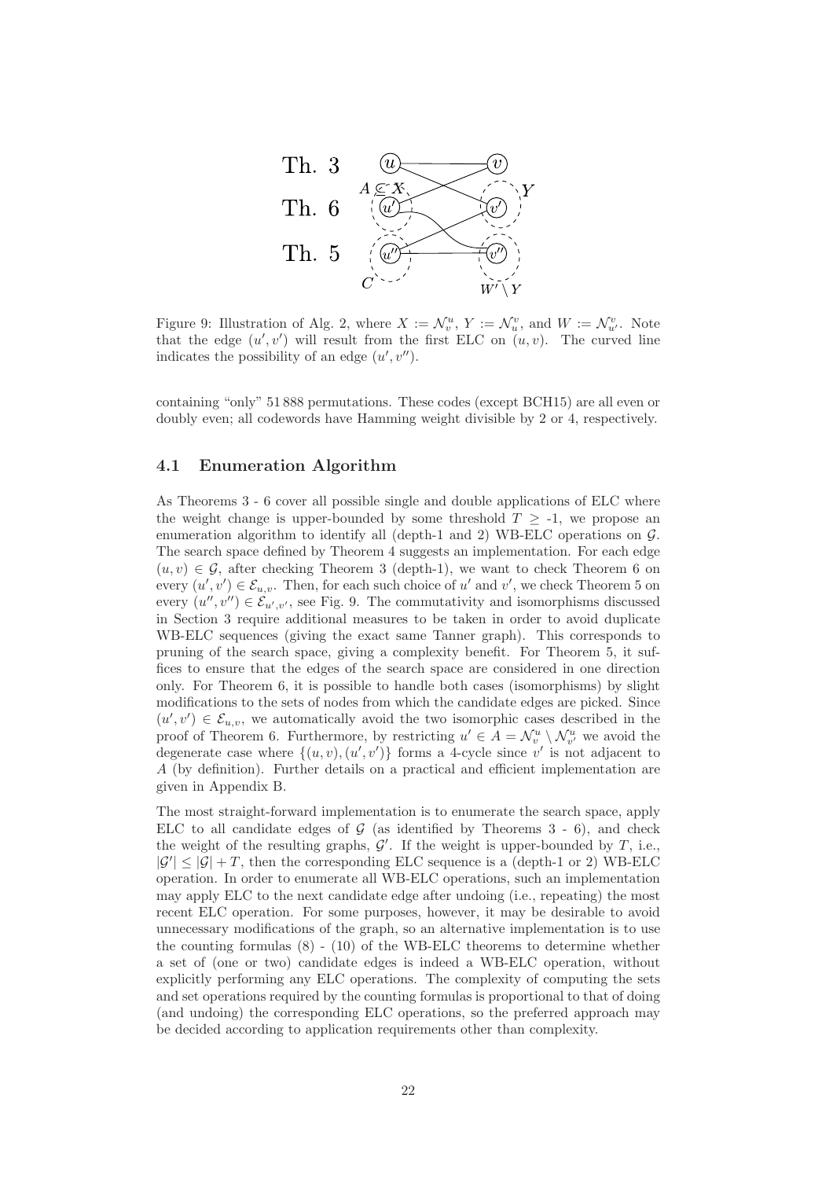Th. 3

Th. 6

Th. 5

Figure 9: Illustration of Alg. 2, where $X := \mathcal{N}_v^u$, $Y := \mathcal{N}_u^v$, and $W := \mathcal{N}_{u'}^v$. Note that the edge $(u', v')$ will result from the first ELC on $(u, v)$. The curved line indicates the possibility of an edge $(u', v'')$.

containing "only" 51 888 permutations. These codes (except BCH15) are all even or doubly even; all codewords have Hamming weight divisible by 2 or 4, respectively.

### 4.1 Enumeration Algorithm

As Theorems 3 - 6 cover all possible single and double applications of ELC where the weight change is upper-bounded by some threshold $T \geq$ -1, we propose an enumeration algorithm to identify all (depth-1 and 2) WB-ELC operations on $\mathcal{G}$. The search space defined by Theorem 4 suggests an implementation. For each edge $(u, v) \in \mathcal{G}$, after checking Theorem 3 (depth-1), we want to check Theorem 6 on every $(u', v') \in \mathcal{E}_{u,v}$. Then, for each such choice of $u'$ and $v'$, we check Theorem 5 on every $(u'', v'') \in \mathcal{E}_{u',v'}$, see Fig. 9. The commutativity and isomorphisms discussed in Section 3 require additional measures to be taken in order to avoid duplicate WB-ELC sequences (giving the exact same Tanner graph). This corresponds to pruning of the search space, giving a complexity benefit. For Theorem 5, it suffices to ensure that the edges of the search space are considered in one direction only. For Theorem 6, it is possible to handle both cases (isomorphisms) by slight modifications to the sets of nodes from which the candidate edges are picked. Since $(u', v') \in \mathcal{E}_{u,v}$, we automatically avoid the two isomorphic cases described in the proof of Theorem 6. Furthermore, by restricting $u' \in A = \mathcal{N}_v^u \setminus \mathcal{N}_{v'}^u$ we avoid the degenerate case where $\{(u, v), (u', v')\}$ forms a 4-cycle since $v'$ is not adjacent to $A$ (by definition). Further details on a practical and efficient implementation are given in Appendix B.

The most straight-forward implementation is to enumerate the search space, apply ELC to all candidate edges of $\mathcal{G}$ (as identified by Theorems 3 - 6), and check the weight of the resulting graphs, $\mathcal{G}'$. If the weight is upper-bounded by $T$, i.e., $|\mathcal{G}'| \leq |\mathcal{G}| + T$, then the corresponding ELC sequence is a (depth-1 or 2) WB-ELC operation. In order to enumerate all WB-ELC operations, such an implementation may apply ELC to the next candidate edge after undoing (i.e., repeating) the most recent ELC operation. For some purposes, however, it may be desirable to avoid unnecessary modifications of the graph, so an alternative implementation is to use the counting formulas (8) - (10) of the WB-ELC theorems to determine whether a set of (one or two) candidate edges is indeed a WB-ELC operation, without explicitly performing any ELC operations. The complexity of computing the sets and set operations required by the counting formulas is proportional to that of doing (and undoing) the corresponding ELC operations, so the preferred approach may be decided according to application requirements other than complexity.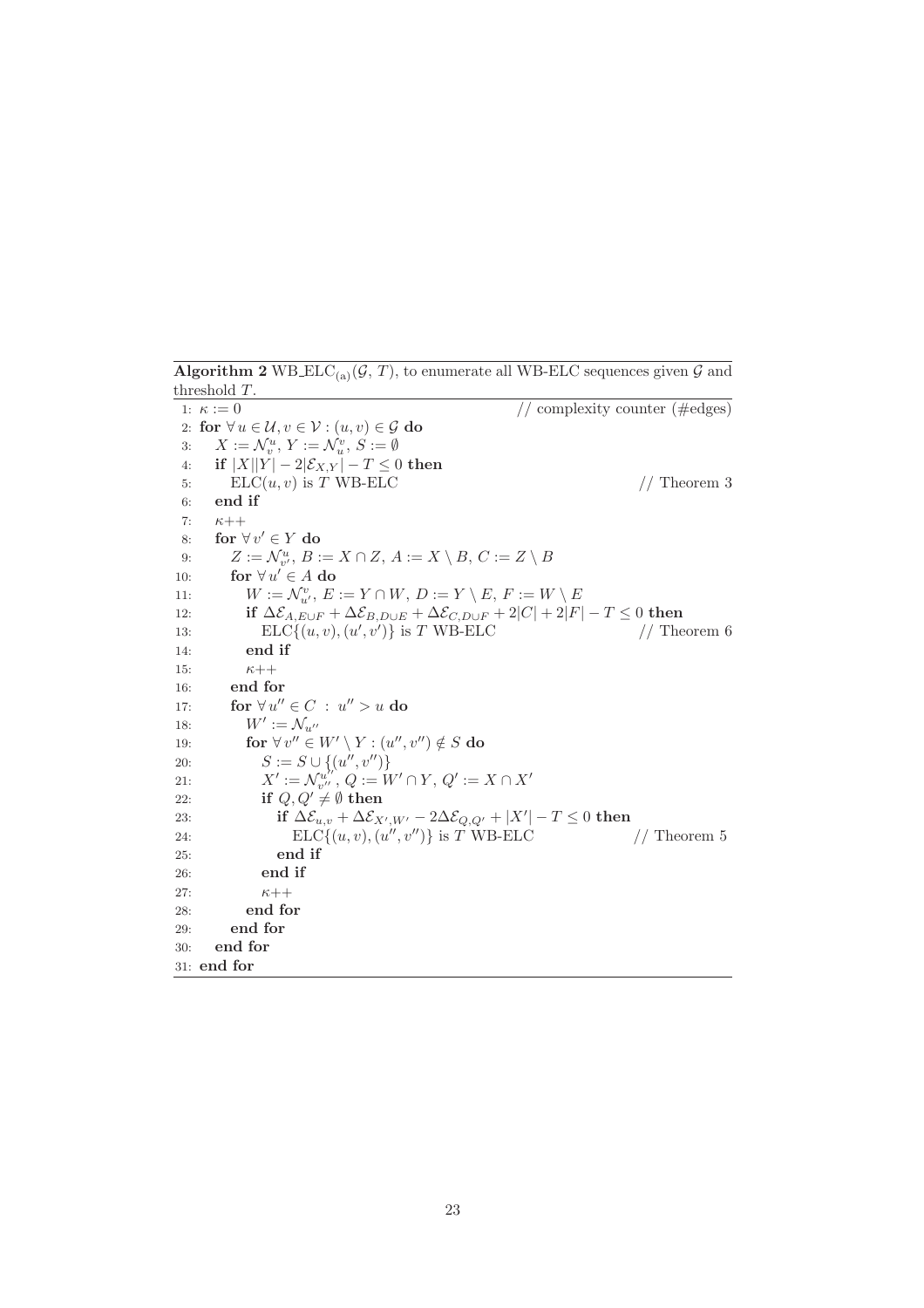**Algorithm 2** $\text{WB\_ELC}_{(a)}(\mathcal{G}, T)$, to enumerate all WB-ELC sequences given $\mathcal{G}$ and threshold $T$.

```
1:  κ := 0                                                    // complexity counter (#edges)
2:  for ∀ u ∈ 𝒰, v ∈ 𝒱 : (u, v) ∈ 𝒢 do
3:     X := 𝒩_v^u, Y := 𝒩_u^v, S := ∅
4:     if |X||Y| − 2|ℰ_{X,Y}| − T ≤ 0 then
5:        ELC(u, v) is T WB-ELC                                // Theorem 3
6:     end if
7:     κ++
8:     for ∀ v′ ∈ Y do
9:        Z := 𝒩_{v′}^u, B := X ∩ Z, A := X \ B, C := Z \ B
10:       for ∀ u′ ∈ A do
11:          W := 𝒩_{u′}^v, E := Y ∩ W, D := Y \ E, F := W \ E
12:          if Δℰ_{A,E∪F} + Δℰ_{B,D∪E} + Δℰ_{C,D∪F} + 2|C| + 2|F| − T ≤ 0 then
13:             ELC{(u, v), (u′, v′)} is T WB-ELC              // Theorem 6
14:          end if
15:          κ++
16:       end for
17:       for ∀ u″ ∈ C : u″ > u do
18:          W′ := 𝒩_{u″}
19:          for ∀ v″ ∈ W′ \ Y : (u″, v″) ∉ S do
20:             S := S ∪ {(u″, v″)}
21:             X′ := 𝒩_{v″}^{u″}, Q := W′ ∩ Y, Q′ := X ∩ X′
22:             if Q, Q′ ≠ ∅ then
23:                if Δℰ_{u,v} + Δℰ_{X′,W′} − 2Δℰ_{Q,Q′} + |X′| − T ≤ 0 then
24:                   ELC{(u, v), (u″, v″)} is T WB-ELC         // Theorem 5
25:                end if
26:             end if
27:             κ++
28:          end for
29:       end for
30:    end for
31: end for
```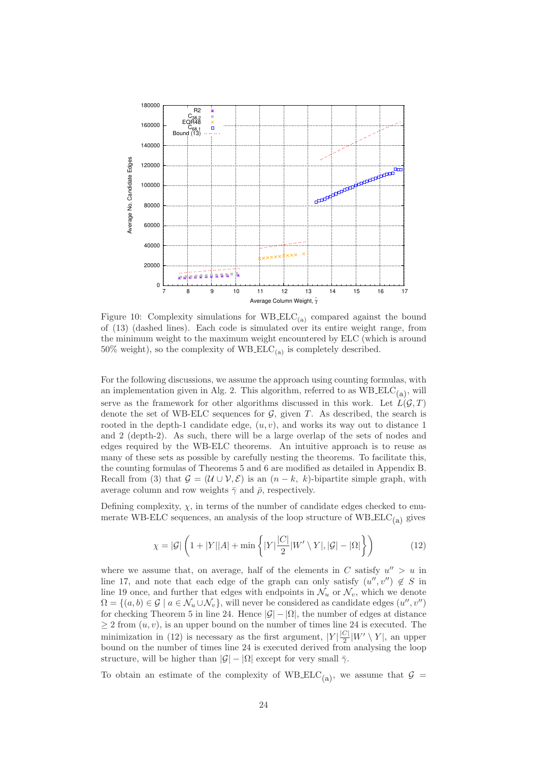Figure 10: Complexity simulations for WB_ELC$_{(a)}$ compared against the bound of (13) (dashed lines). Each code is simulated over its entire weight range, from the minimum weight to the maximum weight encountered by ELC (which is around 50% weight), so the complexity of WB_ELC$_{(a)}$ is completely described.

For the following discussions, we assume the approach using counting formulas, with an implementation given in Alg. 2. This algorithm, referred to as WB_ELC$_{(a)}$, will serve as the framework for other algorithms discussed in this work. Let $L(\mathcal{G}, T)$ denote the set of WB-ELC sequences for $\mathcal{G}$, given $T$. As described, the search is rooted in the depth-1 candidate edge, $(u, v)$, and works its way out to distance 1 and 2 (depth-2). As such, there will be a large overlap of the sets of nodes and edges required by the WB-ELC theorems. An intuitive approach is to reuse as many of these sets as possible by carefully nesting the theorems. To facilitate this, the counting formulas of Theorems 5 and 6 are modified as detailed in Appendix B. Recall from (3) that $\mathcal{G} = (\mathcal{U} \cup \mathcal{V}, \mathcal{E})$ is an $(n-k,\ k)$-bipartite simple graph, with average column and row weights $\bar{\gamma}$ and $\bar{\rho}$, respectively.

Defining complexity, $\chi$, in terms of the number of candidate edges checked to enumerate WB-ELC sequences, an analysis of the loop structure of WB_ELC$_{(a)}$ gives

$$\chi = |\mathcal{G}| \left( 1 + |Y||A| + \min\left\{ |Y| \frac{|C|}{2} |W' \setminus Y|, |\mathcal{G}| - |\Omega| \right\} \right) \tag{12}$$

where we assume that, on average, half of the elements in $C$ satisfy $u'' > u$ in line 17, and note that each edge of the graph can only satisfy $(u'', v'') \notin S$ in line 19 once, and further that edges with endpoints in $\mathcal{N}_u$ or $\mathcal{N}_v$, which we denote $\Omega = \{(a, b) \in \mathcal{G} \mid a \in \mathcal{N}_u \cup \mathcal{N}_v\}$, will never be considered as candidate edges $(u'', v'')$ for checking Theorem 5 in line 24. Hence $|\mathcal{G}| - |\Omega|$, the number of edges at distance $\geq 2$ from $(u, v)$, is an upper bound on the number of times line 24 is executed. The minimization in (12) is necessary as the first argument, $|Y| \frac{|C|}{2} |W' \setminus Y|$, an upper bound on the number of times line 24 is executed derived from analysing the loop structure, will be higher than $|\mathcal{G}| - |\Omega|$ except for very small $\bar{\gamma}$.

To obtain an estimate of the complexity of WB_ELC$_{(a)}$, we assume that $\mathcal{G}$ =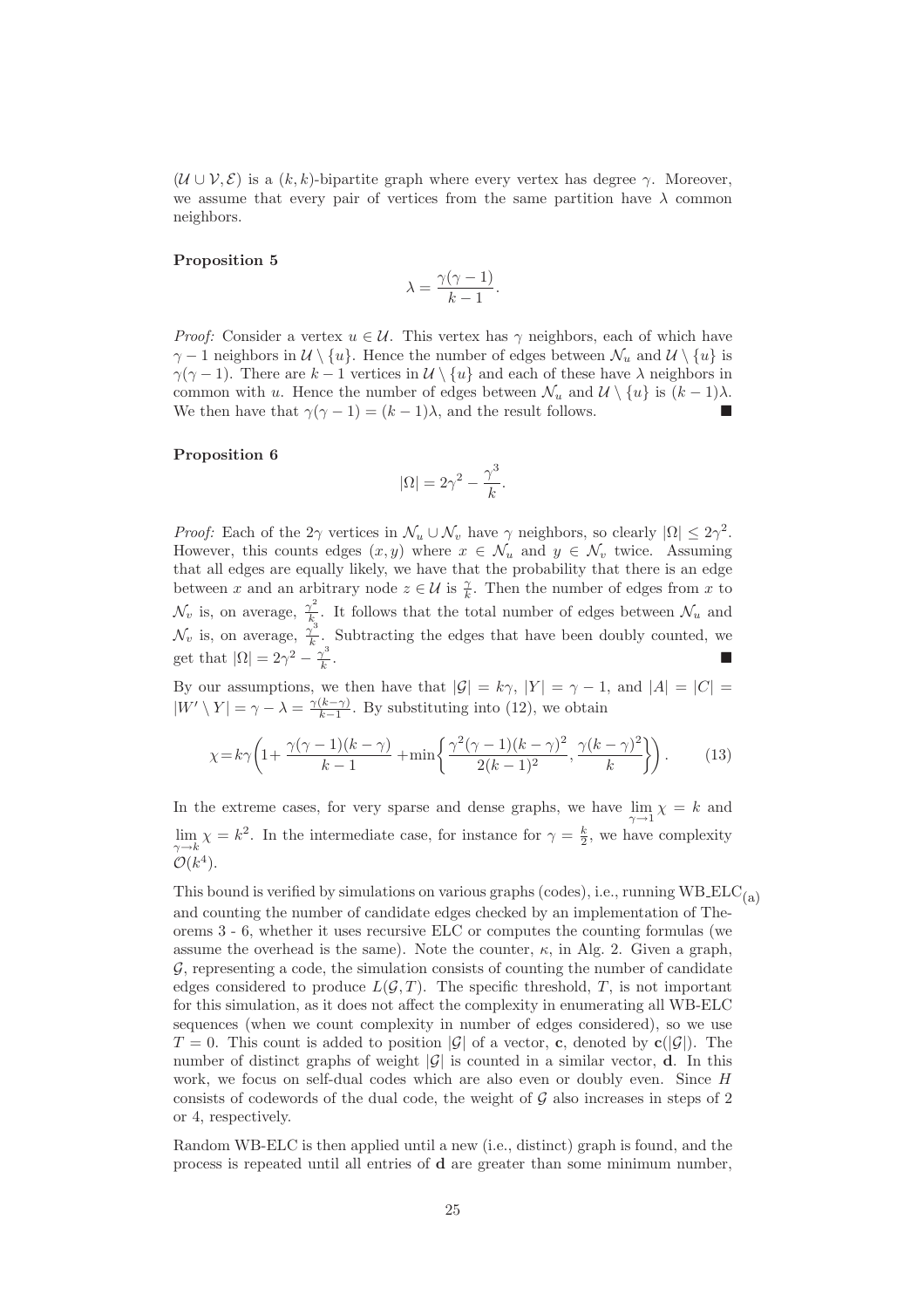$(\mathcal{U} \cup \mathcal{V}, \mathcal{E})$ is a $(k,k)$-bipartite graph where every vertex has degree $\gamma$. Moreover, we assume that every pair of vertices from the same partition have $\lambda$ common neighbors.

**Proposition 5**

$$\lambda = \frac{\gamma(\gamma-1)}{k-1}.$$

*Proof:* Consider a vertex $u \in \mathcal{U}$. This vertex has $\gamma$ neighbors, each of which have $\gamma - 1$ neighbors in $\mathcal{U} \setminus \{u\}$. Hence the number of edges between $\mathcal{N}_u$ and $\mathcal{U} \setminus \{u\}$ is $\gamma(\gamma-1)$. There are $k-1$ vertices in $\mathcal{U} \setminus \{u\}$ and each of these have $\lambda$ neighbors in common with $u$. Hence the number of edges between $\mathcal{N}_u$ and $\mathcal{U} \setminus \{u\}$ is $(k-1)\lambda$. We then have that $\gamma(\gamma-1) = (k-1)\lambda$, and the result follows. ∎

**Proposition 6**

$$|\Omega| = 2\gamma^2 - \frac{\gamma^3}{k}.$$

*Proof:* Each of the $2\gamma$ vertices in $\mathcal{N}_u \cup \mathcal{N}_v$ have $\gamma$ neighbors, so clearly $|\Omega| \leq 2\gamma^2$. However, this counts edges $(x,y)$ where $x \in \mathcal{N}_u$ and $y \in \mathcal{N}_v$ twice. Assuming that all edges are equally likely, we have that the probability that there is an edge between $x$ and an arbitrary node $z \in \mathcal{U}$ is $\frac{\gamma}{k}$. Then the number of edges from $x$ to $\mathcal{N}_v$ is, on average, $\frac{\gamma^2}{k}$. It follows that the total number of edges between $\mathcal{N}_u$ and $\mathcal{N}_v$ is, on average, $\frac{\gamma^3}{k}$. Subtracting the edges that have been doubly counted, we get that $|\Omega| = 2\gamma^2 - \frac{\gamma^3}{k}$. ∎

By our assumptions, we then have that $|\mathcal{G}| = k\gamma$, $|Y| = \gamma - 1$, and $|A| = |C| = |W' \setminus Y| = \gamma - \lambda = \frac{\gamma(k-\gamma)}{k-1}$. By substituting into (12), we obtain

$$\chi = k\gamma\left(1 + \frac{\gamma(\gamma-1)(k-\gamma)}{k-1} + \min\left\{\frac{\gamma^2(\gamma-1)(k-\gamma)^2}{2(k-1)^2}, \frac{\gamma(k-\gamma)^2}{k}\right\}\right). \tag{13}$$

In the extreme cases, for very sparse and dense graphs, we have $\lim_{\gamma \to 1} \chi = k$ and $\lim_{\gamma \to k} \chi = k^2$. In the intermediate case, for instance for $\gamma = \frac{k}{2}$, we have complexity $\mathcal{O}(k^4)$.

This bound is verified by simulations on various graphs (codes), i.e., running $\text{WB\_ELC}_{(a)}$ and counting the number of candidate edges checked by an implementation of Theorems 3 - 6, whether it uses recursive ELC or computes the counting formulas (we assume the overhead is the same). Note the counter, $\kappa$, in Alg. 2. Given a graph, $\mathcal{G}$, representing a code, the simulation consists of counting the number of candidate edges considered to produce $L(\mathcal{G}, T)$. The specific threshold, $T$, is not important for this simulation, as it does not affect the complexity in enumerating all WB-ELC sequences (when we count complexity in number of edges considered), so we use $T = 0$. This count is added to position $|\mathcal{G}|$ of a vector, $\mathbf{c}$, denoted by $\mathbf{c}(|\mathcal{G}|)$. The number of distinct graphs of weight $|\mathcal{G}|$ is counted in a similar vector, $\mathbf{d}$. In this work, we focus on self-dual codes which are also even or doubly even. Since $H$ consists of codewords of the dual code, the weight of $\mathcal{G}$ also increases in steps of 2 or 4, respectively.

Random WB-ELC is then applied until a new (i.e., distinct) graph is found, and the process is repeated until all entries of $\mathbf{d}$ are greater than some minimum number,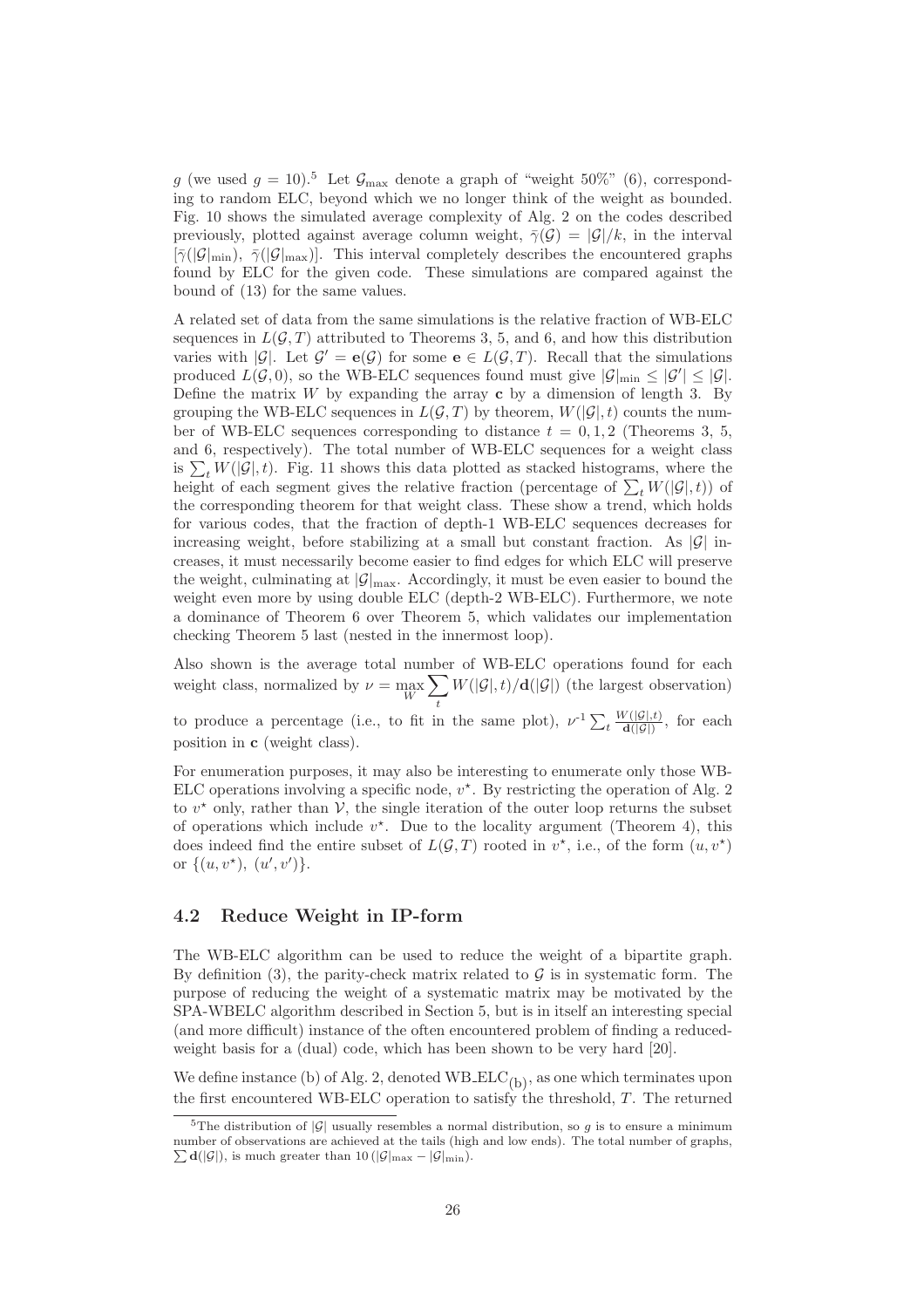$g$ (we used $g = 10$).[5] Let $\mathcal{G}_{\max}$ denote a graph of "weight 50%" (6), corresponding to random ELC, beyond which we no longer think of the weight as bounded. Fig. 10 shows the simulated average complexity of Alg. 2 on the codes described previously, plotted against average column weight, $\bar{\gamma}(\mathcal{G}) = |\mathcal{G}|/k$, in the interval $[\bar{\gamma}(|\mathcal{G}|_{\min}),\ \bar{\gamma}(|\mathcal{G}|_{\max})]$. This interval completely describes the encountered graphs found by ELC for the given code. These simulations are compared against the bound of (13) for the same values.

A related set of data from the same simulations is the relative fraction of WB-ELC sequences in $L(\mathcal{G}, T)$ attributed to Theorems 3, 5, and 6, and how this distribution varies with $|\mathcal{G}|$. Let $\mathcal{G}' = \mathbf{e}(\mathcal{G})$ for some $\mathbf{e} \in L(\mathcal{G}, T)$. Recall that the simulations produced $L(\mathcal{G}, 0)$, so the WB-ELC sequences found must give $|\mathcal{G}|_{\min} \leq |\mathcal{G}'| \leq |\mathcal{G}|$. Define the matrix $W$ by expanding the array $\mathbf{c}$ by a dimension of length 3. By grouping the WB-ELC sequences in $L(\mathcal{G}, T)$ by theorem, $W(|\mathcal{G}|, t)$ counts the number of WB-ELC sequences corresponding to distance $t = 0, 1, 2$ (Theorems 3, 5, and 6, respectively). The total number of WB-ELC sequences for a weight class is $\sum_t W(|\mathcal{G}|, t)$. Fig. 11 shows this data plotted as stacked histograms, where the height of each segment gives the relative fraction (percentage of $\sum_t W(|\mathcal{G}|, t)$) of the corresponding theorem for that weight class. These show a trend, which holds for various codes, that the fraction of depth-1 WB-ELC sequences decreases for increasing weight, before stabilizing at a small but constant fraction. As $|\mathcal{G}|$ increases, it must necessarily become easier to find edges for which ELC will preserve the weight, culminating at $|\mathcal{G}|_{\max}$. Accordingly, it must be even easier to bound the weight even more by using double ELC (depth-2 WB-ELC). Furthermore, we note a dominance of Theorem 6 over Theorem 5, which validates our implementation checking Theorem 5 last (nested in the innermost loop).

Also shown is the average total number of WB-ELC operations found for each weight class, normalized by $\nu = \max_W \sum_t W(|\mathcal{G}|, t)/\mathbf{d}(|\mathcal{G}|)$ (the largest observation) to produce a percentage (i.e., to fit in the same plot), $\nu^{-1} \sum_t \frac{W(|\mathcal{G}|, t)}{\mathbf{d}(|\mathcal{G}|)}$, for each position in $\mathbf{c}$ (weight class).

For enumeration purposes, it may also be interesting to enumerate only those WB-ELC operations involving a specific node, $v^\star$. By restricting the operation of Alg. 2 to $v^\star$ only, rather than $\mathcal{V}$, the single iteration of the outer loop returns the subset of operations which include $v^\star$. Due to the locality argument (Theorem 4), this does indeed find the entire subset of $L(\mathcal{G}, T)$ rooted in $v^\star$, i.e., of the form $(u, v^\star)$ or $\{(u, v^\star),\ (u', v')\}$.

## 4.2 Reduce Weight in IP-form

The WB-ELC algorithm can be used to reduce the weight of a bipartite graph. By definition (3), the parity-check matrix related to $\mathcal{G}$ is in systematic form. The purpose of reducing the weight of a systematic matrix may be motivated by the SPA-WBELC algorithm described in Section 5, but is in itself an interesting special (and more difficult) instance of the often encountered problem of finding a reduced-weight basis for a (dual) code, which has been shown to be very hard [20].

We define instance (b) of Alg. 2, denoted $\text{WB\_ELC}_{(\text{b})}$, as one which terminates upon the first encountered WB-ELC operation to satisfy the threshold, $T$. The returned

[5] The distribution of $|\mathcal{G}|$ usually resembles a normal distribution, so $g$ is to ensure a minimum number of observations are achieved at the tails (high and low ends). The total number of graphs, $\sum \mathbf{d}(|\mathcal{G}|)$, is much greater than $10\,(|\mathcal{G}|_{\max} - |\mathcal{G}|_{\min})$.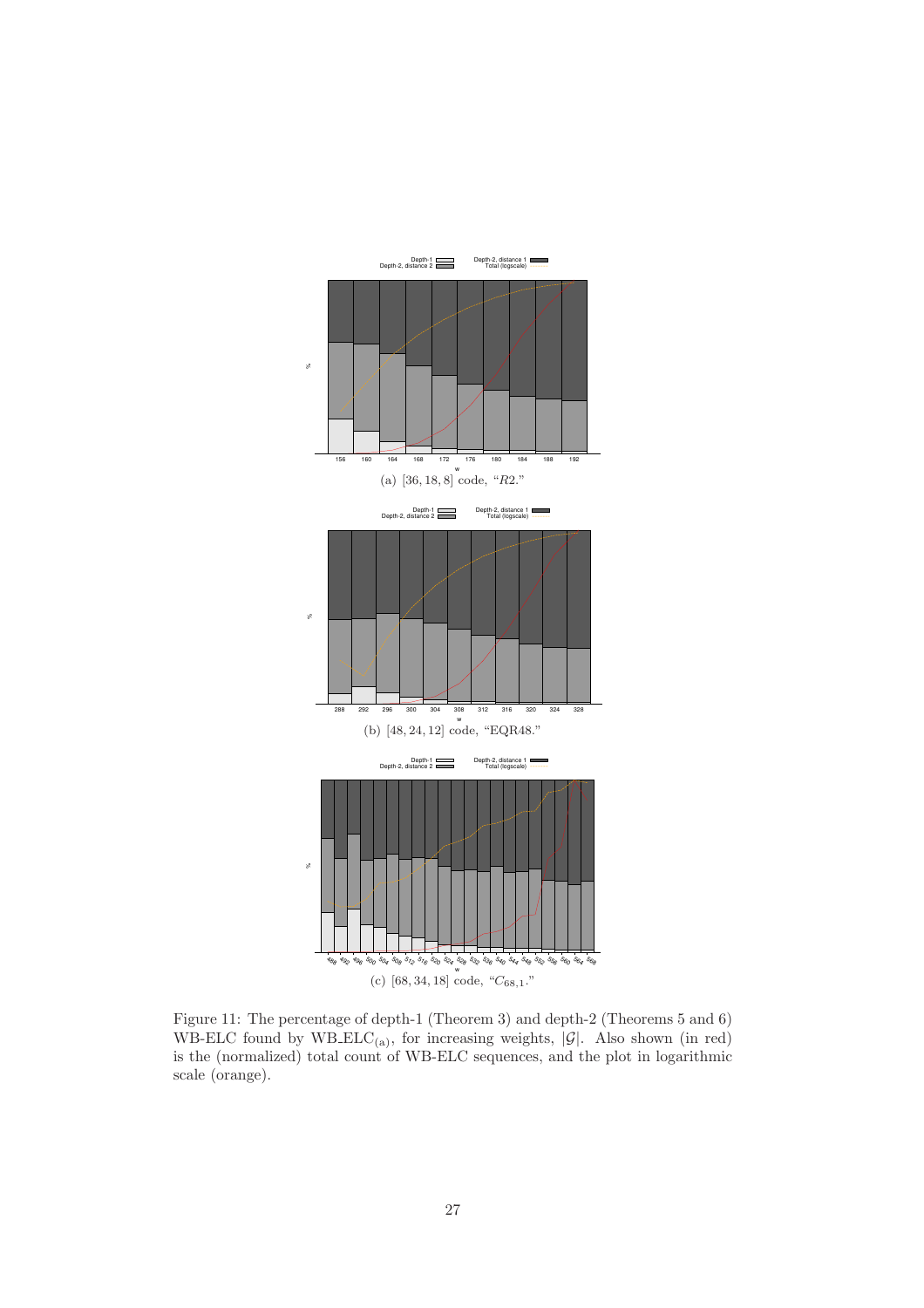(a) $[36, 18, 8]$ code, "$R2$."

(b) $[48, 24, 12]$ code, "EQR48."

(c) $[68, 34, 18]$ code, "$C_{68,1}$."

Figure 11: The percentage of depth-1 (Theorem 3) and depth-2 (Theorems 5 and 6) WB-ELC found by WB_ELC$_{(a)}$, for increasing weights, $|\mathcal{G}|$. Also shown (in red) is the (normalized) total count of WB-ELC sequences, and the plot in logarithmic scale (orange).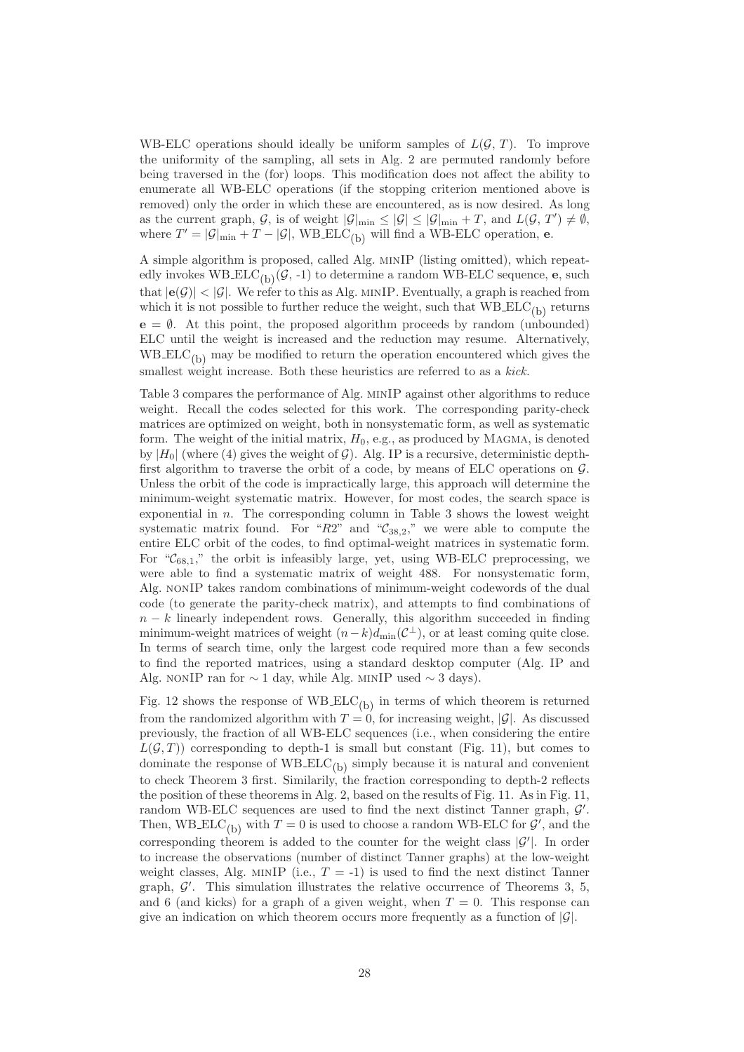WB-ELC operations should ideally be uniform samples of $L(\mathcal{G}, T)$. To improve the uniformity of the sampling, all sets in Alg. 2 are permuted randomly before being traversed in the (for) loops. This modification does not affect the ability to enumerate all WB-ELC operations (if the stopping criterion mentioned above is removed) only the order in which these are encountered, as is now desired. As long as the current graph, $\mathcal{G}$, is of weight $|\mathcal{G}|_{\min} \leq |\mathcal{G}| \leq |\mathcal{G}|_{\min} + T$, and $L(\mathcal{G}, T') \neq \emptyset$, where $T' = |\mathcal{G}|_{\min} + T - |\mathcal{G}|$, $\text{WB\_ELC}_{(\text{b})}$ will find a WB-ELC operation, $\mathbf{e}$.

A simple algorithm is proposed, called Alg. minIP (listing omitted), which repeatedly invokes $\text{WB\_ELC}_{(\text{b})}(\mathcal{G}, \text{-}1)$ to determine a random WB-ELC sequence, $\mathbf{e}$, such that $|\mathbf{e}(\mathcal{G})| < |\mathcal{G}|$. We refer to this as Alg. minIP. Eventually, a graph is reached from which it is not possible to further reduce the weight, such that $\text{WB\_ELC}_{(\text{b})}$ returns $\mathbf{e} = \emptyset$. At this point, the proposed algorithm proceeds by random (unbounded) ELC until the weight is increased and the reduction may resume. Alternatively, $\text{WB\_ELC}_{(\text{b})}$ may be modified to return the operation encountered which gives the smallest weight increase. Both these heuristics are referred to as a *kick.*

Table 3 compares the performance of Alg. minIP against other algorithms to reduce weight. Recall the codes selected for this work. The corresponding parity-check matrices are optimized on weight, both in nonsystematic form, as well as systematic form. The weight of the initial matrix, $H_0$, e.g., as produced by Magma, is denoted by $|H_0|$ (where (4) gives the weight of $\mathcal{G}$). Alg. IP is a recursive, deterministic depth-first algorithm to traverse the orbit of a code, by means of ELC operations on $\mathcal{G}$. Unless the orbit of the code is impractically large, this approach will determine the minimum-weight systematic matrix. However, for most codes, the search space is exponential in $n$. The corresponding column in Table 3 shows the lowest weight systematic matrix found. For "$R2$" and "$\mathcal{C}_{38,2}$," we were able to compute the entire ELC orbit of the codes, to find optimal-weight matrices in systematic form. For "$\mathcal{C}_{68,1}$," the orbit is infeasibly large, yet, using WB-ELC preprocessing, we were able to find a systematic matrix of weight 488. For nonsystematic form, Alg. nonIP takes random combinations of minimum-weight codewords of the dual code (to generate the parity-check matrix), and attempts to find combinations of $n-k$ linearly independent rows. Generally, this algorithm succeeded in finding minimum-weight matrices of weight $(n-k)d_{\min}(\mathcal{C}^{\perp})$, or at least coming quite close. In terms of search time, only the largest code required more than a few seconds to find the reported matrices, using a standard desktop computer (Alg. IP and Alg. nonIP ran for $\sim 1$ day, while Alg. minIP used $\sim 3$ days).

Fig. 12 shows the response of $\text{WB\_ELC}_{(\text{b})}$ in terms of which theorem is returned from the randomized algorithm with $T = 0$, for increasing weight, $|\mathcal{G}|$. As discussed previously, the fraction of all WB-ELC sequences (i.e., when considering the entire $L(\mathcal{G}, T)$) corresponding to depth-1 is small but constant (Fig. 11), but comes to dominate the response of $\text{WB\_ELC}_{(\text{b})}$ simply because it is natural and convenient to check Theorem 3 first. Similarily, the fraction corresponding to depth-2 reflects the position of these theorems in Alg. 2, based on the results of Fig. 11. As in Fig. 11, random WB-ELC sequences are used to find the next distinct Tanner graph, $\mathcal{G}'$. Then, $\text{WB\_ELC}_{(\text{b})}$ with $T = 0$ is used to choose a random WB-ELC for $\mathcal{G}'$, and the corresponding theorem is added to the counter for the weight class $|\mathcal{G}'|$. In order to increase the observations (number of distinct Tanner graphs) at the low-weight weight classes, Alg. minIP (i.e., $T$ = -1) is used to find the next distinct Tanner graph, $\mathcal{G}'$. This simulation illustrates the relative occurrence of Theorems 3, 5, and 6 (and kicks) for a graph of a given weight, when $T = 0$. This response can give an indication on which theorem occurs more frequently as a function of $|\mathcal{G}|$.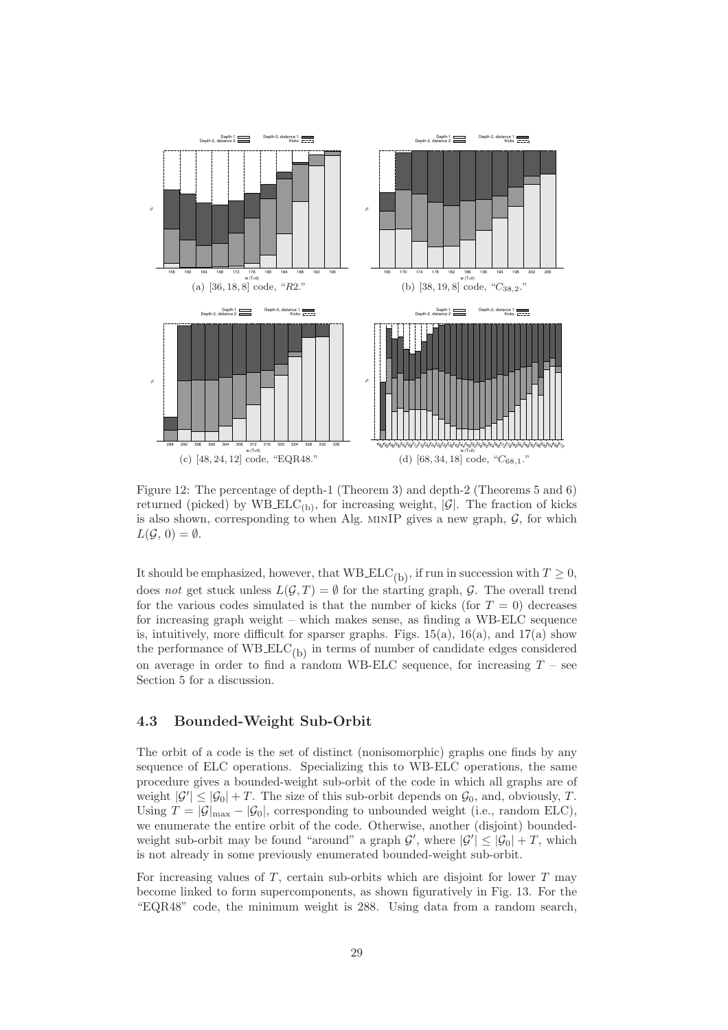(a) $[36, 18, 8]$ code, "$R2$."

(b) $[38, 19, 8]$ code, "$C_{38,2}$."

(c) $[48, 24, 12]$ code, "EQR48."

(d) $[68, 34, 18]$ code, "$C_{68,1}$."

Figure 12: The percentage of depth-1 (Theorem 3) and depth-2 (Theorems 5 and 6) returned (picked) by WB_ELC$_{(b)}$, for increasing weight, $|\mathcal{G}|$. The fraction of kicks is also shown, corresponding to when Alg. MINIP gives a new graph, $\mathcal{G}$, for which $L(\mathcal{G}, 0) = \emptyset$.

It should be emphasized, however, that WB_ELC$_{(b)}$, if run in succession with $T \geq 0$, does *not* get stuck unless $L(\mathcal{G}, T) = \emptyset$ for the starting graph, $\mathcal{G}$. The overall trend for the various codes simulated is that the number of kicks (for $T = 0$) decreases for increasing graph weight – which makes sense, as finding a WB-ELC sequence is, intuitively, more difficult for sparser graphs. Figs. 15(a), 16(a), and 17(a) show the performance of WB_ELC$_{(b)}$ in terms of number of candidate edges considered on average in order to find a random WB-ELC sequence, for increasing $T$ – see Section 5 for a discussion.

### 4.3 Bounded-Weight Sub-Orbit

The orbit of a code is the set of distinct (nonisomorphic) graphs one finds by any sequence of ELC operations. Specializing this to WB-ELC operations, the same procedure gives a bounded-weight sub-orbit of the code in which all graphs are of weight $|\mathcal{G}'| \leq |\mathcal{G}_0| + T$. The size of this sub-orbit depends on $\mathcal{G}_0$, and, obviously, $T$. Using $T = |\mathcal{G}|_{\max} - |\mathcal{G}_0|$, corresponding to unbounded weight (i.e., random ELC), we enumerate the entire orbit of the code. Otherwise, another (disjoint) bounded-weight sub-orbit may be found "around" a graph $\mathcal{G}'$, where $|\mathcal{G}'| \leq |\mathcal{G}_0| + T$, which is not already in some previously enumerated bounded-weight sub-orbit.

For increasing values of $T$, certain sub-orbits which are disjoint for lower $T$ may become linked to form supercomponents, as shown figuratively in Fig. 13. For the "EQR48" code, the minimum weight is 288. Using data from a random search,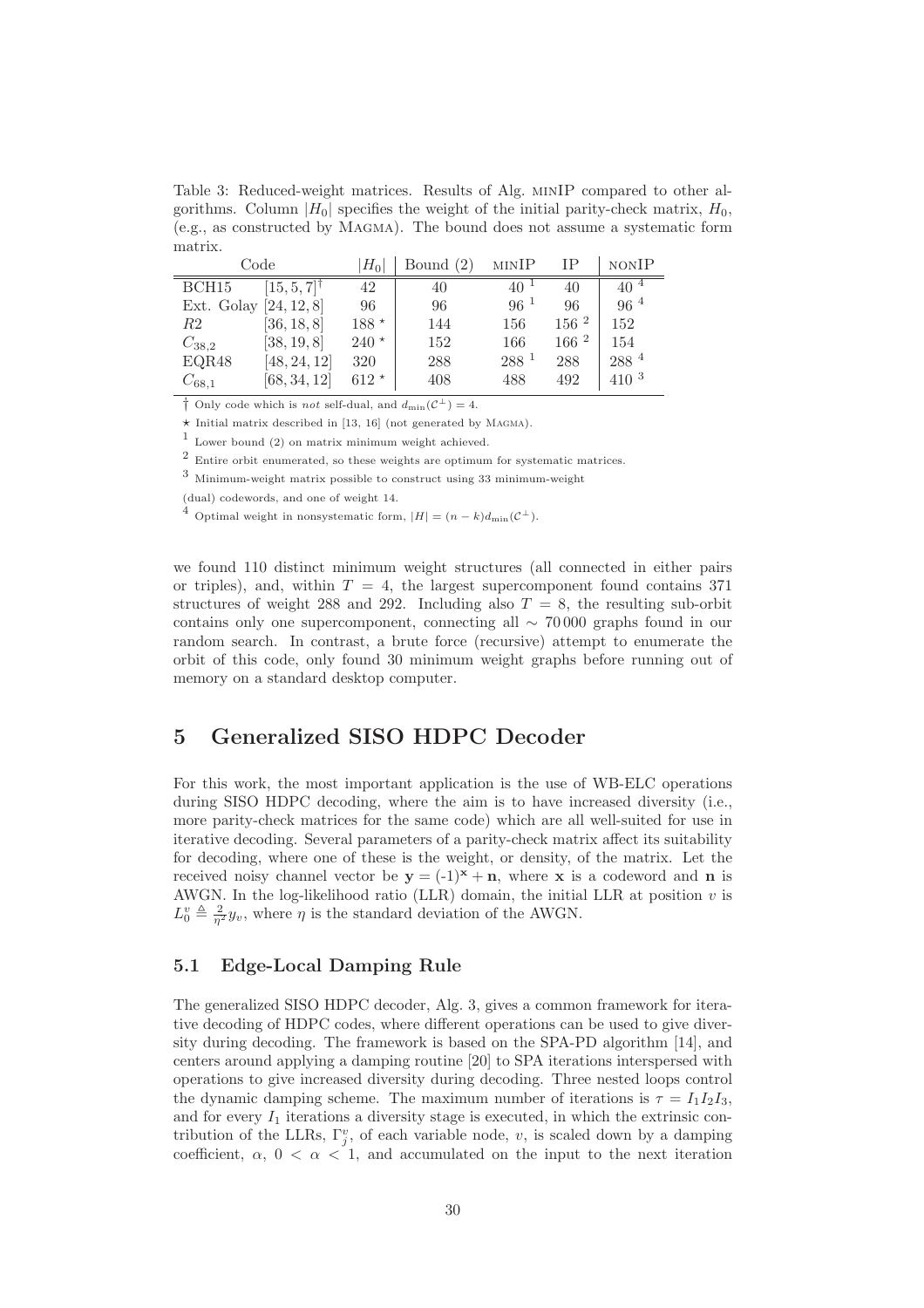Table 3: Reduced-weight matrices. Results of Alg. MINIP compared to other algorithms. Column $|H_0|$ specifies the weight of the initial parity-check matrix, $H_0$, (e.g., as constructed by MAGMA). The bound does not assume a systematic form matrix.

| Code | | $\lvert H_0 \rvert$ | Bound (2) | MINIP | IP | NONIP |
|---|---|---|---|---|---|---|
| BCH15 | $[15, 5, 7]^{\dagger}$ | 42 | 40 | 40 [1] | 40 | 40 [4] |
| Ext. Golay | $[24, 12, 8]$ | 96 | 96 | 96 [1] | 96 | 96 [4] |
| $R2$ | $[36, 18, 8]$ | 188 ⋆ | 144 | 156 | 156 [2] | 152 |
| $C_{38,2}$ | $[38, 19, 8]$ | 240 ⋆ | 152 | 166 | 166 [2] | 154 |
| EQR48 | $[48, 24, 12]$ | 320 | 288 | 288 [1] | 288 | 288 [4] |
| $C_{68,1}$ | $[68, 34, 12]$ | 612 ⋆ | 408 | 488 | 492 | 410 [3] |

† Only code which is *not* self-dual, and $d_{\min}(\mathcal{C}^{\perp}) = 4$.

⋆ Initial matrix described in [13, 16] (not generated by MAGMA).

[1] Lower bound (2) on matrix minimum weight achieved.

[2] Entire orbit enumerated, so these weights are optimum for systematic matrices.

[3] Minimum-weight matrix possible to construct using 33 minimum-weight (dual) codewords, and one of weight 14.

[4] Optimal weight in nonsystematic form, $|H| = (n-k)d_{\min}(\mathcal{C}^{\perp})$.

we found 110 distinct minimum weight structures (all connected in either pairs or triples), and, within $T = 4$, the largest supercomponent found contains 371 structures of weight 288 and 292. Including also $T = 8$, the resulting sub-orbit contains only one supercomponent, connecting all $\sim 70\,000$ graphs found in our random search. In contrast, a brute force (recursive) attempt to enumerate the orbit of this code, only found 30 minimum weight graphs before running out of memory on a standard desktop computer.

# 5 Generalized SISO HDPC Decoder

For this work, the most important application is the use of WB-ELC operations during SISO HDPC decoding, where the aim is to have increased diversity (i.e., more parity-check matrices for the same code) which are all well-suited for use in iterative decoding. Several parameters of a parity-check matrix affect its suitability for decoding, where one of these is the weight, or density, of the matrix. Let the received noisy channel vector be $\mathbf{y} = (\text{-}1)^{\mathbf{x}} + \mathbf{n}$, where $\mathbf{x}$ is a codeword and $\mathbf{n}$ is AWGN. In the log-likelihood ratio (LLR) domain, the initial LLR at position $v$ is $L_0^v \triangleq \frac{2}{\eta^2} y_v$, where $\eta$ is the standard deviation of the AWGN.

## 5.1 Edge-Local Damping Rule

The generalized SISO HDPC decoder, Alg. 3, gives a common framework for iterative decoding of HDPC codes, where different operations can be used to give diversity during decoding. The framework is based on the SPA-PD algorithm [14], and centers around applying a damping routine [20] to SPA iterations interspersed with operations to give increased diversity during decoding. Three nested loops control the dynamic damping scheme. The maximum number of iterations is $\tau = I_1 I_2 I_3$, and for every $I_1$ iterations a diversity stage is executed, in which the extrinsic contribution of the LLRs, $\Gamma_j^v$, of each variable node, $v$, is scaled down by a damping coefficient, $\alpha$, $0 < \alpha < 1$, and accumulated on the input to the next iteration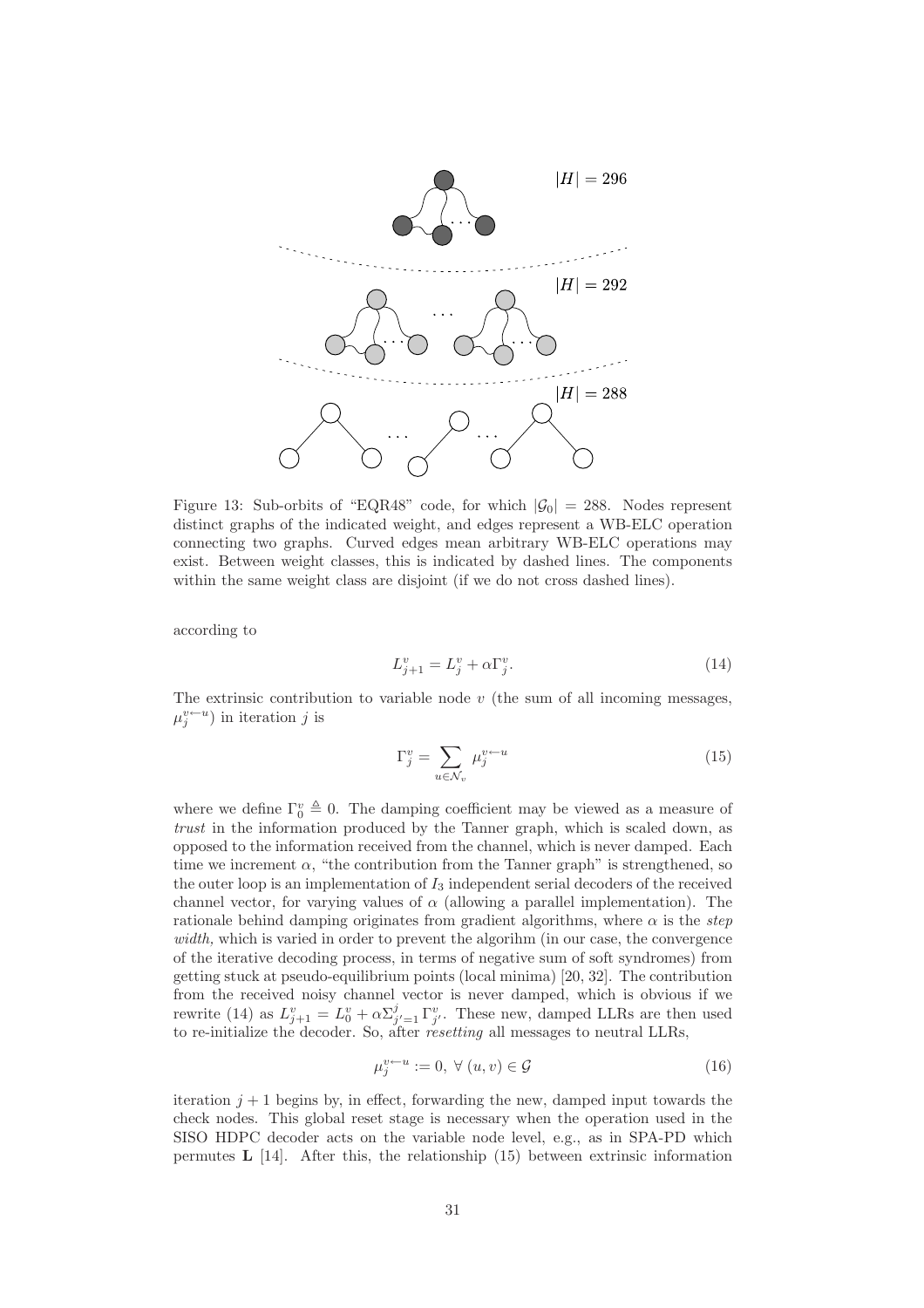Figure 13: Sub-orbits of "EQR48" code, for which $|\mathcal{G}_0| = 288$. Nodes represent distinct graphs of the indicated weight, and edges represent a WB-ELC operation connecting two graphs. Curved edges mean arbitrary WB-ELC operations may exist. Between weight classes, this is indicated by dashed lines. The components within the same weight class are disjoint (if we do not cross dashed lines).

according to

$$L_{j+1}^v = L_j^v + \alpha \Gamma_j^v. \tag{14}$$

The extrinsic contribution to variable node $v$ (the sum of all incoming messages, $\mu_j^{v \leftarrow u}$) in iteration $j$ is

$$\Gamma_j^v = \sum_{u \in \mathcal{N}_v} \mu_j^{v \leftarrow u} \tag{15}$$

where we define $\Gamma_0^v \triangleq 0$. The damping coefficient may be viewed as a measure of *trust* in the information produced by the Tanner graph, which is scaled down, as opposed to the information received from the channel, which is never damped. Each time we increment $\alpha$, "the contribution from the Tanner graph" is strengthened, so the outer loop is an implementation of $I_3$ independent serial decoders of the received channel vector, for varying values of $\alpha$ (allowing a parallel implementation). The rationale behind damping originates from gradient algorithms, where $\alpha$ is the *step width*, which is varied in order to prevent the algorihm (in our case, the convergence of the iterative decoding process, in terms of negative sum of soft syndromes) from getting stuck at pseudo-equilibrium points (local minima) [20, 32]. The contribution from the received noisy channel vector is never damped, which is obvious if we rewrite (14) as $L_{j+1}^v = L_0^v + \alpha \Sigma_{j'=1}^{j} \Gamma_{j'}^v$. These new, damped LLRs are then used to re-initialize the decoder. So, after *resetting* all messages to neutral LLRs,

$$\mu_j^{v \leftarrow u} := 0, \ \forall \ (u, v) \in \mathcal{G} \tag{16}$$

iteration $j+1$ begins by, in effect, forwarding the new, damped input towards the check nodes. This global reset stage is necessary when the operation used in the SISO HDPC decoder acts on the variable node level, e.g., as in SPA-PD which permutes $\mathbf{L}$ [14]. After this, the relationship (15) between extrinsic information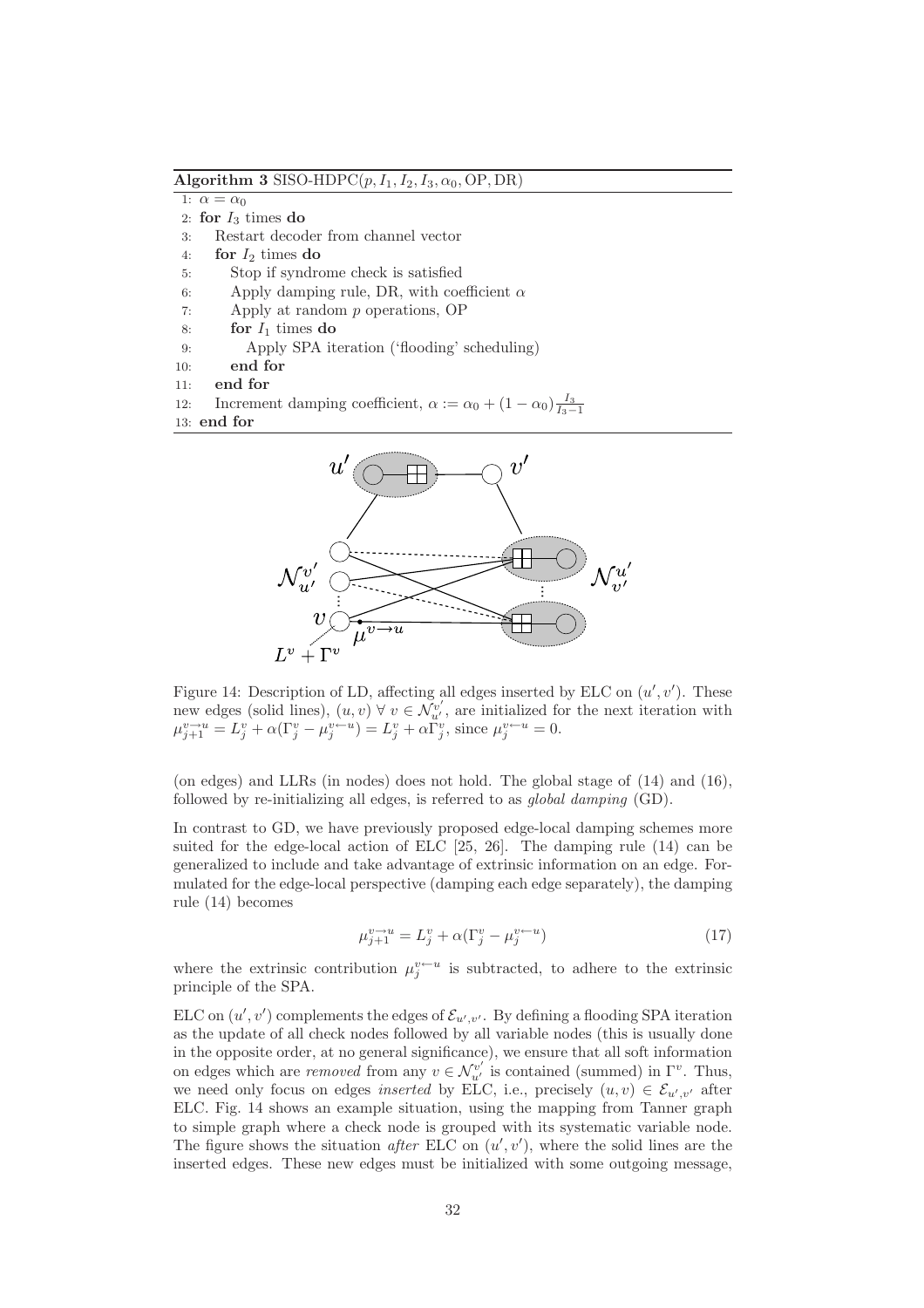**Algorithm 3** SISO-HDPC($p, I_1, I_2, I_3, \alpha_0$, OP, DR)

```
1:  α = α_0
2:  for I_3 times do
3:     Restart decoder from channel vector
4:     for I_2 times do
5:        Stop if syndrome check is satisfied
6:        Apply damping rule, DR, with coefficient α
7:        Apply at random p operations, OP
8:        for I_1 times do
9:           Apply SPA iteration ('flooding' scheduling)
10:       end for
11:    end for
12:    Increment damping coefficient, α := α_0 + (1 − α_0) I_3/(I_3 − 1)
13: end for
```

Figure 14: Description of LD, affecting all edges inserted by ELC on $(u', v')$. These new edges (solid lines), $(u, v)\ \forall\ v \in \mathcal{N}_{u'}^{v'}$, are initialized for the next iteration with $\mu_{j+1}^{v \to u} = L_j^v + \alpha(\Gamma_j^v - \mu_j^{v \leftarrow u}) = L_j^v + \alpha\Gamma_j^v$, since $\mu_j^{v \leftarrow u} = 0$.

(on edges) and LLRs (in nodes) does not hold. The global stage of (14) and (16), followed by re-initializing all edges, is referred to as *global damping* (GD).

In contrast to GD, we have previously proposed edge-local damping schemes more suited for the edge-local action of ELC [25, 26]. The damping rule (14) can be generalized to include and take advantage of extrinsic information on an edge. Formulated for the edge-local perspective (damping each edge separately), the damping rule (14) becomes

$$\mu_{j+1}^{v \to u} = L_j^v + \alpha(\Gamma_j^v - \mu_j^{v \leftarrow u}) \tag{17}$$

where the extrinsic contribution $\mu_j^{v \leftarrow u}$ is subtracted, to adhere to the extrinsic principle of the SPA.

ELC on $(u', v')$ complements the edges of $\mathcal{E}_{u',v'}$. By defining a flooding SPA iteration as the update of all check nodes followed by all variable nodes (this is usually done in the opposite order, at no general significance), we ensure that all soft information on edges which are *removed* from any $v \in \mathcal{N}_{u'}^{v'}$ is contained (summed) in $\Gamma^v$. Thus, we need only focus on edges *inserted* by ELC, i.e., precisely $(u, v) \in \mathcal{E}_{u',v'}$ after ELC. Fig. 14 shows an example situation, using the mapping from Tanner graph to simple graph where a check node is grouped with its systematic variable node. The figure shows the situation *after* ELC on $(u', v')$, where the solid lines are the inserted edges. These new edges must be initialized with some outgoing message,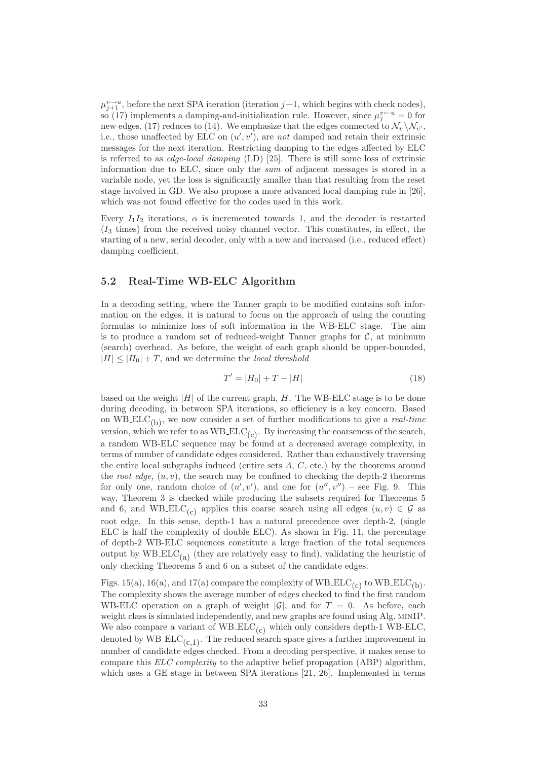$\mu_{j+1}^{v \to u}$, before the next SPA iteration (iteration $j+1$, which begins with check nodes), so (17) implements a damping-and-initialization rule. However, since $\mu_j^{v \leftarrow u} = 0$ for new edges, (17) reduces to (14). We emphasize that the edges connected to $\mathcal{N}_v \backslash \mathcal{N}_{v'}$, i.e., those unaffected by ELC on $(u', v')$, are *not* damped and retain their extrinsic messages for the next iteration. Restricting damping to the edges affected by ELC is referred to as *edge-local damping* (LD) [25]. There is still some loss of extrinsic information due to ELC, since only the *sum* of adjacent messages is stored in a variable node, yet the loss is significantly smaller than that resulting from the reset stage involved in GD. We also propose a more advanced local damping rule in [26], which was not found effective for the codes used in this work.

Every $I_1 I_2$ iterations, $\alpha$ is incremented towards 1, and the decoder is restarted ($I_3$ times) from the received noisy channel vector. This constitutes, in effect, the starting of a new, serial decoder, only with a new and increased (i.e., reduced effect) damping coefficient.

## 5.2 Real-Time WB-ELC Algorithm

In a decoding setting, where the Tanner graph to be modified contains soft information on the edges, it is natural to focus on the approach of using the counting formulas to minimize loss of soft information in the WB-ELC stage. The aim is to produce a random set of reduced-weight Tanner graphs for $\mathcal{C}$, at minimum (search) overhead. As before, the weight of each graph should be upper-bounded, $|H| \leq |H_0| + T$, and we determine the *local threshold*

$$T' = |H_0| + T - |H| \tag{18}$$

based on the weight $|H|$ of the current graph, $H$. The WB-ELC stage is to be done during decoding, in between SPA iterations, so efficiency is a key concern. Based on $\text{WB\_ELC}_{(\text{b})}$, we now consider a set of further modifications to give a *real-time* version, which we refer to as $\text{WB\_ELC}_{(\text{c})}$. By increasing the coarseness of the search, a random WB-ELC sequence may be found at a decreased average complexity, in terms of number of candidate edges considered. Rather than exhaustively traversing the entire local subgraphs induced (entire sets $A$, $C$, etc.) by the theorems around the *root edge,* $(u, v)$, the search may be confined to checking the depth-2 theorems for only one, random choice of $(u', v')$, and one for $(u'', v'')$ – see Fig. 9. This way, Theorem 3 is checked while producing the subsets required for Theorems 5 and 6, and $\text{WB\_ELC}_{(\text{c})}$ applies this coarse search using all edges $(u, v) \in \mathcal{G}$ as root edge. In this sense, depth-1 has a natural precedence over depth-2, (single ELC is half the complexity of double ELC). As shown in Fig. 11, the percentage of depth-2 WB-ELC sequences constitute a large fraction of the total sequences output by $\text{WB\_ELC}_{(\text{a})}$ (they are relatively easy to find), validating the heuristic of only checking Theorems 5 and 6 on a subset of the candidate edges.

Figs. 15(a), 16(a), and 17(a) compare the complexity of $\text{WB\_ELC}_{(\text{c})}$ to $\text{WB\_ELC}_{(\text{b})}$. The complexity shows the average number of edges checked to find the first random WB-ELC operation on a graph of weight $|\mathcal{G}|$, and for $T = 0$. As before, each weight class is simulated independently, and new graphs are found using Alg. MINIP. We also compare a variant of $\text{WB\_ELC}_{(\text{c})}$ which only considers depth-1 WB-ELC, denoted by $\text{WB\_ELC}_{(\text{c},1)}$. The reduced search space gives a further improvement in number of candidate edges checked. From a decoding perspective, it makes sense to compare this *ELC complexity* to the adaptive belief propagation (ABP) algorithm, which uses a GE stage in between SPA iterations [21, 26]. Implemented in terms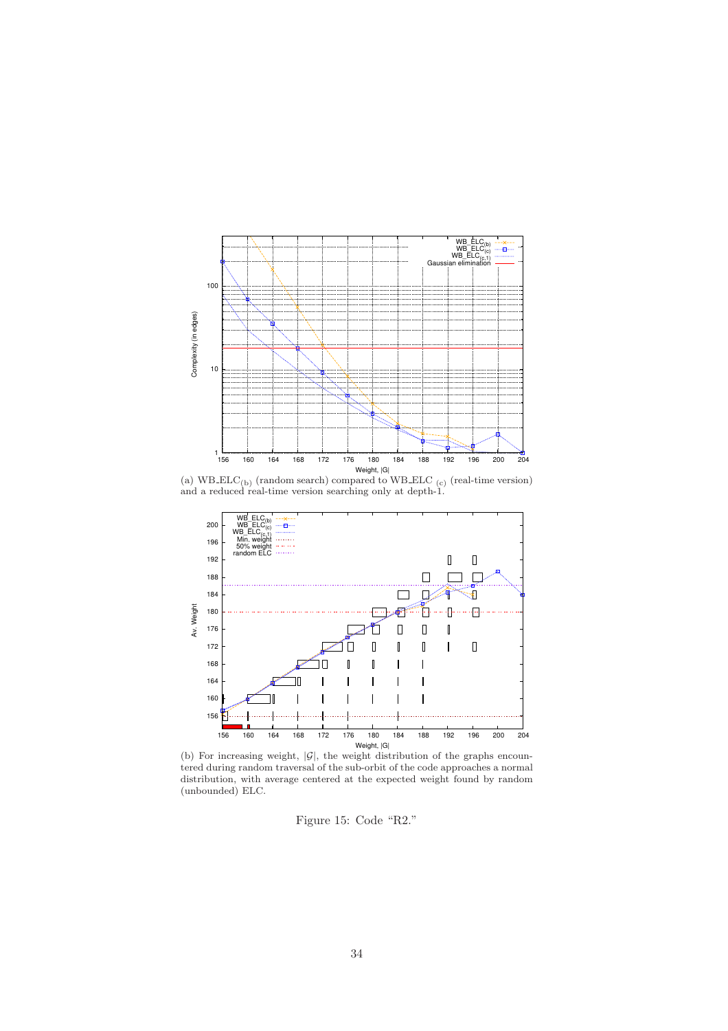(a) $\text{WB\_ELC}_{(b)}$ (random search) compared to $\text{WB\_ELC}_{(c)}$ (real-time version) and a reduced real-time version searching only at depth-1.

(b) For increasing weight, $|\mathcal{G}|$, the weight distribution of the graphs encountered during random traversal of the sub-orbit of the code approaches a normal distribution, with average centered at the expected weight found by random (unbounded) ELC.

Figure 15: Code "R2."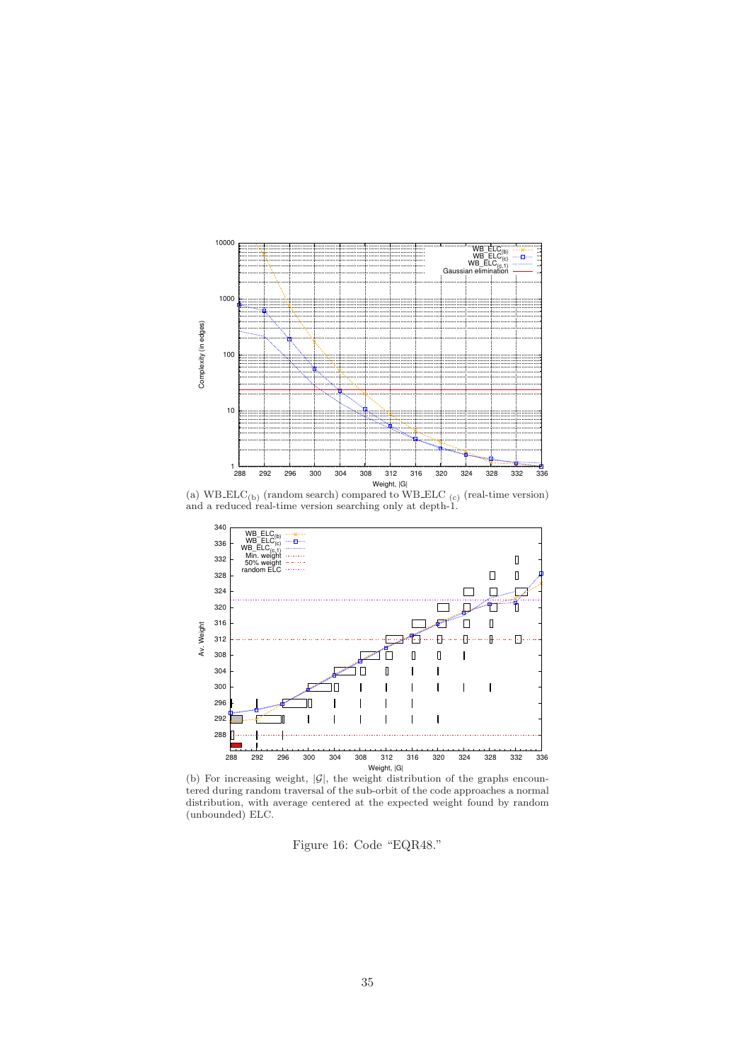(a) $\text{WB\_ELC}_{(b)}$ (random search) compared to $\text{WB\_ELC}_{(c)}$ (real-time version) and a reduced real-time version searching only at depth-1.

(b) For increasing weight, $|\mathcal{G}|$, the weight distribution of the graphs encountered during random traversal of the sub-orbit of the code approaches a normal distribution, with average centered at the expected weight found by random (unbounded) ELC.

Figure 16: Code "EQR48."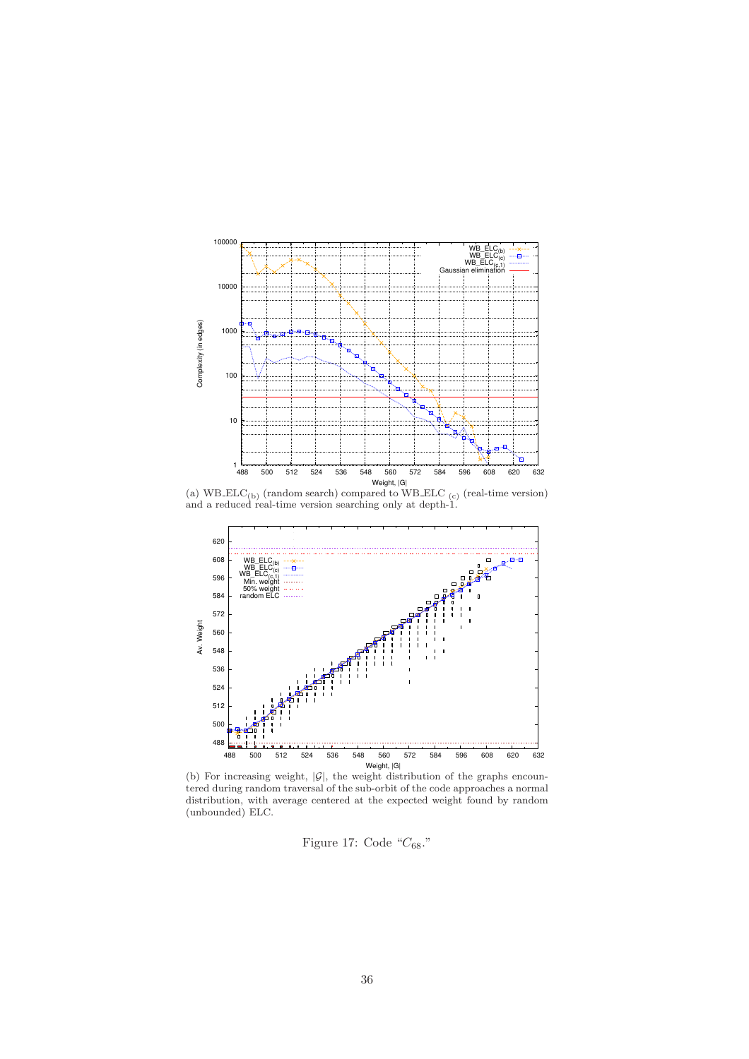(a) WB_ELC$_{(b)}$ (random search) compared to WB_ELC $_{(c)}$ (real-time version) and a reduced real-time version searching only at depth-1.

(b) For increasing weight, $|\mathcal{G}|$, the weight distribution of the graphs encountered during random traversal of the sub-orbit of the code approaches a normal distribution, with average centered at the expected weight found by random (unbounded) ELC.

Figure 17: Code "$C_{68}$."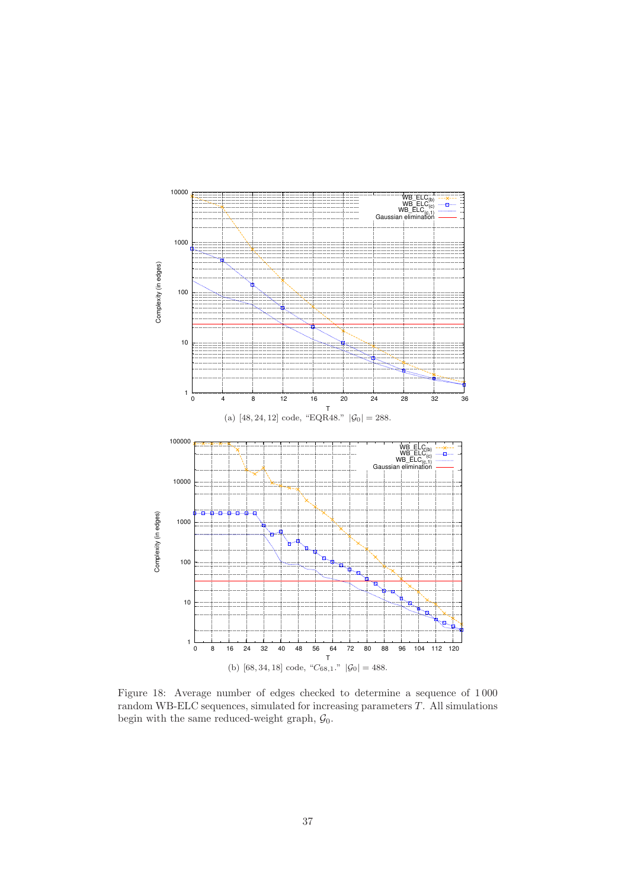(a) [48, 24, 12] code, "EQR48." $|\mathcal{G}_0| = 288$.

(b) [68, 34, 18] code, "$C_{68,1}$." $|\mathcal{G}_0| = 488$.

Figure 18: Average number of edges checked to determine a sequence of 1 000 random WB-ELC sequences, simulated for increasing parameters $T$. All simulations begin with the same reduced-weight graph, $\mathcal{G}_0$.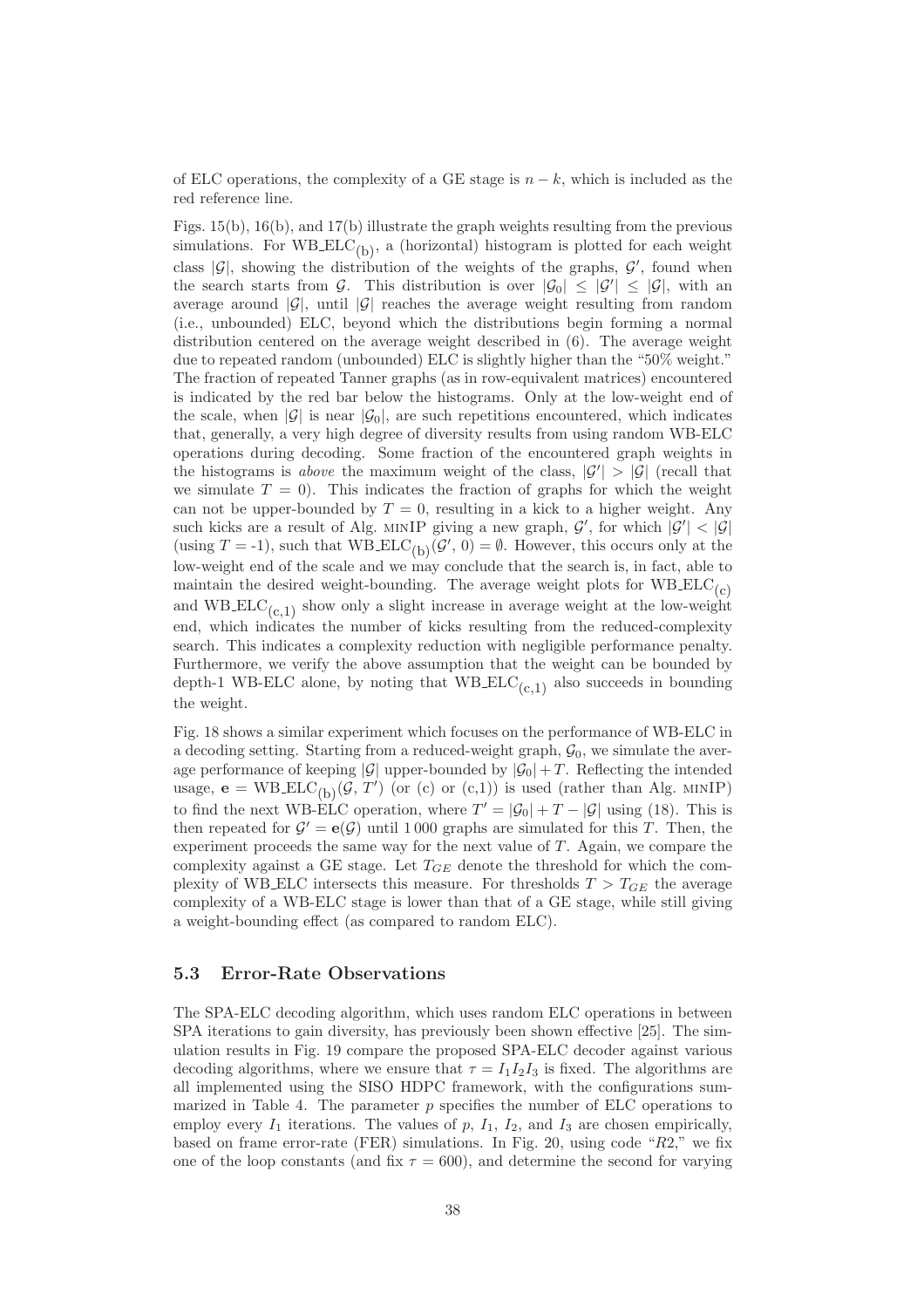of ELC operations, the complexity of a GE stage is $n - k$, which is included as the red reference line.

Figs. 15(b), 16(b), and 17(b) illustrate the graph weights resulting from the previous simulations. For $\text{WB\_ELC}_{(b)}$, a (horizontal) histogram is plotted for each weight class $|\mathcal{G}|$, showing the distribution of the weights of the graphs, $\mathcal{G}'$, found when the search starts from $\mathcal{G}$. This distribution is over $|\mathcal{G}_0| \leq |\mathcal{G}'| \leq |\mathcal{G}|$, with an average around $|\mathcal{G}|$, until $|\mathcal{G}|$ reaches the average weight resulting from random (i.e., unbounded) ELC, beyond which the distributions begin forming a normal distribution centered on the average weight described in (6). The average weight due to repeated random (unbounded) ELC is slightly higher than the "50% weight." The fraction of repeated Tanner graphs (as in row-equivalent matrices) encountered is indicated by the red bar below the histograms. Only at the low-weight end of the scale, when $|\mathcal{G}|$ is near $|\mathcal{G}_0|$, are such repetitions encountered, which indicates that, generally, a very high degree of diversity results from using random WB-ELC operations during decoding. Some fraction of the encountered graph weights in the histograms is *above* the maximum weight of the class, $|\mathcal{G}'| > |\mathcal{G}|$ (recall that we simulate $T = 0$). This indicates the fraction of graphs for which the weight can not be upper-bounded by $T = 0$, resulting in a kick to a higher weight. Any such kicks are a result of Alg. MINIP giving a new graph, $\mathcal{G}'$, for which $|\mathcal{G}'| < |\mathcal{G}|$ (using $T$ = -1), such that $\text{WB\_ELC}_{(b)}(\mathcal{G}', 0) = \emptyset$. However, this occurs only at the low-weight end of the scale and we may conclude that the search is, in fact, able to maintain the desired weight-bounding. The average weight plots for $\text{WB\_ELC}_{(c)}$ and $\text{WB\_ELC}_{(c,1)}$ show only a slight increase in average weight at the low-weight end, which indicates the number of kicks resulting from the reduced-complexity search. This indicates a complexity reduction with negligible performance penalty. Furthermore, we verify the above assumption that the weight can be bounded by depth-1 WB-ELC alone, by noting that $\text{WB\_ELC}_{(c,1)}$ also succeeds in bounding the weight.

Fig. 18 shows a similar experiment which focuses on the performance of WB-ELC in a decoding setting. Starting from a reduced-weight graph, $\mathcal{G}_0$, we simulate the average performance of keeping $|\mathcal{G}|$ upper-bounded by $|\mathcal{G}_0| + T$. Reflecting the intended usage, $\mathbf{e} = \text{WB\_ELC}_{(b)}(\mathcal{G}, T')$ (or (c) or (c,1)) is used (rather than Alg. MINIP) to find the next WB-ELC operation, where $T' = |\mathcal{G}_0| + T - |\mathcal{G}|$ using (18). This is then repeated for $\mathcal{G}' = \mathbf{e}(\mathcal{G})$ until 1 000 graphs are simulated for this $T$. Then, the experiment proceeds the same way for the next value of $T$. Again, we compare the complexity against a GE stage. Let $T_{GE}$ denote the threshold for which the complexity of WB\_ELC intersects this measure. For thresholds $T > T_{GE}$ the average complexity of a WB-ELC stage is lower than that of a GE stage, while still giving a weight-bounding effect (as compared to random ELC).

### 5.3 Error-Rate Observations

The SPA-ELC decoding algorithm, which uses random ELC operations in between SPA iterations to gain diversity, has previously been shown effective [25]. The simulation results in Fig. 19 compare the proposed SPA-ELC decoder against various decoding algorithms, where we ensure that $\tau = I_1 I_2 I_3$ is fixed. The algorithms are all implemented using the SISO HDPC framework, with the configurations summarized in Table 4. The parameter $p$ specifies the number of ELC operations to employ every $I_1$ iterations. The values of $p$, $I_1$, $I_2$, and $I_3$ are chosen empirically, based on frame error-rate (FER) simulations. In Fig. 20, using code "$R2$," we fix one of the loop constants (and fix $\tau = 600$), and determine the second for varying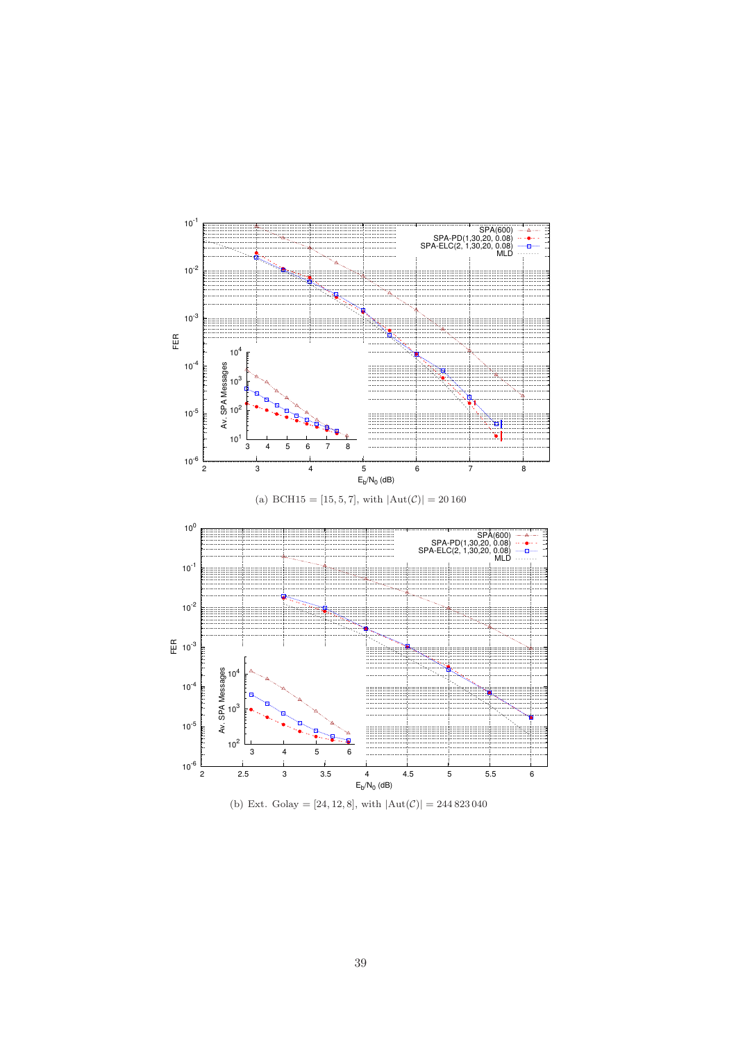(a) BCH15 = $[15, 5, 7]$, with $|\mathrm{Aut}(\mathcal{C})| = 20\,160$

(b) Ext. Golay = $[24, 12, 8]$, with $|\mathrm{Aut}(\mathcal{C})| = 244\,823\,040$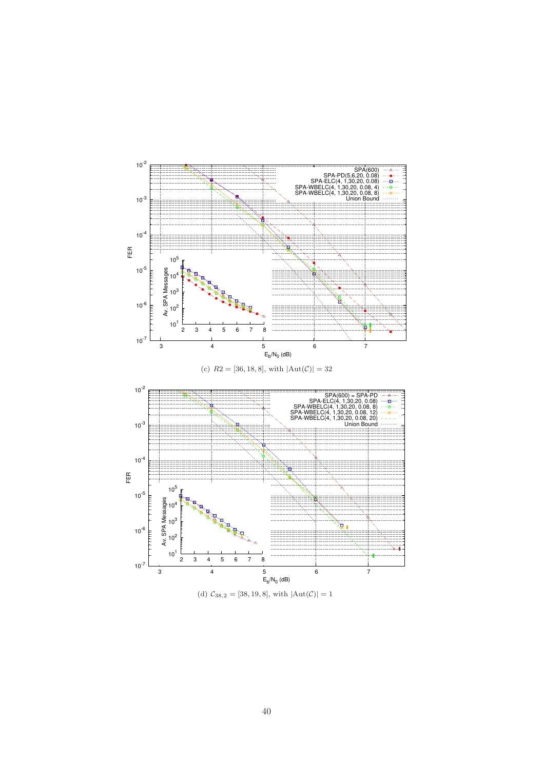(c) $R2 = [36, 18, 8]$, with $|\mathrm{Aut}(\mathcal{C})| = 32$

(d) $\mathcal{C}_{38,2} = [38, 19, 8]$, with $|\mathrm{Aut}(\mathcal{C})| = 1$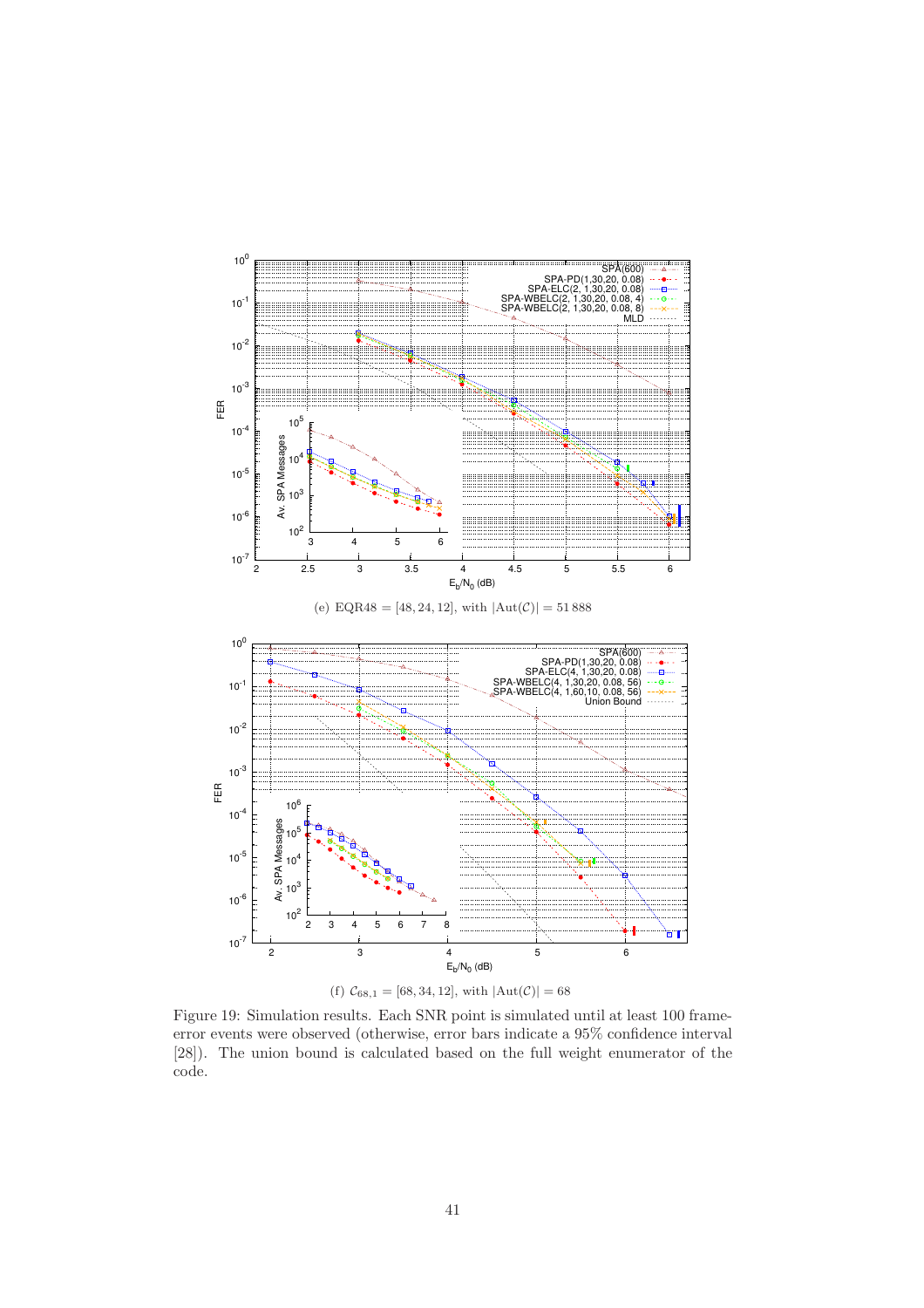(e) EQR48 = [48, 24, 12], with $|\mathrm{Aut}(\mathcal{C})| = 51\,888$

(f) $\mathcal{C}_{68,1} = [68, 34, 12]$, with $|\mathrm{Aut}(\mathcal{C})| = 68$

Figure 19: Simulation results. Each SNR point is simulated until at least 100 frame-error events were observed (otherwise, error bars indicate a 95% confidence interval [28]). The union bound is calculated based on the full weight enumerator of the code.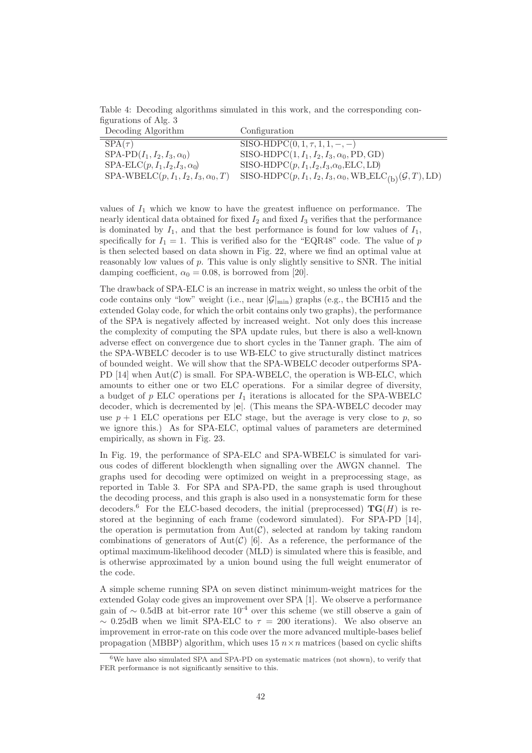Table 4: Decoding algorithms simulated in this work, and the corresponding configurations of Alg. 3

| Decoding Algorithm | Configuration |
|---|---|
| SPA($\tau$) | SISO-HDPC($0, 1, \tau, 1, 1, -, -$) |
| SPA-PD($I_1, I_2, I_3, \alpha_0$) | SISO-HDPC($1, I_1, I_2, I_3, \alpha_0$, PD, GD) |
| SPA-ELC($p, I_1, I_2, I_3, \alpha_0$) | SISO-HDPC($p, I_1, I_2, I_3, \alpha_0$, ELC, LD) |
| SPA-WBELC($p, I_1, I_2, I_3, \alpha_0, T$) | SISO-HDPC($p, I_1, I_2, I_3, \alpha_0$, WB_ELC$_{(\mathrm{b})}(\mathcal{G}, T)$, LD) |

values of $I_1$ which we know to have the greatest influence on performance. The nearly identical data obtained for fixed $I_2$ and fixed $I_3$ verifies that the performance is dominated by $I_1$, and that the best performance is found for low values of $I_1$, specifically for $I_1 = 1$. This is verified also for the "EQR48" code. The value of $p$ is then selected based on data shown in Fig. 22, where we find an optimal value at reasonably low values of $p$. This value is only slightly sensitive to SNR. The initial damping coefficient, $\alpha_0 = 0.08$, is borrowed from [20].

The drawback of SPA-ELC is an increase in matrix weight, so unless the orbit of the code contains only "low" weight (i.e., near $|\mathcal{G}|_{\min}$) graphs (e.g., the BCH15 and the extended Golay code, for which the orbit contains only two graphs), the performance of the SPA is negatively affected by increased weight. Not only does this increase the complexity of computing the SPA update rules, but there is also a well-known adverse effect on convergence due to short cycles in the Tanner graph. The aim of the SPA-WBELC decoder is to use WB-ELC to give structurally distinct matrices of bounded weight. We will show that the SPA-WBELC decoder outperforms SPA-PD [14] when $\mathrm{Aut}(\mathcal{C})$ is small. For SPA-WBELC, the operation is WB-ELC, which amounts to either one or two ELC operations. For a similar degree of diversity, a budget of $p$ ELC operations per $I_1$ iterations is allocated for the SPA-WBELC decoder, which is decremented by $|\mathbf{e}|$. (This means the SPA-WBELC decoder may use $p+1$ ELC operations per ELC stage, but the average is very close to $p$, so we ignore this.) As for SPA-ELC, optimal values of parameters are determined empirically, as shown in Fig. 23.

In Fig. 19, the performance of SPA-ELC and SPA-WBELC is simulated for various codes of different blocklength when signalling over the AWGN channel. The graphs used for decoding were optimized on weight in a preprocessing stage, as reported in Table 3. For SPA and SPA-PD, the same graph is used throughout the decoding process, and this graph is also used in a nonsystematic form for these decoders.[6] For the ELC-based decoders, the initial (preprocessed) $\mathbf{TG}(H)$ is restored at the beginning of each frame (codeword simulated). For SPA-PD [14], the operation is permutation from $\mathrm{Aut}(\mathcal{C})$, selected at random by taking random combinations of generators of $\mathrm{Aut}(\mathcal{C})$ [6]. As a reference, the performance of the optimal maximum-likelihood decoder (MLD) is simulated where this is feasible, and is otherwise approximated by a union bound using the full weight enumerator of the code.

A simple scheme running SPA on seven distinct minimum-weight matrices for the extended Golay code gives an improvement over SPA [1]. We observe a performance gain of $\sim 0.5$dB at bit-error rate $10^{-4}$ over this scheme (we still observe a gain of $\sim 0.25$dB when we limit SPA-ELC to $\tau = 200$ iterations). We also observe an improvement in error-rate on this code over the more advanced multiple-bases belief propagation (MBBP) algorithm, which uses 15 $n \times n$ matrices (based on cyclic shifts

[6] We have also simulated SPA and SPA-PD on systematic matrices (not shown), to verify that FER performance is not significantly sensitive to this.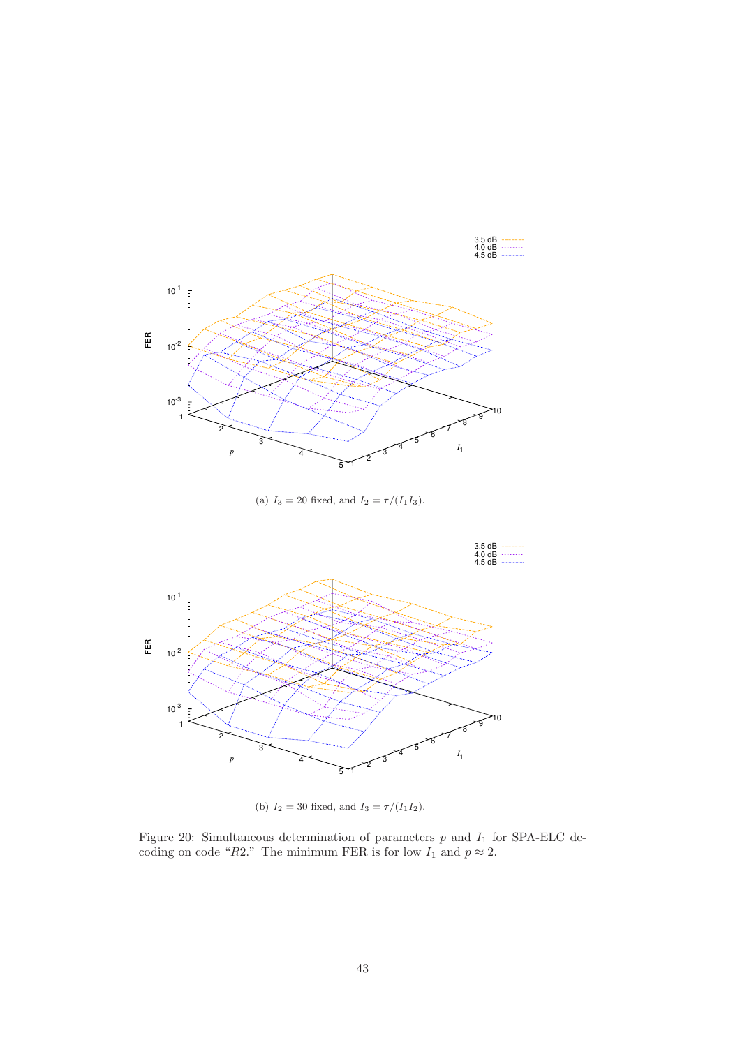(a) $I_3 = 20$ fixed, and $I_2 = \tau/(I_1 I_3)$.

(b) $I_2 = 30$ fixed, and $I_3 = \tau/(I_1 I_2)$.

Figure 20: Simultaneous determination of parameters $p$ and $I_1$ for SPA-ELC decoding on code "$R2$." The minimum FER is for low $I_1$ and $p \approx 2$.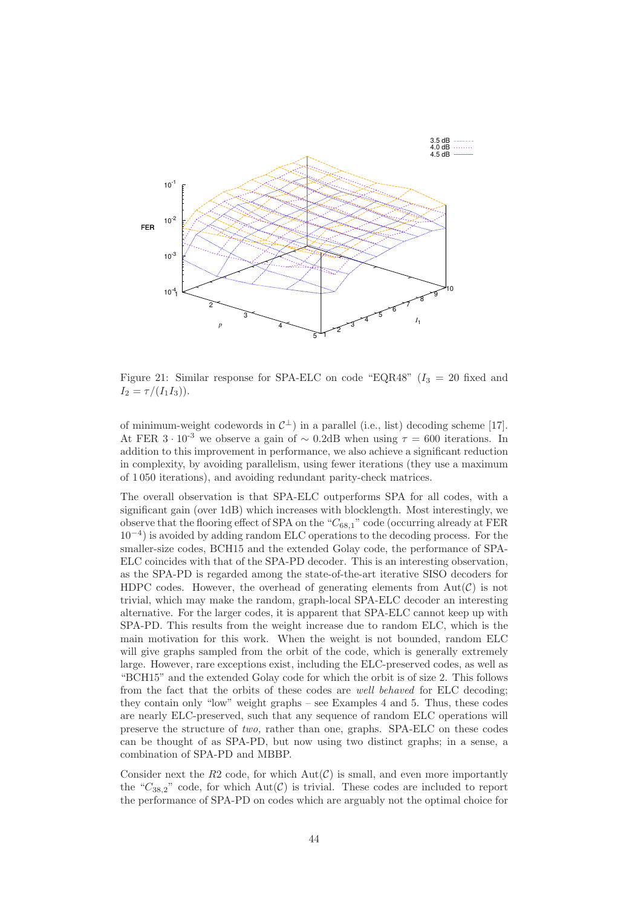Figure 21: Similar response for SPA-ELC on code "EQR48" ($I_3 = 20$ fixed and $I_2 = \tau/(I_1 I_3)$).

of minimum-weight codewords in $\mathcal{C}^\perp$) in a parallel (i.e., list) decoding scheme [17]. At FER $3 \cdot 10^{-3}$ we observe a gain of $\sim 0.2$dB when using $\tau = 600$ iterations. In addition to this improvement in performance, we also achieve a significant reduction in complexity, by avoiding parallelism, using fewer iterations (they use a maximum of 1 050 iterations), and avoiding redundant parity-check matrices.

The overall observation is that SPA-ELC outperforms SPA for all codes, with a significant gain (over 1dB) which increases with blocklength. Most interestingly, we observe that the flooring effect of SPA on the "$C_{68,1}$" code (occurring already at FER $10^{-4}$) is avoided by adding random ELC operations to the decoding process. For the smaller-size codes, BCH15 and the extended Golay code, the performance of SPA-ELC coincides with that of the SPA-PD decoder. This is an interesting observation, as the SPA-PD is regarded among the state-of-the-art iterative SISO decoders for HDPC codes. However, the overhead of generating elements from $\mathrm{Aut}(\mathcal{C})$ is not trivial, which may make the random, graph-local SPA-ELC decoder an interesting alternative. For the larger codes, it is apparent that SPA-ELC cannot keep up with SPA-PD. This results from the weight increase due to random ELC, which is the main motivation for this work. When the weight is not bounded, random ELC will give graphs sampled from the orbit of the code, which is generally extremely large. However, rare exceptions exist, including the ELC-preserved codes, as well as "BCH15" and the extended Golay code for which the orbit is of size 2. This follows from the fact that the orbits of these codes are *well behaved* for ELC decoding; they contain only "low" weight graphs – see Examples 4 and 5. Thus, these codes are nearly ELC-preserved, such that any sequence of random ELC operations will preserve the structure of *two,* rather than one, graphs. SPA-ELC on these codes can be thought of as SPA-PD, but now using two distinct graphs; in a sense, a combination of SPA-PD and MBBP.

Consider next the $R2$ code, for which $\mathrm{Aut}(\mathcal{C})$ is small, and even more importantly the "$C_{38,2}$" code, for which $\mathrm{Aut}(\mathcal{C})$ is trivial. These codes are included to report the performance of SPA-PD on codes which are arguably not the optimal choice for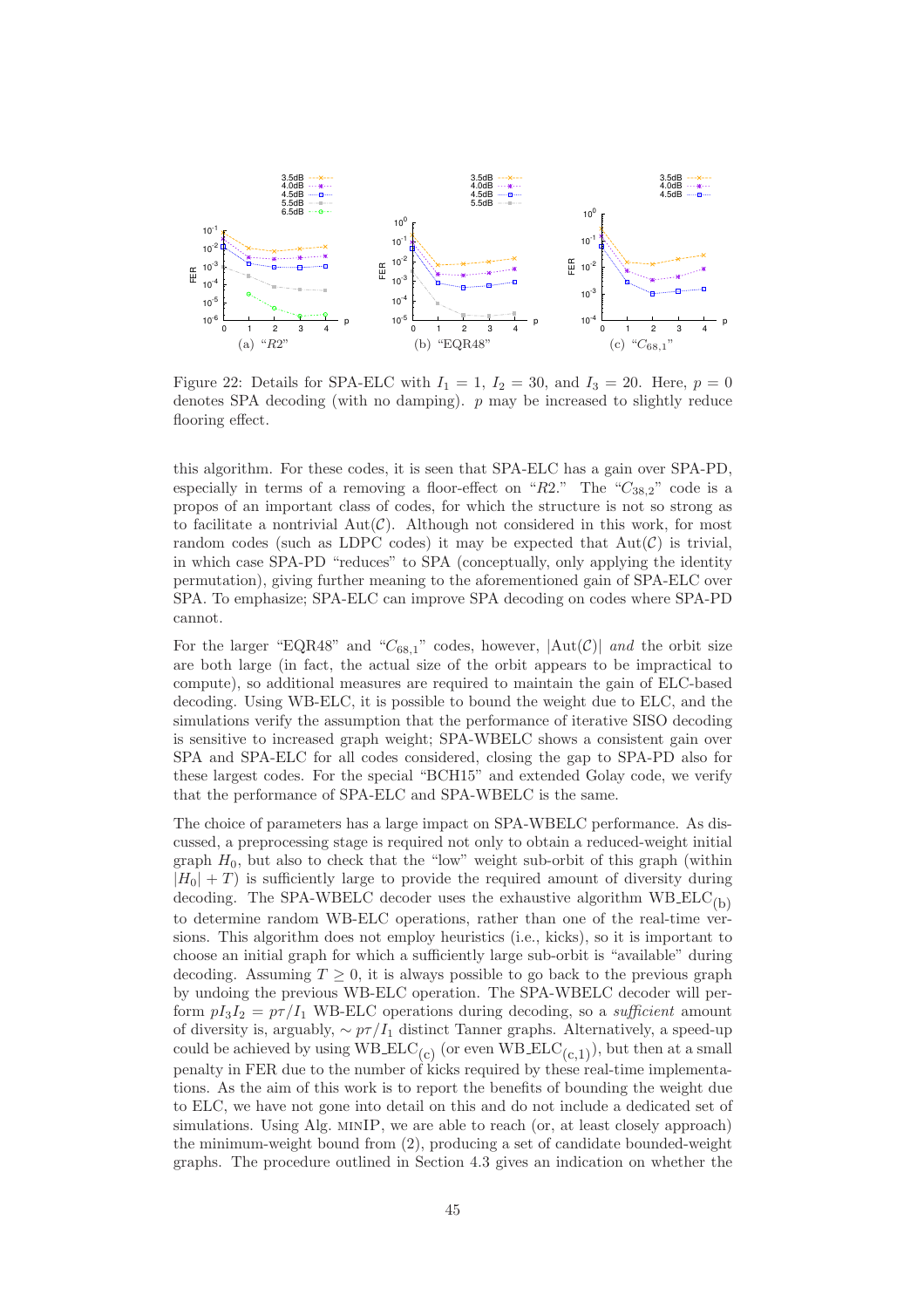Figure 22: Details for SPA-ELC with $I_1 = 1$, $I_2 = 30$, and $I_3 = 20$. Here, $p = 0$ denotes SPA decoding (with no damping). $p$ may be increased to slightly reduce flooring effect.

this algorithm. For these codes, it is seen that SPA-ELC has a gain over SPA-PD, especially in terms of a removing a floor-effect on "*R2*." The "$C_{38,2}$" code is a propos of an important class of codes, for which the structure is not so strong as to facilitate a nontrivial $\mathrm{Aut}(\mathcal{C})$. Although not considered in this work, for most random codes (such as LDPC codes) it may be expected that $\mathrm{Aut}(\mathcal{C})$ is trivial, in which case SPA-PD "reduces" to SPA (conceptually, only applying the identity permutation), giving further meaning to the aforementioned gain of SPA-ELC over SPA. To emphasize; SPA-ELC can improve SPA decoding on codes where SPA-PD cannot.

For the larger "EQR48" and "$C_{68,1}$" codes, however, $|\mathrm{Aut}(\mathcal{C})|$ *and* the orbit size are both large (in fact, the actual size of the orbit appears to be impractical to compute), so additional measures are required to maintain the gain of ELC-based decoding. Using WB-ELC, it is possible to bound the weight due to ELC, and the simulations verify the assumption that the performance of iterative SISO decoding is sensitive to increased graph weight; SPA-WBELC shows a consistent gain over SPA and SPA-ELC for all codes considered, closing the gap to SPA-PD also for these largest codes. For the special "BCH15" and extended Golay code, we verify that the performance of SPA-ELC and SPA-WBELC is the same.

The choice of parameters has a large impact on SPA-WBELC performance. As discussed, a preprocessing stage is required not only to obtain a reduced-weight initial graph $H_0$, but also to check that the "low" weight sub-orbit of this graph (within $|H_0| + T$) is sufficiently large to provide the required amount of diversity during decoding. The SPA-WBELC decoder uses the exhaustive algorithm $\mathrm{WB\_ELC}_{(\mathrm{b})}$ to determine random WB-ELC operations, rather than one of the real-time versions. This algorithm does not employ heuristics (i.e., kicks), so it is important to choose an initial graph for which a sufficiently large sub-orbit is "available" during decoding. Assuming $T \geq 0$, it is always possible to go back to the previous graph by undoing the previous WB-ELC operation. The SPA-WBELC decoder will perform $pI_3I_2 = p\tau/I_1$ WB-ELC operations during decoding, so a *sufficient* amount of diversity is, arguably, $\sim p\tau/I_1$ distinct Tanner graphs. Alternatively, a speed-up could be achieved by using $\mathrm{WB\_ELC}_{(\mathrm{c})}$ (or even $\mathrm{WB\_ELC}_{(\mathrm{c},1)}$), but then at a small penalty in FER due to the number of kicks required by these real-time implementations. As the aim of this work is to report the benefits of bounding the weight due to ELC, we have not gone into detail on this and do not include a dedicated set of simulations. Using Alg. MINIP, we are able to reach (or, at least closely approach) the minimum-weight bound from (2), producing a set of candidate bounded-weight graphs. The procedure outlined in Section 4.3 gives an indication on whether the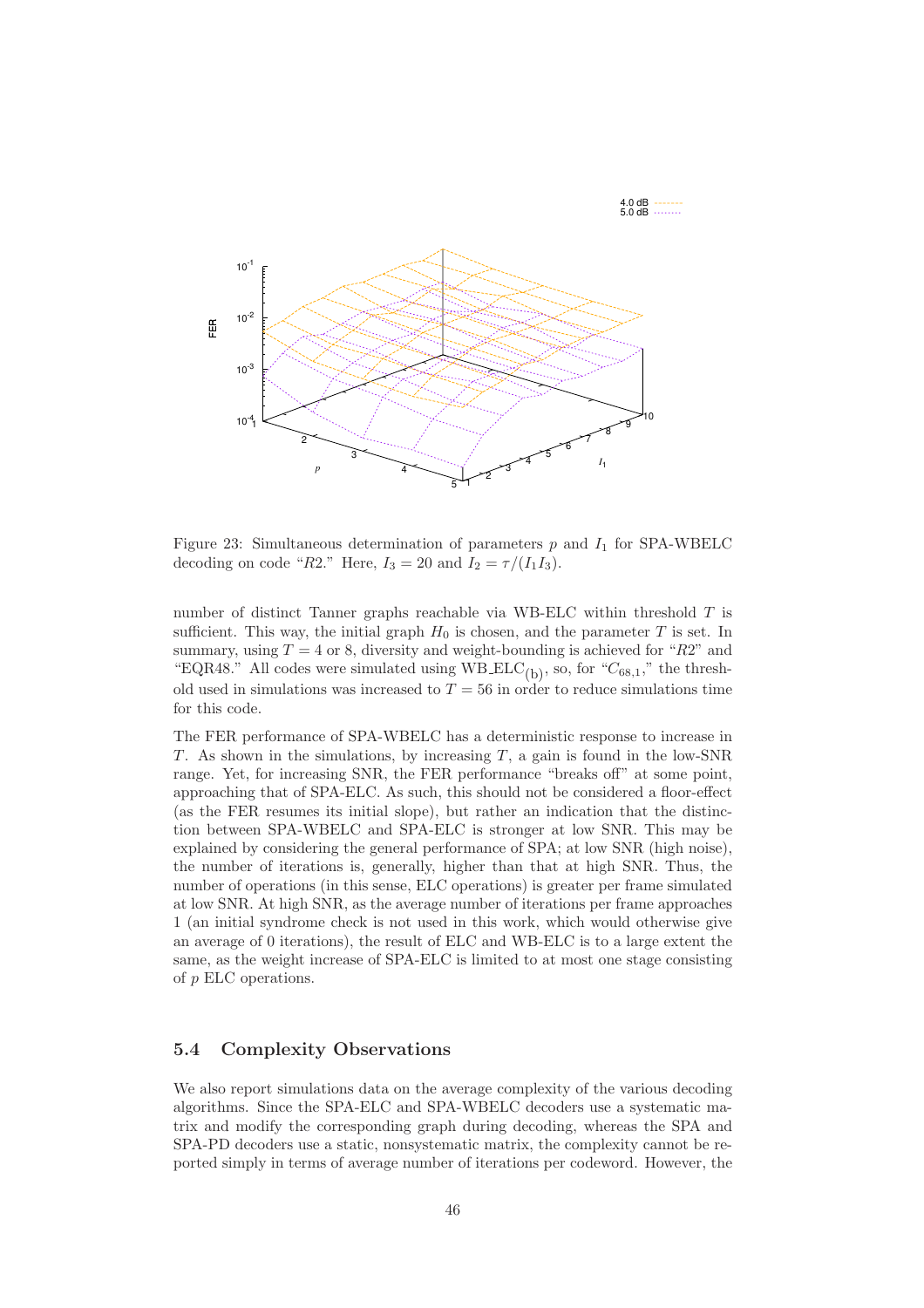Figure 23: Simultaneous determination of parameters $p$ and $I_1$ for SPA-WBELC decoding on code "$R2$." Here, $I_3 = 20$ and $I_2 = \tau/(I_1 I_3)$.

number of distinct Tanner graphs reachable via WB-ELC within threshold $T$ is sufficient. This way, the initial graph $H_0$ is chosen, and the parameter $T$ is set. In summary, using $T = 4$ or 8, diversity and weight-bounding is achieved for "$R2$" and "EQR48." All codes were simulated using $\text{WB\_ELC}_{(\text{b})}$, so, for "$C_{68,1}$," the threshold used in simulations was increased to $T = 56$ in order to reduce simulations time for this code.

The FER performance of SPA-WBELC has a deterministic response to increase in $T$. As shown in the simulations, by increasing $T$, a gain is found in the low-SNR range. Yet, for increasing SNR, the FER performance "breaks off" at some point, approaching that of SPA-ELC. As such, this should not be considered a floor-effect (as the FER resumes its initial slope), but rather an indication that the distinction between SPA-WBELC and SPA-ELC is stronger at low SNR. This may be explained by considering the general performance of SPA; at low SNR (high noise), the number of iterations is, generally, higher than that at high SNR. Thus, the number of operations (in this sense, ELC operations) is greater per frame simulated at low SNR. At high SNR, as the average number of iterations per frame approaches 1 (an initial syndrome check is not used in this work, which would otherwise give an average of 0 iterations), the result of ELC and WB-ELC is to a large extent the same, as the weight increase of SPA-ELC is limited to at most one stage consisting of $p$ ELC operations.

## 5.4 Complexity Observations

We also report simulations data on the average complexity of the various decoding algorithms. Since the SPA-ELC and SPA-WBELC decoders use a systematic matrix and modify the corresponding graph during decoding, whereas the SPA and SPA-PD decoders use a static, nonsystematic matrix, the complexity cannot be reported simply in terms of average number of iterations per codeword. However, the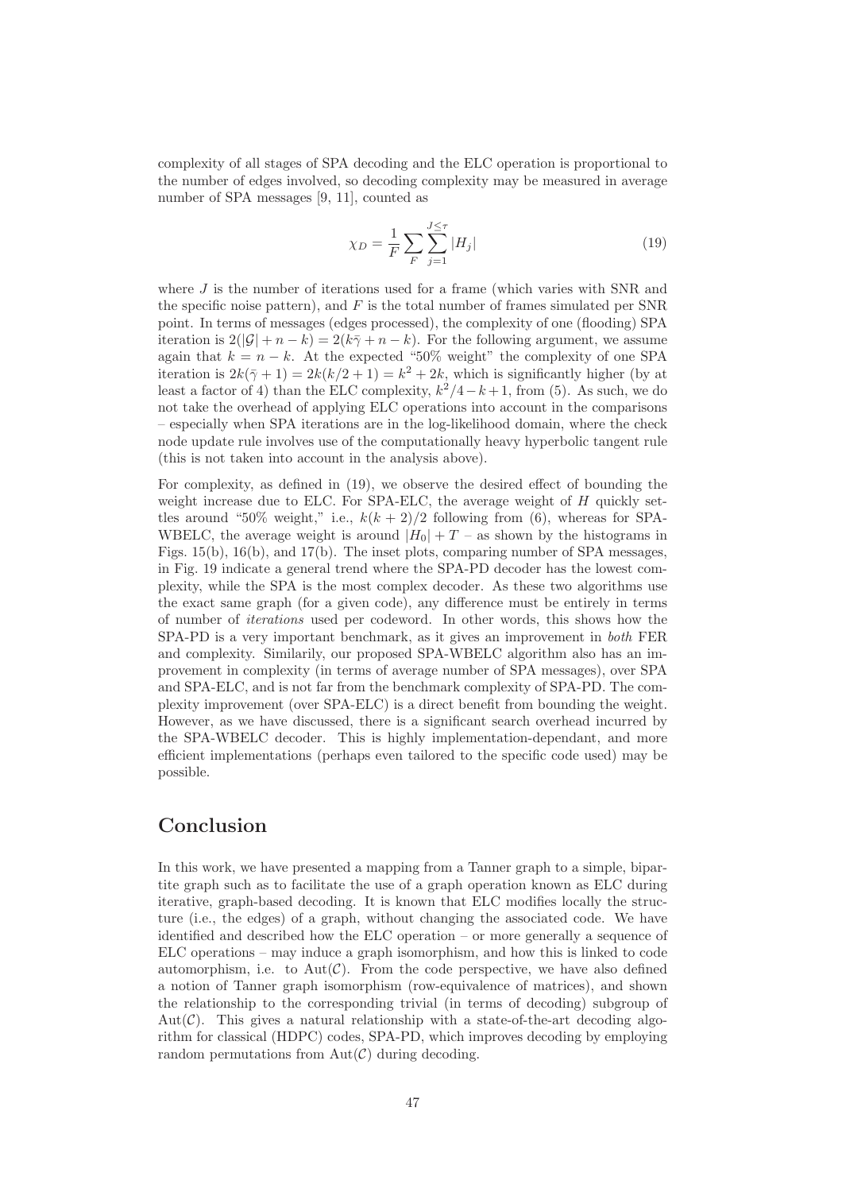complexity of all stages of SPA decoding and the ELC operation is proportional to the number of edges involved, so decoding complexity may be measured in average number of SPA messages [9, 11], counted as

$$\chi_D = \frac{1}{F} \sum_{F} \sum_{j=1}^{J \le \tau} |H_j| \tag{19}$$

where $J$ is the number of iterations used for a frame (which varies with SNR and the specific noise pattern), and $F$ is the total number of frames simulated per SNR point. In terms of messages (edges processed), the complexity of one (flooding) SPA iteration is $2(|\mathcal{G}| + n - k) = 2(k\bar{\gamma} + n - k)$. For the following argument, we assume again that $k = n - k$. At the expected "50% weight" the complexity of one SPA iteration is $2k(\bar{\gamma} + 1) = 2k(k/2 + 1) = k^2 + 2k$, which is significantly higher (by at least a factor of 4) than the ELC complexity, $k^2/4 - k + 1$, from (5). As such, we do not take the overhead of applying ELC operations into account in the comparisons – especially when SPA iterations are in the log-likelihood domain, where the check node update rule involves use of the computationally heavy hyperbolic tangent rule (this is not taken into account in the analysis above).

For complexity, as defined in (19), we observe the desired effect of bounding the weight increase due to ELC. For SPA-ELC, the average weight of $H$ quickly settles around "50% weight," i.e., $k(k + 2)/2$ following from (6), whereas for SPA-WBELC, the average weight is around $|H_0| + T$ – as shown by the histograms in Figs. 15(b), 16(b), and 17(b). The inset plots, comparing number of SPA messages, in Fig. 19 indicate a general trend where the SPA-PD decoder has the lowest complexity, while the SPA is the most complex decoder. As these two algorithms use the exact same graph (for a given code), any difference must be entirely in terms of number of *iterations* used per codeword. In other words, this shows how the SPA-PD is a very important benchmark, as it gives an improvement in *both* FER and complexity. Similarly, our proposed SPA-WBELC algorithm also has an improvement in complexity (in terms of average number of SPA messages), over SPA and SPA-ELC, and is not far from the benchmark complexity of SPA-PD. The complexity improvement (over SPA-ELC) is a direct benefit from bounding the weight. However, as we have discussed, there is a significant search overhead incurred by the SPA-WBELC decoder. This is highly implementation-dependant, and more efficient implementations (perhaps even tailored to the specific code used) may be possible.

# Conclusion

In this work, we have presented a mapping from a Tanner graph to a simple, bipartite graph such as to facilitate the use of a graph operation known as ELC during iterative, graph-based decoding. It is known that ELC modifies locally the structure (i.e., the edges) of a graph, without changing the associated code. We have identified and described how the ELC operation – or more generally a sequence of ELC operations – may induce a graph isomorphism, and how this is linked to code automorphism, i.e. to $\mathrm{Aut}(\mathcal{C})$. From the code perspective, we have also defined a notion of Tanner graph isomorphism (row-equivalence of matrices), and shown the relationship to the corresponding trivial (in terms of decoding) subgroup of $\mathrm{Aut}(\mathcal{C})$. This gives a natural relationship with a state-of-the-art decoding algorithm for classical (HDPC) codes, SPA-PD, which improves decoding by employing random permutations from $\mathrm{Aut}(\mathcal{C})$ during decoding.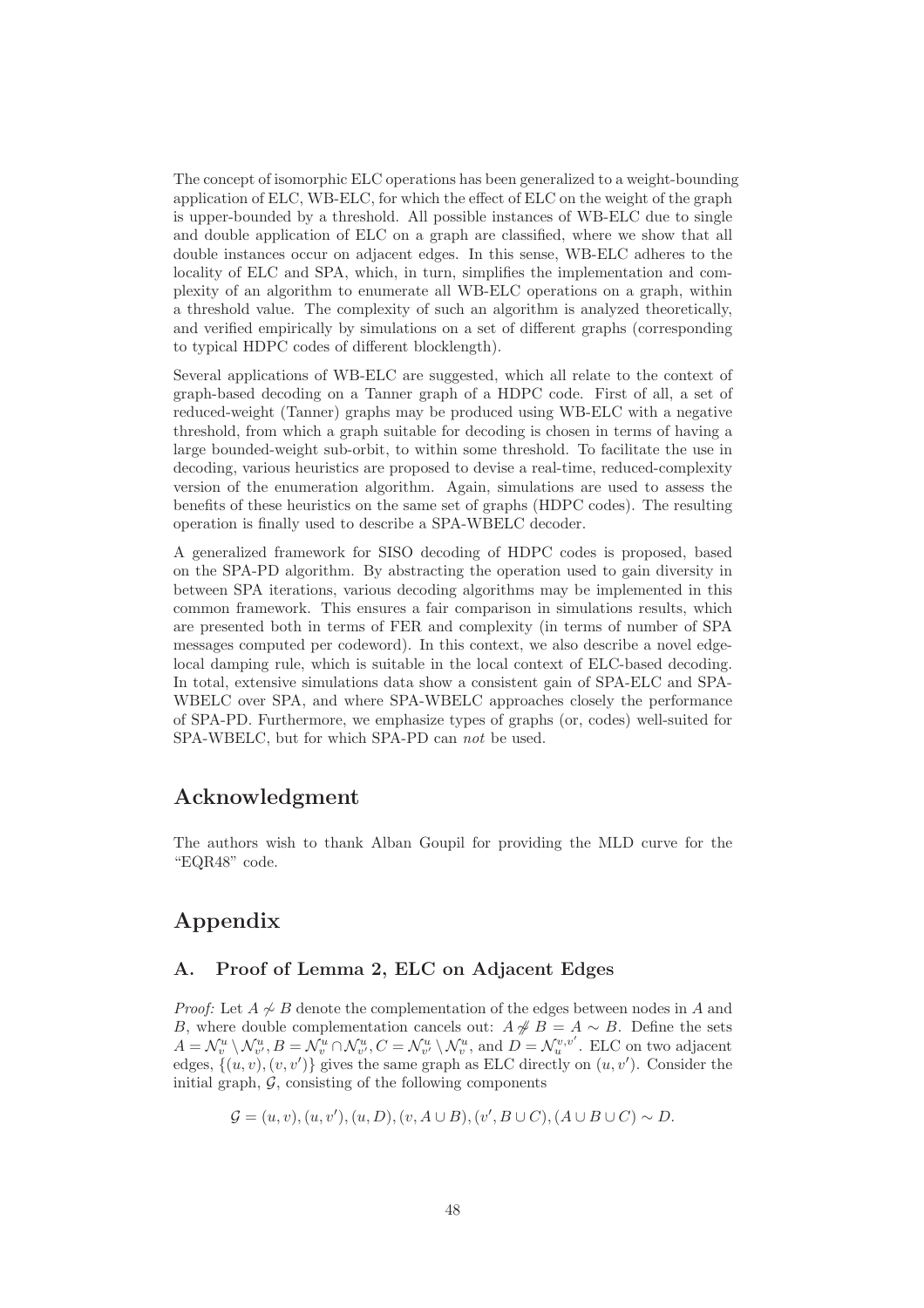The concept of isomorphic ELC operations has been generalized to a weight-bounding application of ELC, WB-ELC, for which the effect of ELC on the weight of the graph is upper-bounded by a threshold. All possible instances of WB-ELC due to single and double application of ELC on a graph are classified, where we show that all double instances occur on adjacent edges. In this sense, WB-ELC adheres to the locality of ELC and SPA, which, in turn, simplifies the implementation and complexity of an algorithm to enumerate all WB-ELC operations on a graph, within a threshold value. The complexity of such an algorithm is analyzed theoretically, and verified empirically by simulations on a set of different graphs (corresponding to typical HDPC codes of different blocklength).

Several applications of WB-ELC are suggested, which all relate to the context of graph-based decoding on a Tanner graph of a HDPC code. First of all, a set of reduced-weight (Tanner) graphs may be produced using WB-ELC with a negative threshold, from which a graph suitable for decoding is chosen in terms of having a large bounded-weight sub-orbit, to within some threshold. To facilitate the use in decoding, various heuristics are proposed to devise a real-time, reduced-complexity version of the enumeration algorithm. Again, simulations are used to assess the benefits of these heuristics on the same set of graphs (HDPC codes). The resulting operation is finally used to describe a SPA-WBELC decoder.

A generalized framework for SISO decoding of HDPC codes is proposed, based on the SPA-PD algorithm. By abstracting the operation used to gain diversity in between SPA iterations, various decoding algorithms may be implemented in this common framework. This ensures a fair comparison in simulations results, which are presented both in terms of FER and complexity (in terms of number of SPA messages computed per codeword). In this context, we also describe a novel edge-local damping rule, which is suitable in the local context of ELC-based decoding. In total, extensive simulations data show a consistent gain of SPA-ELC and SPA-WBELC over SPA, and where SPA-WBELC approaches closely the performance of SPA-PD. Furthermore, we emphasize types of graphs (or, codes) well-suited for SPA-WBELC, but for which SPA-PD can *not* be used.

## Acknowledgment

The authors wish to thank Alban Goupil for providing the MLD curve for the "EQR48" code.

## Appendix

### A. Proof of Lemma 2, ELC on Adjacent Edges

*Proof:* Let $A \not\sim B$ denote the complementation of the edges between nodes in $A$ and $B$, where double complementation cancels out: $A \not\not\sim B = A \sim B$. Define the sets $A = \mathcal{N}_v^u \setminus \mathcal{N}_{v'}^u, B = \mathcal{N}_v^u \cap \mathcal{N}_{v'}^u, C = \mathcal{N}_{v'}^u \setminus \mathcal{N}_v^u$, and $D = \mathcal{N}_u^{v,v'}$. ELC on two adjacent edges, $\{(u,v),(v,v')\}$ gives the same graph as ELC directly on $(u,v')$. Consider the initial graph, $\mathcal{G}$, consisting of the following components

$$\mathcal{G} = (u,v),(u,v'),(u,D),(v,A\cup B),(v',B\cup C),(A\cup B\cup C)\sim D.$$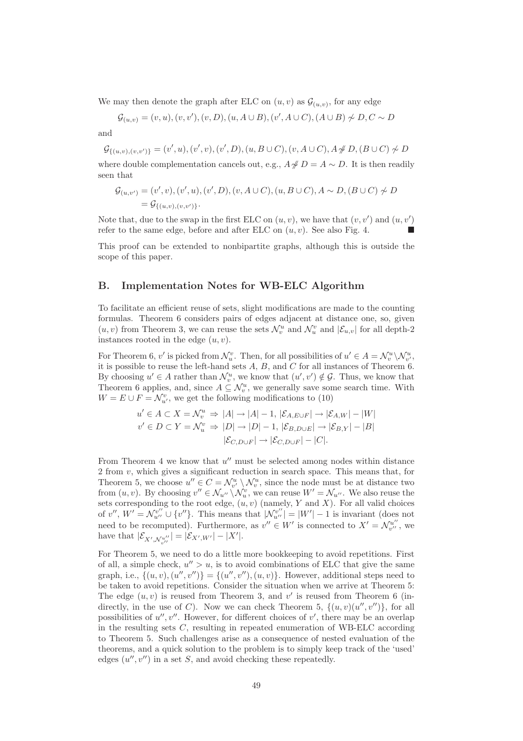We may then denote the graph after ELC on $(u, v)$ as $\mathcal{G}_{(u,v)}$, for any edge

$$\mathcal{G}_{(u,v)} = (v, u), (v, v'), (v, D), (u, A \cup B), (v', A \cup C), (A \cup B) \not\sim D, C \sim D$$

and

$$\mathcal{G}_{\{(u,v),(v,v')\}} = (v', u), (v', v), (v', D), (u, B \cup C), (v, A \cup C), A \not\not\sim D, (B \cup C) \not\sim D$$

where double complementation cancels out, e.g., $A \not\not\sim D = A \sim D$. It is then readily seen that

$$\begin{aligned}\mathcal{G}_{(u,v')} &= (v', v), (v', u), (v', D), (v, A \cup C), (u, B \cup C), A \sim D, (B \cup C) \not\sim D \\ &= \mathcal{G}_{\{(u,v),(v,v')\}}.\end{aligned}$$

Note that, due to the swap in the first ELC on $(u, v)$, we have that $(v, v')$ and $(u, v')$ refer to the same edge, before and after ELC on $(u, v)$. See also Fig. 4. ■

This proof can be extended to nonbipartite graphs, although this is outside the scope of this paper.

## B. Implementation Notes for WB-ELC Algorithm

To facilitate an efficient reuse of sets, slight modifications are made to the counting formulas. Theorem 6 considers pairs of edges adjacent at distance one, so, given $(u, v)$ from Theorem 3, we can reuse the sets $\mathcal{N}_v^u$ and $\mathcal{N}_u^v$ and $|\mathcal{E}_{u,v}|$ for all depth-2 instances rooted in the edge $(u, v)$.

For Theorem 6, $v'$ is picked from $\mathcal{N}_u^v$. Then, for all possibilities of $u' \in A = \mathcal{N}_v^u \setminus \mathcal{N}_{v'}^u$, it is possible to reuse the left-hand sets $A$, $B$, and $C$ for all instances of Theorem 6. By choosing $u' \in A$ rather than $\mathcal{N}_v^u$, we know that $(u', v') \notin \mathcal{G}$. Thus, we know that Theorem 6 applies, and, since $A \subseteq \mathcal{N}_v^u$, we generally save some search time. With $W = E \cup F = \mathcal{N}_{u'}^v$, we get the following modifications to (10)

$$\begin{aligned} u' \in A \subset X = \mathcal{N}_v^u \;&\Rightarrow\; |A| \to |A| - 1,\; |\mathcal{E}_{A,E\cup F}| \to |\mathcal{E}_{A,W}| - |W| \\ v' \in D \subset Y = \mathcal{N}_u^v \;&\Rightarrow\; |D| \to |D| - 1,\; |\mathcal{E}_{B,D\cup E}| \to |\mathcal{E}_{B,Y}| - |B| \\ & \qquad |\mathcal{E}_{C,D\cup F}| \to |\mathcal{E}_{C,D\cup F}| - |C|. \end{aligned}$$

From Theorem 4 we know that $u''$ must be selected among nodes within distance 2 from $v$, which gives a significant reduction in search space. This means that, for Theorem 5, we choose $u'' \in C = \mathcal{N}_{v'}^u \setminus \mathcal{N}_v^u$, since the node must be at distance two from $(u, v)$. By choosing $v'' \in \mathcal{N}_{u''} \setminus \mathcal{N}_u^v$, we can reuse $W' = \mathcal{N}_{u''}$. We also reuse the sets corresponding to the root edge, $(u, v)$ (namely, $Y$ and $X$). For all valid choices of $v''$, $W' = \mathcal{N}_{u''}^{v''} \cup \{v''\}$. This means that $|\mathcal{N}_{u''}^{v''}| = |W'| - 1$ is invariant (does not need to be recomputed). Furthermore, as $v'' \in W'$ is connected to $X' = \mathcal{N}_{v''}^{u''}$, we have that $|\mathcal{E}_{X',\mathcal{N}_{v''}^{u''}}| = |\mathcal{E}_{X',W'}| - |X'|$.

For Theorem 5, we need to do a little more bookkeeping to avoid repetitions. First of all, a simple check, $u'' > u$, is to avoid combinations of ELC that give the same graph, i.e., $\{(u, v), (u'', v'')\} = \{(u'', v''), (u, v)\}$. However, additional steps need to be taken to avoid repetitions. Consider the situation when we arrive at Theorem 5: The edge $(u, v)$ is reused from Theorem 3, and $v'$ is reused from Theorem 6 (indirectly, in the use of $C$). Now we can check Theorem 5, $\{(u, v)(u'', v'')\}$, for all possibilities of $u'', v''$. However, for different choices of $v'$, there may be an overlap in the resulting sets $C$, resulting in repeated enumeration of WB-ELC according to Theorem 5. Such challenges arise as a consequence of nested evaluation of the theorems, and a quick solution to the problem is to simply keep track of the 'used' edges $(u'', v'')$ in a set $S$, and avoid checking these repeatedly.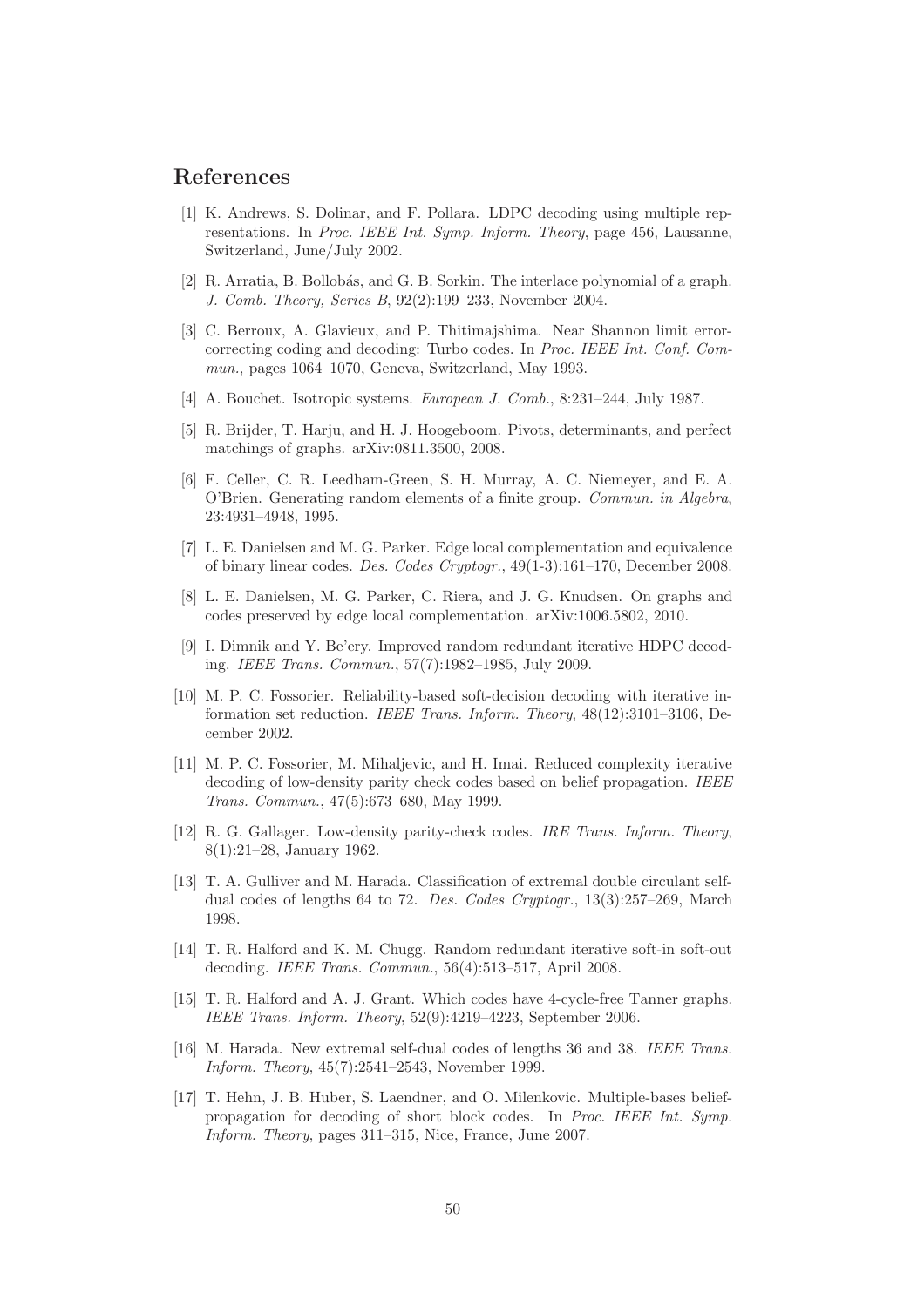## References

[1] K. Andrews, S. Dolinar, and F. Pollara. LDPC decoding using multiple representations. In *Proc. IEEE Int. Symp. Inform. Theory*, page 456, Lausanne, Switzerland, June/July 2002.

[2] R. Arratia, B. Bollobás, and G. B. Sorkin. The interlace polynomial of a graph. *J. Comb. Theory, Series B*, 92(2):199–233, November 2004.

[3] C. Berroux, A. Glavieux, and P. Thitimajshima. Near Shannon limit error-correcting coding and decoding: Turbo codes. In *Proc. IEEE Int. Conf. Commun.*, pages 1064–1070, Geneva, Switzerland, May 1993.

[4] A. Bouchet. Isotropic systems. *European J. Comb.*, 8:231–244, July 1987.

[5] R. Brijder, T. Harju, and H. J. Hoogeboom. Pivots, determinants, and perfect matchings of graphs. arXiv:0811.3500, 2008.

[6] F. Celler, C. R. Leedham-Green, S. H. Murray, A. C. Niemeyer, and E. A. O'Brien. Generating random elements of a finite group. *Commun. in Algebra*, 23:4931–4948, 1995.

[7] L. E. Danielsen and M. G. Parker. Edge local complementation and equivalence of binary linear codes. *Des. Codes Cryptogr.*, 49(1-3):161–170, December 2008.

[8] L. E. Danielsen, M. G. Parker, C. Riera, and J. G. Knudsen. On graphs and codes preserved by edge local complementation. arXiv:1006.5802, 2010.

[9] I. Dimnik and Y. Be'ery. Improved random redundant iterative HDPC decoding. *IEEE Trans. Commun.*, 57(7):1982–1985, July 2009.

[10] M. P. C. Fossorier. Reliability-based soft-decision decoding with iterative information set reduction. *IEEE Trans. Inform. Theory*, 48(12):3101–3106, December 2002.

[11] M. P. C. Fossorier, M. Mihaljevic, and H. Imai. Reduced complexity iterative decoding of low-density parity check codes based on belief propagation. *IEEE Trans. Commun.*, 47(5):673–680, May 1999.

[12] R. G. Gallager. Low-density parity-check codes. *IRE Trans. Inform. Theory*, 8(1):21–28, January 1962.

[13] T. A. Gulliver and M. Harada. Classification of extremal double circulant self-dual codes of lengths 64 to 72. *Des. Codes Cryptogr.*, 13(3):257–269, March 1998.

[14] T. R. Halford and K. M. Chugg. Random redundant iterative soft-in soft-out decoding. *IEEE Trans. Commun.*, 56(4):513–517, April 2008.

[15] T. R. Halford and A. J. Grant. Which codes have 4-cycle-free Tanner graphs. *IEEE Trans. Inform. Theory*, 52(9):4219–4223, September 2006.

[16] M. Harada. New extremal self-dual codes of lengths 36 and 38. *IEEE Trans. Inform. Theory*, 45(7):2541–2543, November 1999.

[17] T. Hehn, J. B. Huber, S. Laendner, and O. Milenkovic. Multiple-bases belief-propagation for decoding of short block codes. In *Proc. IEEE Int. Symp. Inform. Theory*, pages 311–315, Nice, France, June 2007.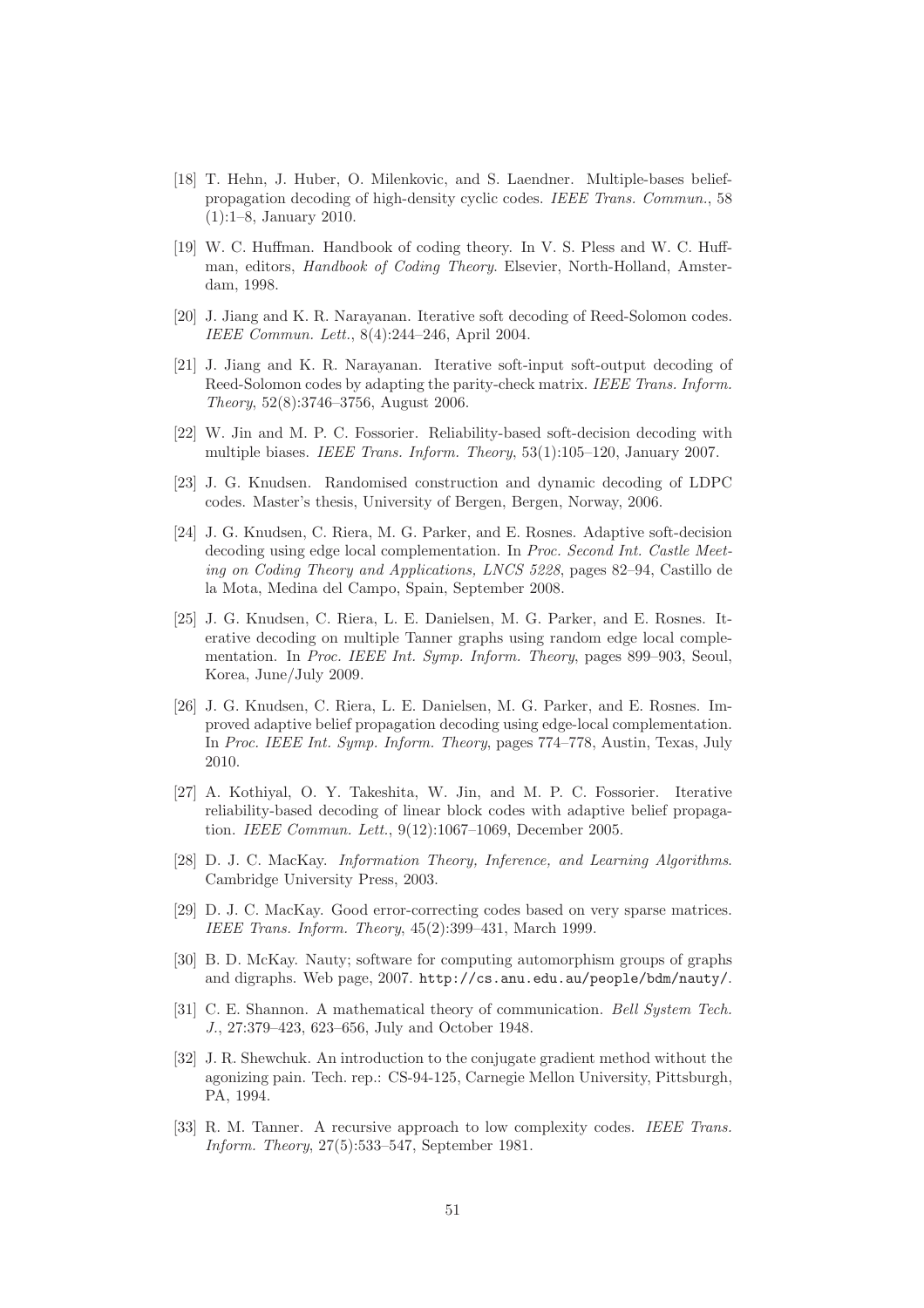[18] T. Hehn, J. Huber, O. Milenkovic, and S. Laendner. Multiple-bases belief-propagation decoding of high-density cyclic codes. *IEEE Trans. Commun.*, 58 (1):1–8, January 2010.

[19] W. C. Huffman. Handbook of coding theory. In V. S. Pless and W. C. Huffman, editors, *Handbook of Coding Theory*. Elsevier, North-Holland, Amsterdam, 1998.

[20] J. Jiang and K. R. Narayanan. Iterative soft decoding of Reed-Solomon codes. *IEEE Commun. Lett.*, 8(4):244–246, April 2004.

[21] J. Jiang and K. R. Narayanan. Iterative soft-input soft-output decoding of Reed-Solomon codes by adapting the parity-check matrix. *IEEE Trans. Inform. Theory*, 52(8):3746–3756, August 2006.

[22] W. Jin and M. P. C. Fossorier. Reliability-based soft-decision decoding with multiple biases. *IEEE Trans. Inform. Theory*, 53(1):105–120, January 2007.

[23] J. G. Knudsen. Randomised construction and dynamic decoding of LDPC codes. Master's thesis, University of Bergen, Bergen, Norway, 2006.

[24] J. G. Knudsen, C. Riera, M. G. Parker, and E. Rosnes. Adaptive soft-decision decoding using edge local complementation. In *Proc. Second Int. Castle Meeting on Coding Theory and Applications, LNCS 5228*, pages 82–94, Castillo de la Mota, Medina del Campo, Spain, September 2008.

[25] J. G. Knudsen, C. Riera, L. E. Danielsen, M. G. Parker, and E. Rosnes. Iterative decoding on multiple Tanner graphs using random edge local complementation. In *Proc. IEEE Int. Symp. Inform. Theory*, pages 899–903, Seoul, Korea, June/July 2009.

[26] J. G. Knudsen, C. Riera, L. E. Danielsen, M. G. Parker, and E. Rosnes. Improved adaptive belief propagation decoding using edge-local complementation. In *Proc. IEEE Int. Symp. Inform. Theory*, pages 774–778, Austin, Texas, July 2010.

[27] A. Kothiyal, O. Y. Takeshita, W. Jin, and M. P. C. Fossorier. Iterative reliability-based decoding of linear block codes with adaptive belief propagation. *IEEE Commun. Lett.*, 9(12):1067–1069, December 2005.

[28] D. J. C. MacKay. *Information Theory, Inference, and Learning Algorithms*. Cambridge University Press, 2003.

[29] D. J. C. MacKay. Good error-correcting codes based on very sparse matrices. *IEEE Trans. Inform. Theory*, 45(2):399–431, March 1999.

[30] B. D. McKay. Nauty; software for computing automorphism groups of graphs and digraphs. Web page, 2007. `http://cs.anu.edu.au/people/bdm/nauty/`.

[31] C. E. Shannon. A mathematical theory of communication. *Bell System Tech. J.*, 27:379–423, 623–656, July and October 1948.

[32] J. R. Shewchuk. An introduction to the conjugate gradient method without the agonizing pain. Tech. rep.: CS-94-125, Carnegie Mellon University, Pittsburgh, PA, 1994.

[33] R. M. Tanner. A recursive approach to low complexity codes. *IEEE Trans. Inform. Theory*, 27(5):533–547, September 1981.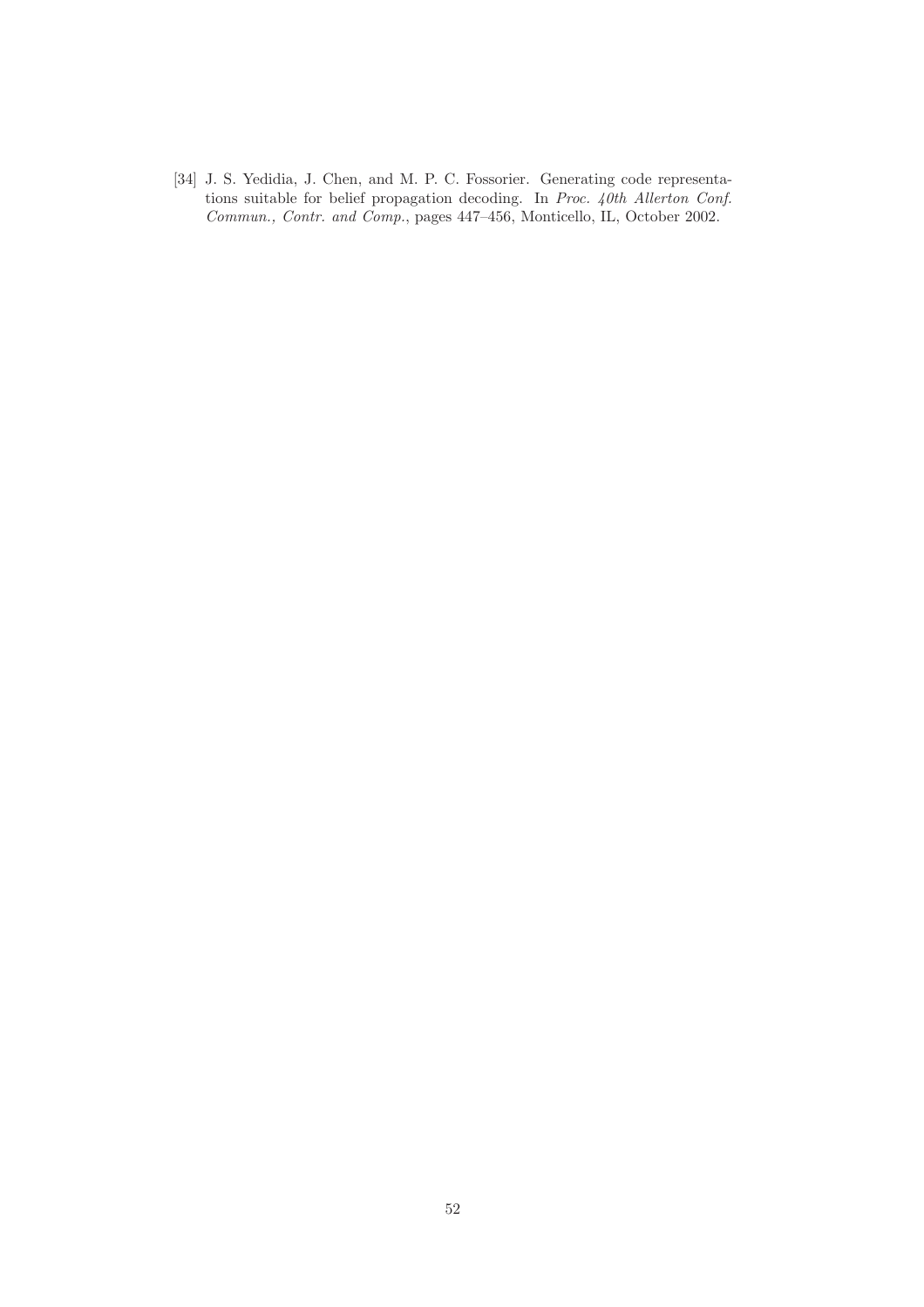[34] J. S. Yedidia, J. Chen, and M. P. C. Fossorier. Generating code representations suitable for belief propagation decoding. In *Proc. 40th Allerton Conf. Commun., Contr. and Comp.*, pages 447–456, Monticello, IL, October 2002.